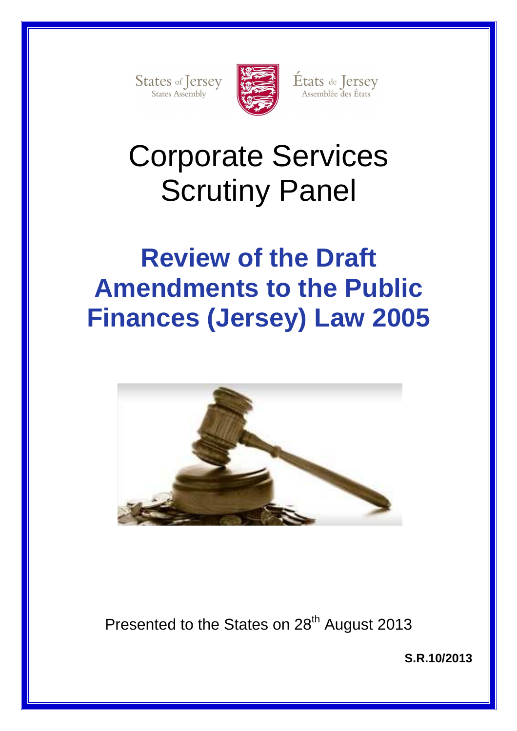States of Jersey
States Assembly

États de Jersey
Assemblée des États

# Corporate Services Scrutiny Panel

# Review of the Draft Amendments to the Public Finances (Jersey) Law 2005

Presented to the States on 28th August 2013

**S.R.10/2013**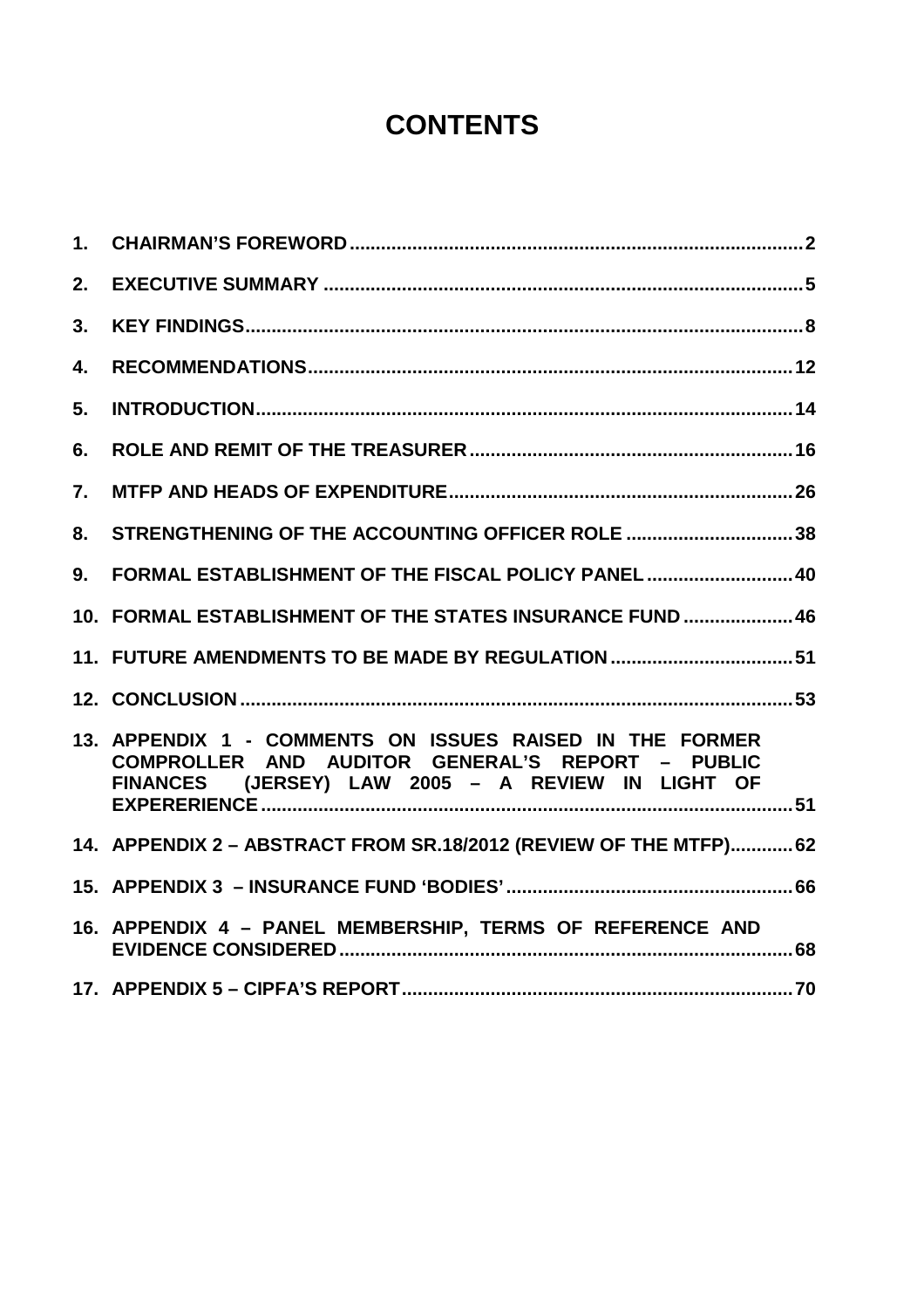# CONTENTS

1. CHAIRMAN'S FOREWORD ..................................................................................... 2
2. EXECUTIVE SUMMARY ......................................................................................... 5
3. KEY FINDINGS ....................................................................................................... 8
4. RECOMMENDATIONS ........................................................................................... 12
5. INTRODUCTION ..................................................................................................... 14
6. ROLE AND REMIT OF THE TREASURER ............................................................ 16
7. MTFP AND HEADS OF EXPENDITURE ................................................................ 26
8. STRENGTHENING OF THE ACCOUNTING OFFICER ROLE ............................... 38
9. FORMAL ESTABLISHMENT OF THE FISCAL POLICY PANEL ........................... 40
10. FORMAL ESTABLISHMENT OF THE STATES INSURANCE FUND .................... 46
11. FUTURE AMENDMENTS TO BE MADE BY REGULATION .................................. 51
12. CONCLUSION ...................................................................................................... 53
13. APPENDIX 1 - COMMENTS ON ISSUES RAISED IN THE FORMER COMPROLLER AND AUDITOR GENERAL'S REPORT – PUBLIC FINANCES (JERSEY) LAW 2005 – A REVIEW IN LIGHT OF EXPERERIENCE ................................................................................................. 51
14. APPENDIX 2 – ABSTRACT FROM SR.18/2012 (REVIEW OF THE MTFP) ........... 62
15. APPENDIX 3 – INSURANCE FUND 'BODIES' ...................................................... 66
16. APPENDIX 4 – PANEL MEMBERSHIP, TERMS OF REFERENCE AND EVIDENCE CONSIDERED ..................................................................................... 68
17. APPENDIX 5 – CIPFA'S REPORT ......................................................................... 70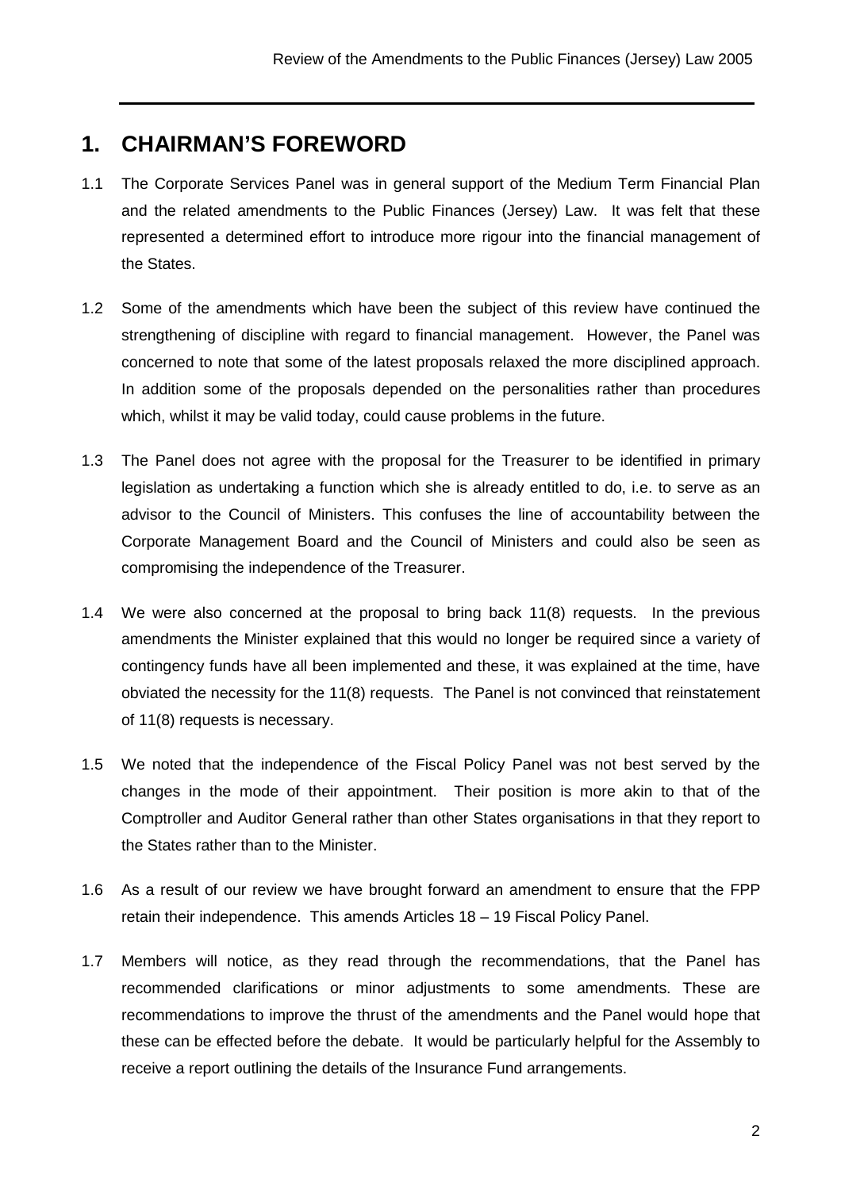# 1. CHAIRMAN'S FOREWORD

1.1 The Corporate Services Panel was in general support of the Medium Term Financial Plan and the related amendments to the Public Finances (Jersey) Law. It was felt that these represented a determined effort to introduce more rigour into the financial management of the States.

1.2 Some of the amendments which have been the subject of this review have continued the strengthening of discipline with regard to financial management. However, the Panel was concerned to note that some of the latest proposals relaxed the more disciplined approach. In addition some of the proposals depended on the personalities rather than procedures which, whilst it may be valid today, could cause problems in the future.

1.3 The Panel does not agree with the proposal for the Treasurer to be identified in primary legislation as undertaking a function which she is already entitled to do, i.e. to serve as an advisor to the Council of Ministers. This confuses the line of accountability between the Corporate Management Board and the Council of Ministers and could also be seen as compromising the independence of the Treasurer.

1.4 We were also concerned at the proposal to bring back 11(8) requests. In the previous amendments the Minister explained that this would no longer be required since a variety of contingency funds have all been implemented and these, it was explained at the time, have obviated the necessity for the 11(8) requests. The Panel is not convinced that reinstatement of 11(8) requests is necessary.

1.5 We noted that the independence of the Fiscal Policy Panel was not best served by the changes in the mode of their appointment. Their position is more akin to that of the Comptroller and Auditor General rather than other States organisations in that they report to the States rather than to the Minister.

1.6 As a result of our review we have brought forward an amendment to ensure that the FPP retain their independence. This amends Articles 18 – 19 Fiscal Policy Panel.

1.7 Members will notice, as they read through the recommendations, that the Panel has recommended clarifications or minor adjustments to some amendments. These are recommendations to improve the thrust of the amendments and the Panel would hope that these can be effected before the debate. It would be particularly helpful for the Assembly to receive a report outlining the details of the Insurance Fund arrangements.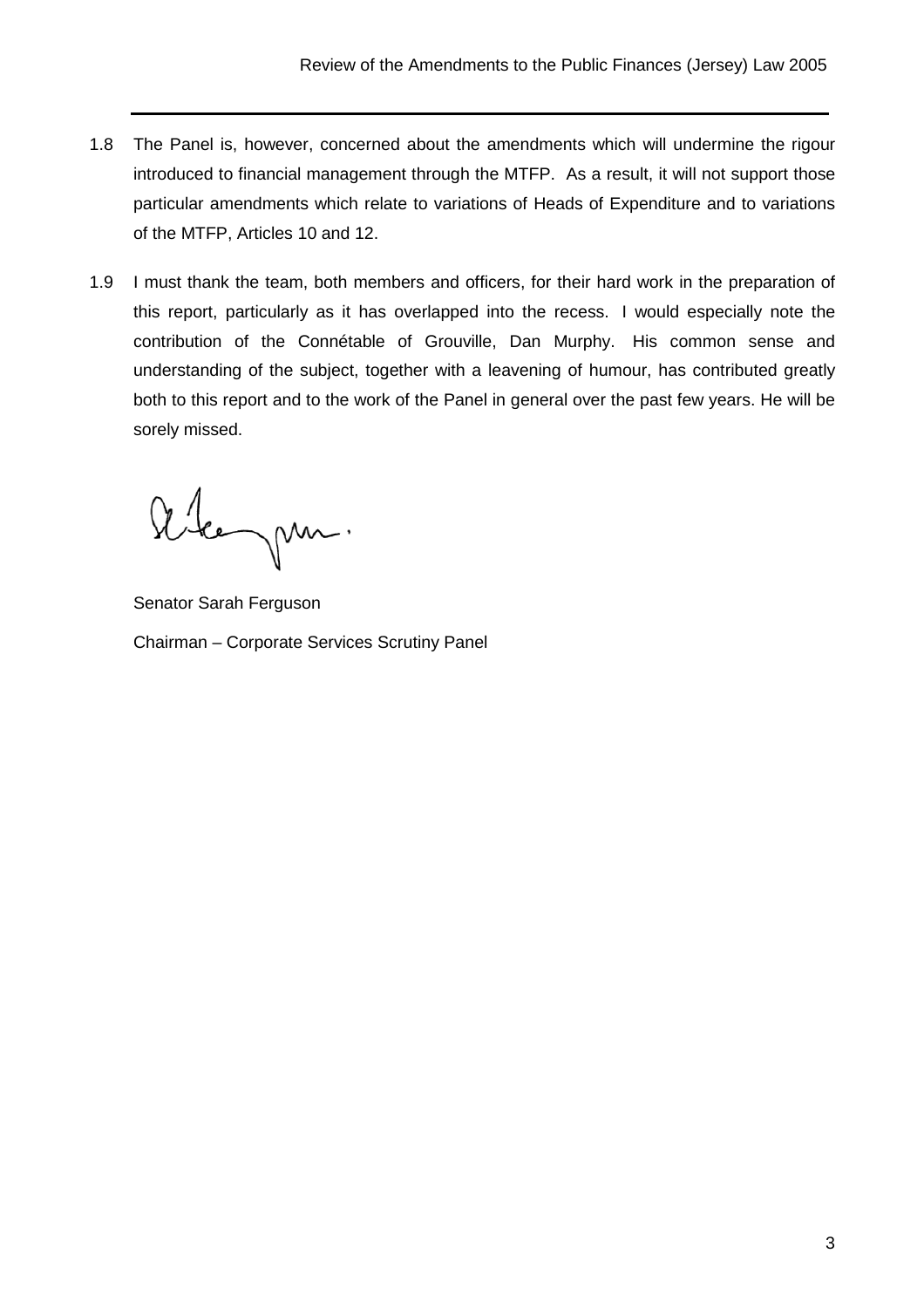1.8 The Panel is, however, concerned about the amendments which will undermine the rigour introduced to financial management through the MTFP. As a result, it will not support those particular amendments which relate to variations of Heads of Expenditure and to variations of the MTFP, Articles 10 and 12.

1.9 I must thank the team, both members and officers, for their hard work in the preparation of this report, particularly as it has overlapped into the recess. I would especially note the contribution of the Connétable of Grouville, Dan Murphy. His common sense and understanding of the subject, together with a leavening of humour, has contributed greatly both to this report and to the work of the Panel in general over the past few years. He will be sorely missed.

Senator Sarah Ferguson

Chairman – Corporate Services Scrutiny Panel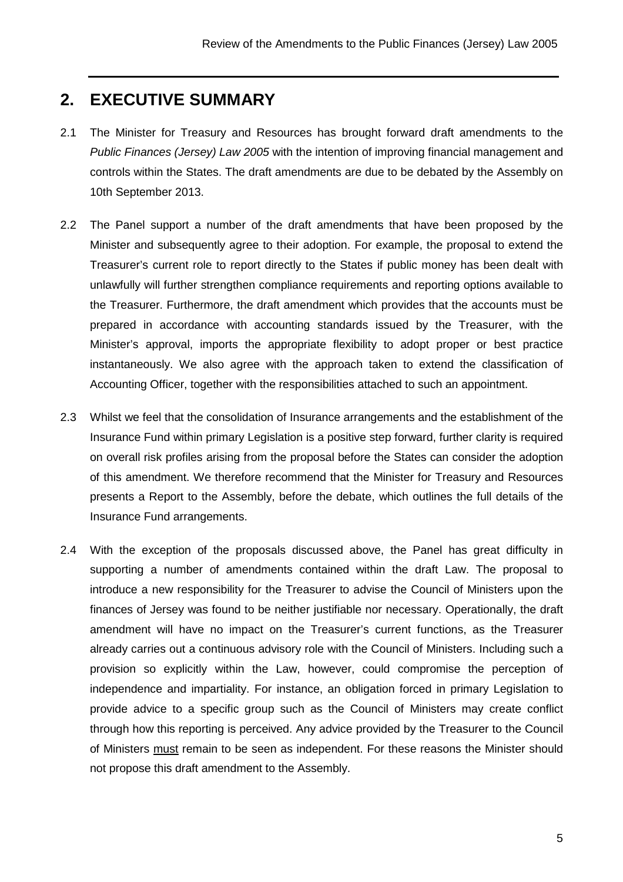## 2. EXECUTIVE SUMMARY

2.1 The Minister for Treasury and Resources has brought forward draft amendments to the *Public Finances (Jersey) Law 2005* with the intention of improving financial management and controls within the States. The draft amendments are due to be debated by the Assembly on 10th September 2013.

2.2 The Panel support a number of the draft amendments that have been proposed by the Minister and subsequently agree to their adoption. For example, the proposal to extend the Treasurer's current role to report directly to the States if public money has been dealt with unlawfully will further strengthen compliance requirements and reporting options available to the Treasurer. Furthermore, the draft amendment which provides that the accounts must be prepared in accordance with accounting standards issued by the Treasurer, with the Minister's approval, imports the appropriate flexibility to adopt proper or best practice instantaneously. We also agree with the approach taken to extend the classification of Accounting Officer, together with the responsibilities attached to such an appointment.

2.3 Whilst we feel that the consolidation of Insurance arrangements and the establishment of the Insurance Fund within primary Legislation is a positive step forward, further clarity is required on overall risk profiles arising from the proposal before the States can consider the adoption of this amendment. We therefore recommend that the Minister for Treasury and Resources presents a Report to the Assembly, before the debate, which outlines the full details of the Insurance Fund arrangements.

2.4 With the exception of the proposals discussed above, the Panel has great difficulty in supporting a number of amendments contained within the draft Law. The proposal to introduce a new responsibility for the Treasurer to advise the Council of Ministers upon the finances of Jersey was found to be neither justifiable nor necessary. Operationally, the draft amendment will have no impact on the Treasurer's current functions, as the Treasurer already carries out a continuous advisory role with the Council of Ministers. Including such a provision so explicitly within the Law, however, could compromise the perception of independence and impartiality. For instance, an obligation forced in primary Legislation to provide advice to a specific group such as the Council of Ministers may create conflict through how this reporting is perceived. Any advice provided by the Treasurer to the Council of Ministers <u>must</u> remain to be seen as independent. For these reasons the Minister should not propose this draft amendment to the Assembly.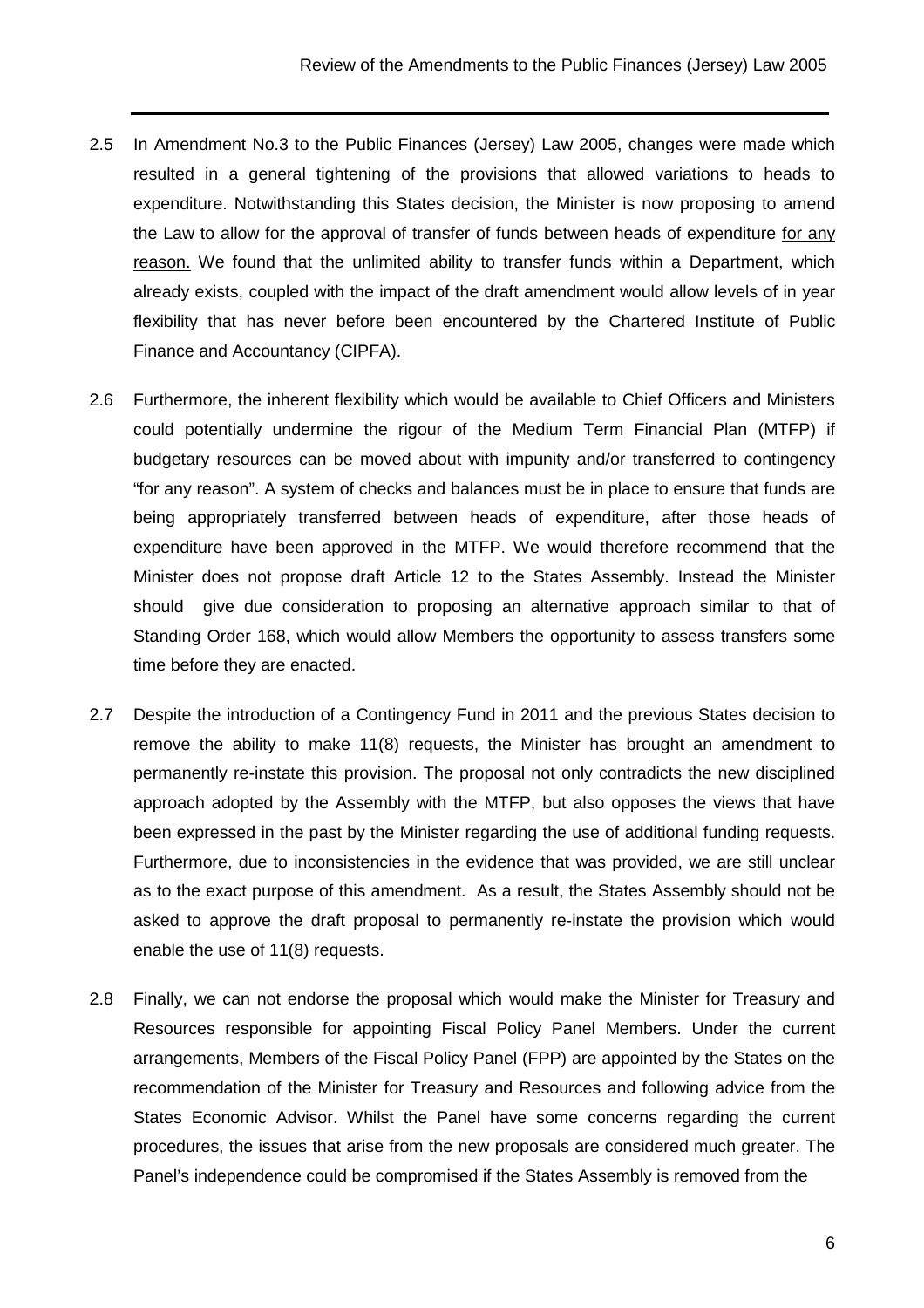2.5 In Amendment No.3 to the Public Finances (Jersey) Law 2005, changes were made which resulted in a general tightening of the provisions that allowed variations to heads to expenditure. Notwithstanding this States decision, the Minister is now proposing to amend the Law to allow for the approval of transfer of funds between heads of expenditure <u>for any reason.</u> We found that the unlimited ability to transfer funds within a Department, which already exists, coupled with the impact of the draft amendment would allow levels of in year flexibility that has never before been encountered by the Chartered Institute of Public Finance and Accountancy (CIPFA).

2.6 Furthermore, the inherent flexibility which would be available to Chief Officers and Ministers could potentially undermine the rigour of the Medium Term Financial Plan (MTFP) if budgetary resources can be moved about with impunity and/or transferred to contingency "for any reason". A system of checks and balances must be in place to ensure that funds are being appropriately transferred between heads of expenditure, after those heads of expenditure have been approved in the MTFP. We would therefore recommend that the Minister does not propose draft Article 12 to the States Assembly. Instead the Minister should give due consideration to proposing an alternative approach similar to that of Standing Order 168, which would allow Members the opportunity to assess transfers some time before they are enacted.

2.7 Despite the introduction of a Contingency Fund in 2011 and the previous States decision to remove the ability to make 11(8) requests, the Minister has brought an amendment to permanently re-instate this provision. The proposal not only contradicts the new disciplined approach adopted by the Assembly with the MTFP, but also opposes the views that have been expressed in the past by the Minister regarding the use of additional funding requests. Furthermore, due to inconsistencies in the evidence that was provided, we are still unclear as to the exact purpose of this amendment. As a result, the States Assembly should not be asked to approve the draft proposal to permanently re-instate the provision which would enable the use of 11(8) requests.

2.8 Finally, we can not endorse the proposal which would make the Minister for Treasury and Resources responsible for appointing Fiscal Policy Panel Members. Under the current arrangements, Members of the Fiscal Policy Panel (FPP) are appointed by the States on the recommendation of the Minister for Treasury and Resources and following advice from the States Economic Advisor. Whilst the Panel have some concerns regarding the current procedures, the issues that arise from the new proposals are considered much greater. The Panel's independence could be compromised if the States Assembly is removed from the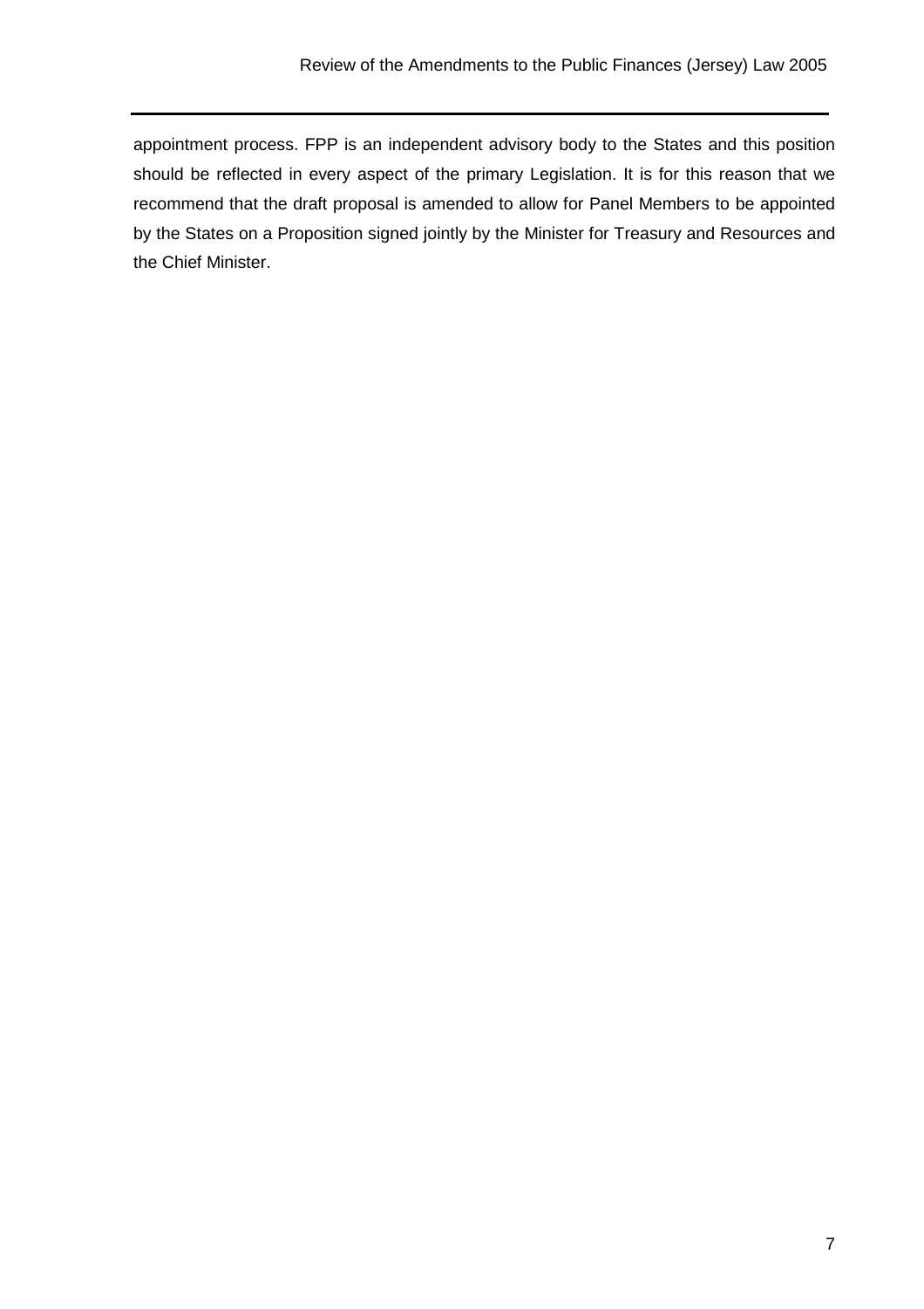appointment process. FPP is an independent advisory body to the States and this position should be reflected in every aspect of the primary Legislation. It is for this reason that we recommend that the draft proposal is amended to allow for Panel Members to be appointed by the States on a Proposition signed jointly by the Minister for Treasury and Resources and the Chief Minister.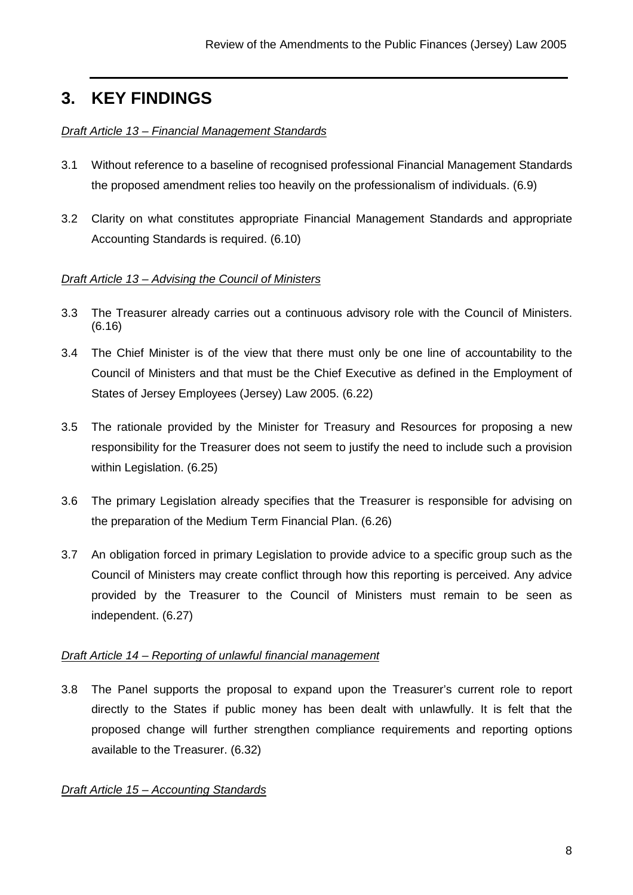## 3. KEY FINDINGS

*Draft Article 13 – Financial Management Standards*

3.1 Without reference to a baseline of recognised professional Financial Management Standards the proposed amendment relies too heavily on the professionalism of individuals. (6.9)

3.2 Clarity on what constitutes appropriate Financial Management Standards and appropriate Accounting Standards is required. (6.10)

*Draft Article 13 – Advising the Council of Ministers*

3.3 The Treasurer already carries out a continuous advisory role with the Council of Ministers. (6.16)

3.4 The Chief Minister is of the view that there must only be one line of accountability to the Council of Ministers and that must be the Chief Executive as defined in the Employment of States of Jersey Employees (Jersey) Law 2005. (6.22)

3.5 The rationale provided by the Minister for Treasury and Resources for proposing a new responsibility for the Treasurer does not seem to justify the need to include such a provision within Legislation. (6.25)

3.6 The primary Legislation already specifies that the Treasurer is responsible for advising on the preparation of the Medium Term Financial Plan. (6.26)

3.7 An obligation forced in primary Legislation to provide advice to a specific group such as the Council of Ministers may create conflict through how this reporting is perceived. Any advice provided by the Treasurer to the Council of Ministers must remain to be seen as independent. (6.27)

*Draft Article 14 – Reporting of unlawful financial management*

3.8 The Panel supports the proposal to expand upon the Treasurer's current role to report directly to the States if public money has been dealt with unlawfully. It is felt that the proposed change will further strengthen compliance requirements and reporting options available to the Treasurer. (6.32)

*Draft Article 15 – Accounting Standards*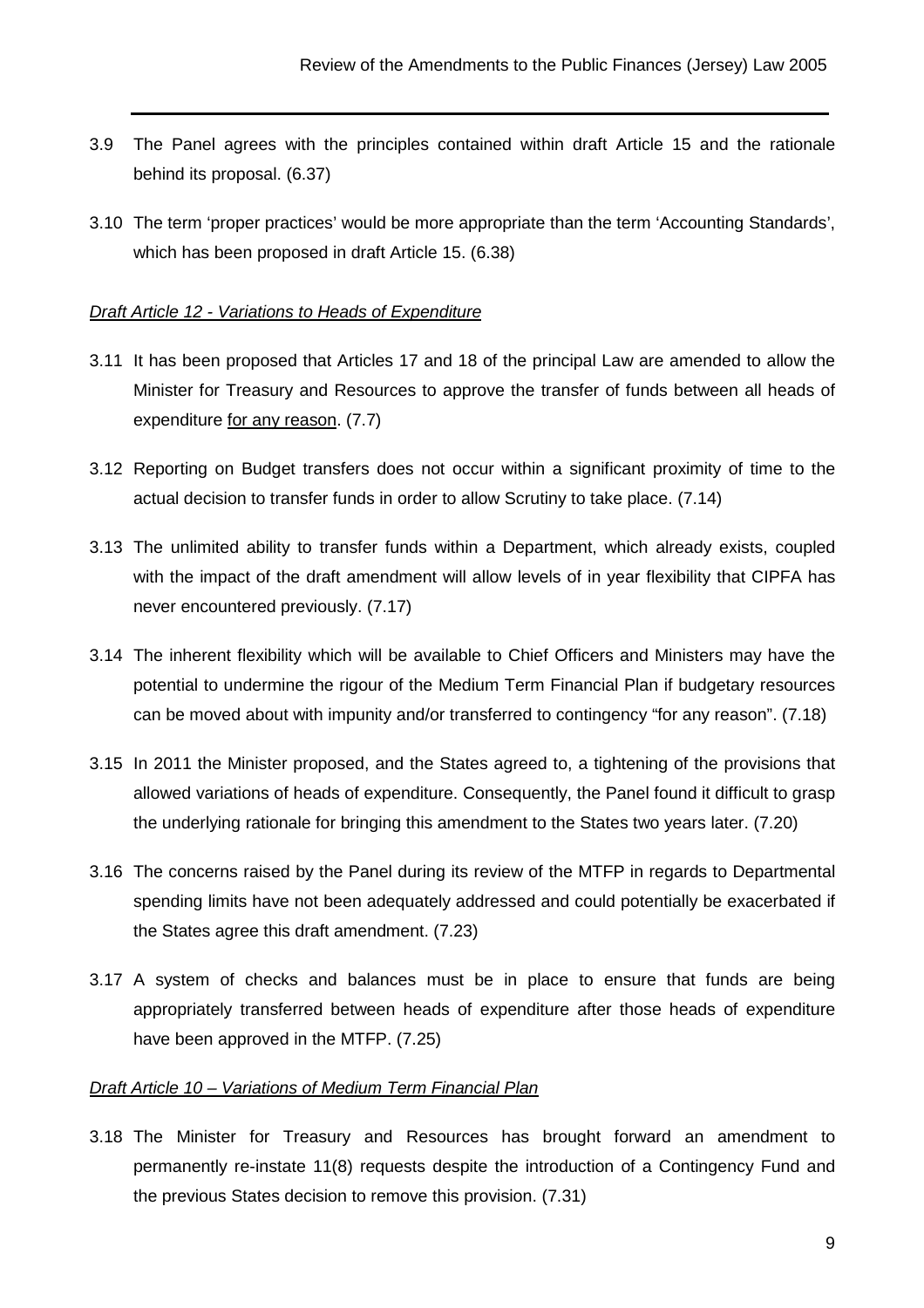3.9 The Panel agrees with the principles contained within draft Article 15 and the rationale behind its proposal. (6.37)

3.10 The term 'proper practices' would be more appropriate than the term 'Accounting Standards', which has been proposed in draft Article 15. (6.38)

*Draft Article 12 - Variations to Heads of Expenditure*

3.11 It has been proposed that Articles 17 and 18 of the principal Law are amended to allow the Minister for Treasury and Resources to approve the transfer of funds between all heads of expenditure for any reason. (7.7)

3.12 Reporting on Budget transfers does not occur within a significant proximity of time to the actual decision to transfer funds in order to allow Scrutiny to take place. (7.14)

3.13 The unlimited ability to transfer funds within a Department, which already exists, coupled with the impact of the draft amendment will allow levels of in year flexibility that CIPFA has never encountered previously. (7.17)

3.14 The inherent flexibility which will be available to Chief Officers and Ministers may have the potential to undermine the rigour of the Medium Term Financial Plan if budgetary resources can be moved about with impunity and/or transferred to contingency "for any reason". (7.18)

3.15 In 2011 the Minister proposed, and the States agreed to, a tightening of the provisions that allowed variations of heads of expenditure. Consequently, the Panel found it difficult to grasp the underlying rationale for bringing this amendment to the States two years later. (7.20)

3.16 The concerns raised by the Panel during its review of the MTFP in regards to Departmental spending limits have not been adequately addressed and could potentially be exacerbated if the States agree this draft amendment. (7.23)

3.17 A system of checks and balances must be in place to ensure that funds are being appropriately transferred between heads of expenditure after those heads of expenditure have been approved in the MTFP. (7.25)

*Draft Article 10 – Variations of Medium Term Financial Plan*

3.18 The Minister for Treasury and Resources has brought forward an amendment to permanently re-instate 11(8) requests despite the introduction of a Contingency Fund and the previous States decision to remove this provision. (7.31)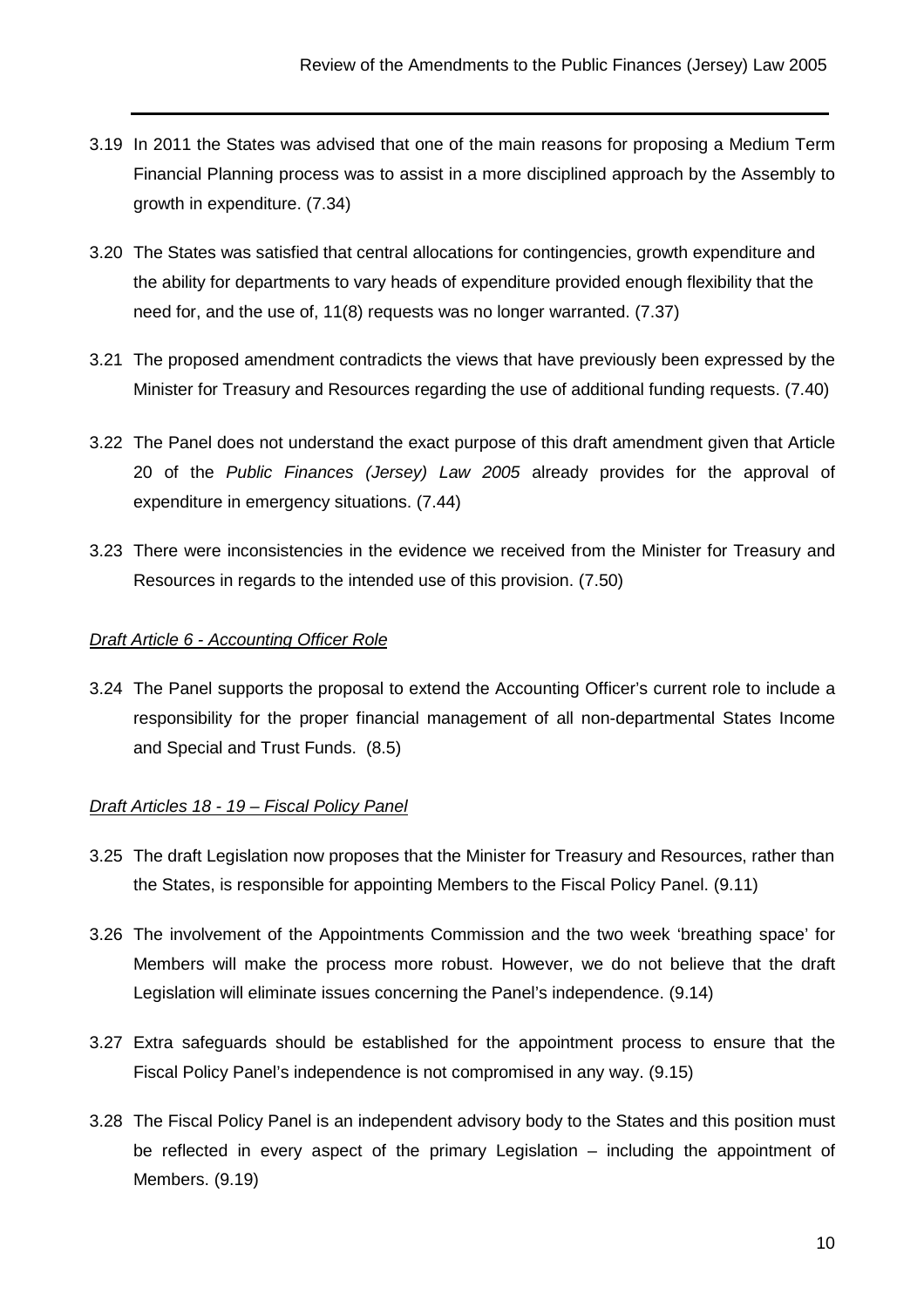3.19 In 2011 the States was advised that one of the main reasons for proposing a Medium Term Financial Planning process was to assist in a more disciplined approach by the Assembly to growth in expenditure. (7.34)

3.20 The States was satisfied that central allocations for contingencies, growth expenditure and the ability for departments to vary heads of expenditure provided enough flexibility that the need for, and the use of, 11(8) requests was no longer warranted. (7.37)

3.21 The proposed amendment contradicts the views that have previously been expressed by the Minister for Treasury and Resources regarding the use of additional funding requests. (7.40)

3.22 The Panel does not understand the exact purpose of this draft amendment given that Article 20 of the *Public Finances (Jersey) Law 2005* already provides for the approval of expenditure in emergency situations. (7.44)

3.23 There were inconsistencies in the evidence we received from the Minister for Treasury and Resources in regards to the intended use of this provision. (7.50)

*Draft Article 6 - Accounting Officer Role*

3.24 The Panel supports the proposal to extend the Accounting Officer's current role to include a responsibility for the proper financial management of all non-departmental States Income and Special and Trust Funds. (8.5)

*Draft Articles 18 - 19 – Fiscal Policy Panel*

3.25 The draft Legislation now proposes that the Minister for Treasury and Resources, rather than the States, is responsible for appointing Members to the Fiscal Policy Panel. (9.11)

3.26 The involvement of the Appointments Commission and the two week 'breathing space' for Members will make the process more robust. However, we do not believe that the draft Legislation will eliminate issues concerning the Panel's independence. (9.14)

3.27 Extra safeguards should be established for the appointment process to ensure that the Fiscal Policy Panel's independence is not compromised in any way. (9.15)

3.28 The Fiscal Policy Panel is an independent advisory body to the States and this position must be reflected in every aspect of the primary Legislation – including the appointment of Members. (9.19)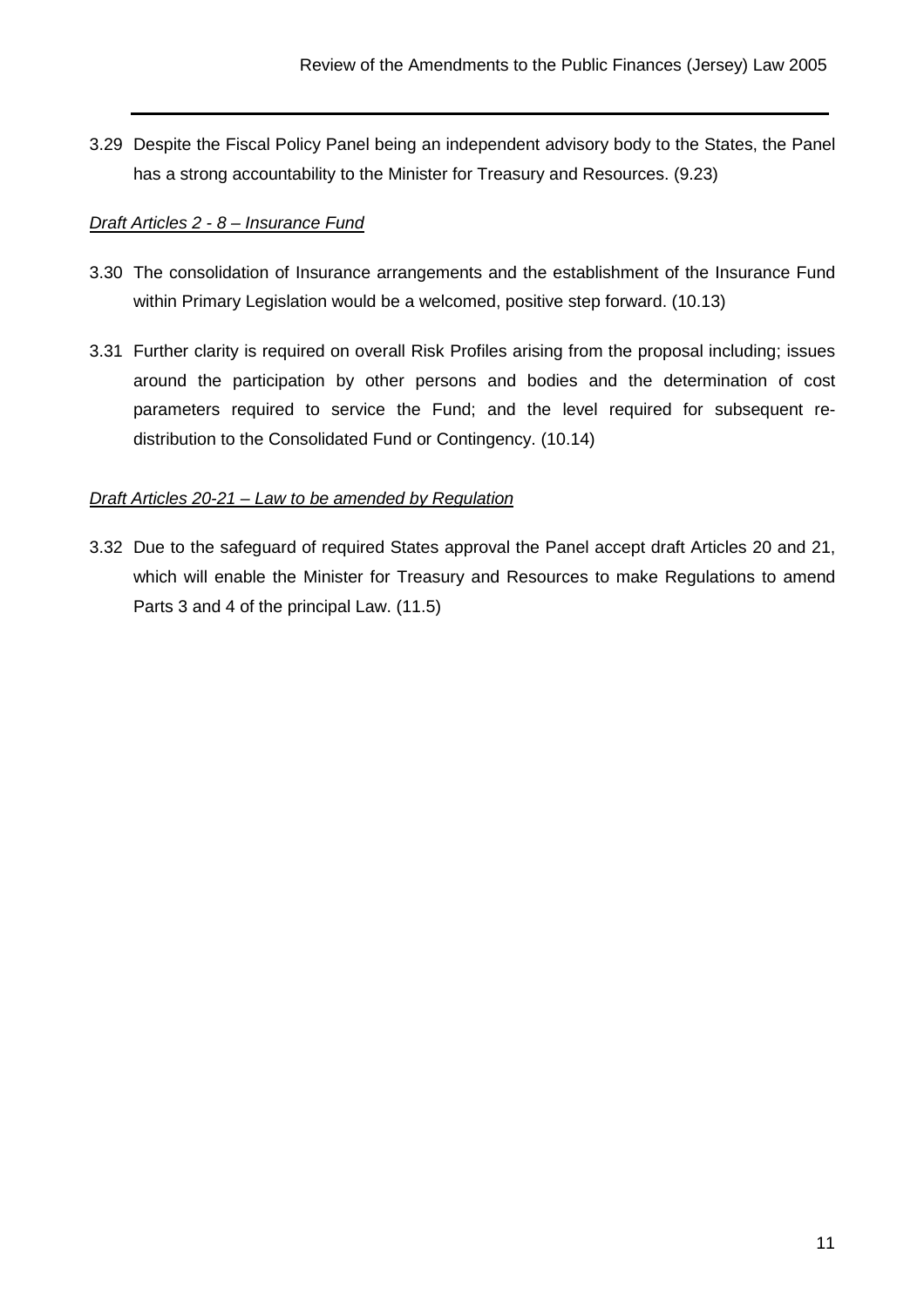3.29 Despite the Fiscal Policy Panel being an independent advisory body to the States, the Panel has a strong accountability to the Minister for Treasury and Resources. (9.23)

*Draft Articles 2 - 8 – Insurance Fund*

3.30 The consolidation of Insurance arrangements and the establishment of the Insurance Fund within Primary Legislation would be a welcomed, positive step forward. (10.13)

3.31 Further clarity is required on overall Risk Profiles arising from the proposal including; issues around the participation by other persons and bodies and the determination of cost parameters required to service the Fund; and the level required for subsequent re-distribution to the Consolidated Fund or Contingency. (10.14)

*Draft Articles 20-21 – Law to be amended by Regulation*

3.32 Due to the safeguard of required States approval the Panel accept draft Articles 20 and 21, which will enable the Minister for Treasury and Resources to make Regulations to amend Parts 3 and 4 of the principal Law. (11.5)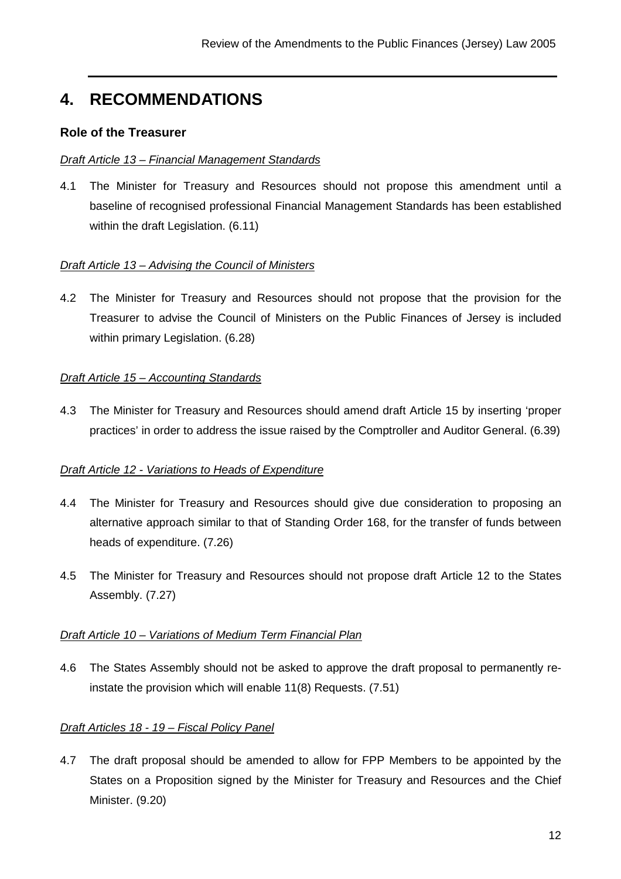## 4. RECOMMENDATIONS

### Role of the Treasurer

*Draft Article 13 – Financial Management Standards*

4.1 The Minister for Treasury and Resources should not propose this amendment until a baseline of recognised professional Financial Management Standards has been established within the draft Legislation. (6.11)

*Draft Article 13 – Advising the Council of Ministers*

4.2 The Minister for Treasury and Resources should not propose that the provision for the Treasurer to advise the Council of Ministers on the Public Finances of Jersey is included within primary Legislation. (6.28)

*Draft Article 15 – Accounting Standards*

4.3 The Minister for Treasury and Resources should amend draft Article 15 by inserting 'proper practices' in order to address the issue raised by the Comptroller and Auditor General. (6.39)

*Draft Article 12 - Variations to Heads of Expenditure*

4.4 The Minister for Treasury and Resources should give due consideration to proposing an alternative approach similar to that of Standing Order 168, for the transfer of funds between heads of expenditure. (7.26)

4.5 The Minister for Treasury and Resources should not propose draft Article 12 to the States Assembly. (7.27)

*Draft Article 10 – Variations of Medium Term Financial Plan*

4.6 The States Assembly should not be asked to approve the draft proposal to permanently re-instate the provision which will enable 11(8) Requests. (7.51)

*Draft Articles 18 - 19 – Fiscal Policy Panel*

4.7 The draft proposal should be amended to allow for FPP Members to be appointed by the States on a Proposition signed by the Minister for Treasury and Resources and the Chief Minister. (9.20)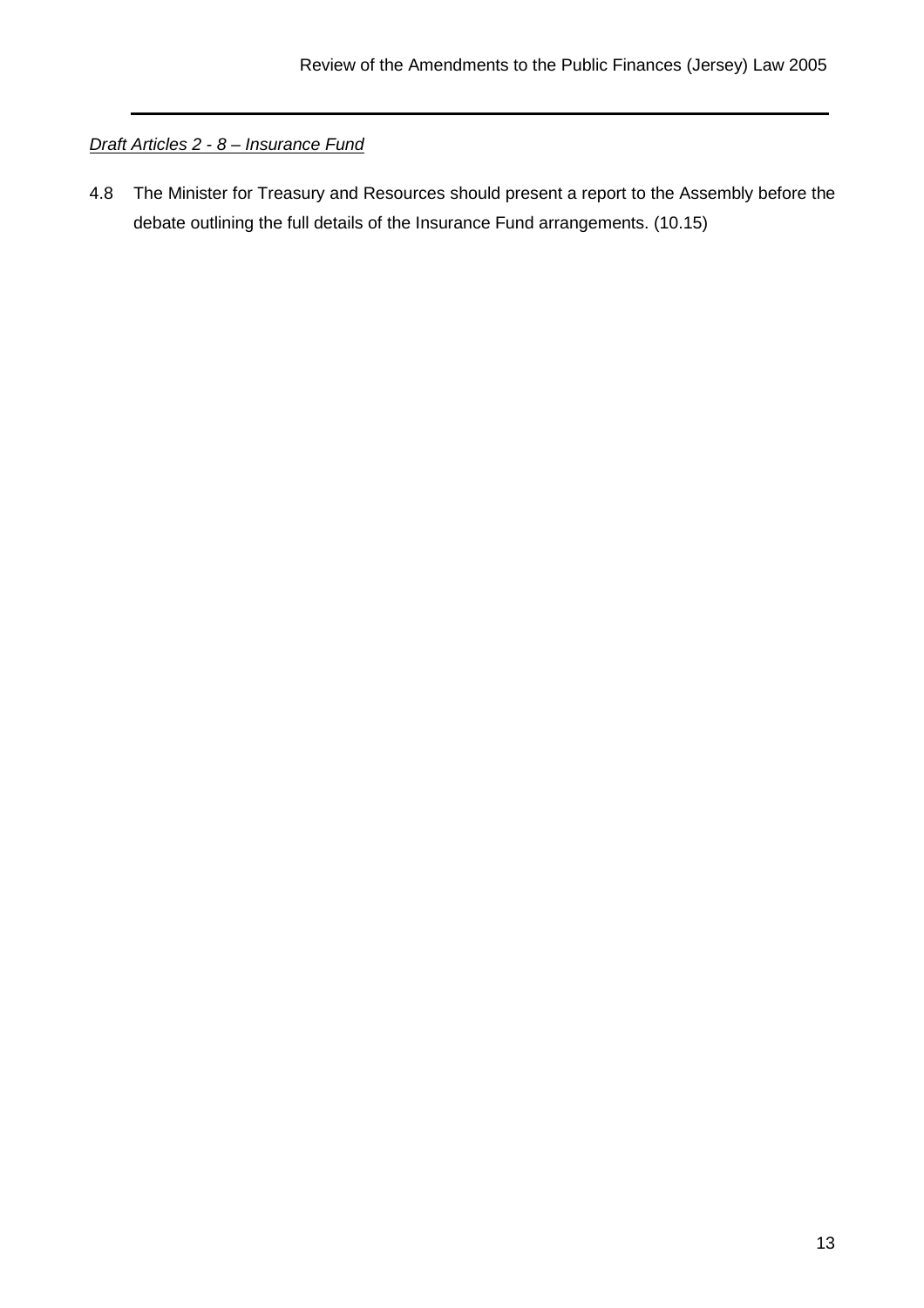*Draft Articles 2 - 8 – Insurance Fund*

4.8 The Minister for Treasury and Resources should present a report to the Assembly before the debate outlining the full details of the Insurance Fund arrangements. (10.15)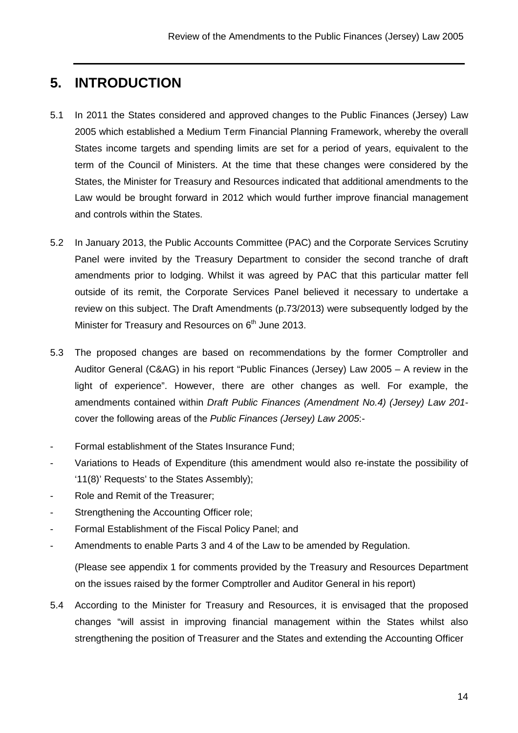## 5. INTRODUCTION

5.1 In 2011 the States considered and approved changes to the Public Finances (Jersey) Law 2005 which established a Medium Term Financial Planning Framework, whereby the overall States income targets and spending limits are set for a period of years, equivalent to the term of the Council of Ministers. At the time that these changes were considered by the States, the Minister for Treasury and Resources indicated that additional amendments to the Law would be brought forward in 2012 which would further improve financial management and controls within the States.

5.2 In January 2013, the Public Accounts Committee (PAC) and the Corporate Services Scrutiny Panel were invited by the Treasury Department to consider the second tranche of draft amendments prior to lodging. Whilst it was agreed by PAC that this particular matter fell outside of its remit, the Corporate Services Panel believed it necessary to undertake a review on this subject. The Draft Amendments (p.73/2013) were subsequently lodged by the Minister for Treasury and Resources on 6th June 2013.

5.3 The proposed changes are based on recommendations by the former Comptroller and Auditor General (C&AG) in his report "Public Finances (Jersey) Law 2005 – A review in the light of experience". However, there are other changes as well. For example, the amendments contained within *Draft Public Finances (Amendment No.4) (Jersey) Law 201-* cover the following areas of the *Public Finances (Jersey) Law 2005*:-

- Formal establishment of the States Insurance Fund;
- Variations to Heads of Expenditure (this amendment would also re-instate the possibility of '11(8)' Requests' to the States Assembly);
- Role and Remit of the Treasurer;
- Strengthening the Accounting Officer role;
- Formal Establishment of the Fiscal Policy Panel; and
- Amendments to enable Parts 3 and 4 of the Law to be amended by Regulation.

(Please see appendix 1 for comments provided by the Treasury and Resources Department on the issues raised by the former Comptroller and Auditor General in his report)

5.4 According to the Minister for Treasury and Resources, it is envisaged that the proposed changes "will assist in improving financial management within the States whilst also strengthening the position of Treasurer and the States and extending the Accounting Officer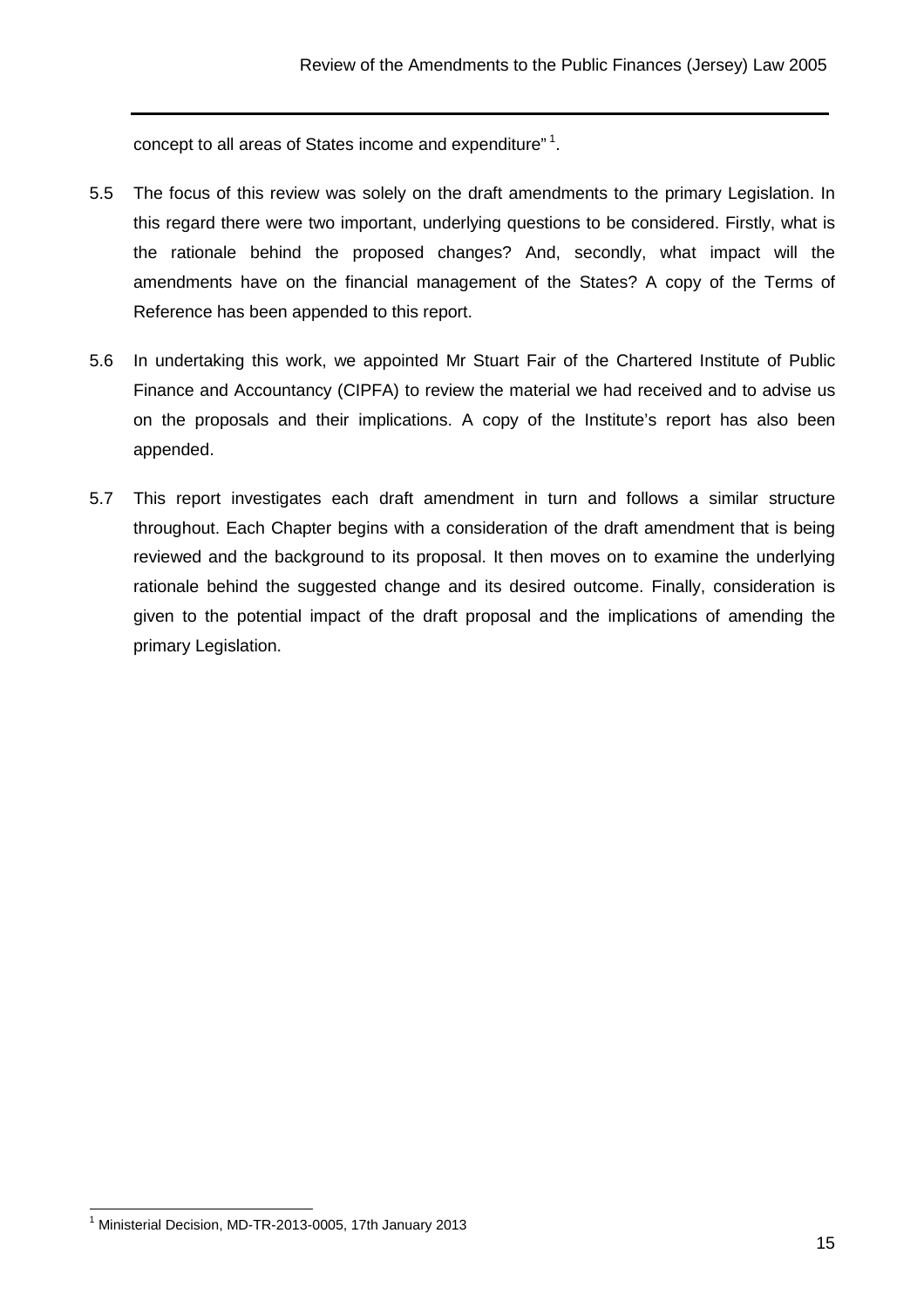concept to all areas of States income and expenditure" [1].

5.5 The focus of this review was solely on the draft amendments to the primary Legislation. In this regard there were two important, underlying questions to be considered. Firstly, what is the rationale behind the proposed changes? And, secondly, what impact will the amendments have on the financial management of the States? A copy of the Terms of Reference has been appended to this report.

5.6 In undertaking this work, we appointed Mr Stuart Fair of the Chartered Institute of Public Finance and Accountancy (CIPFA) to review the material we had received and to advise us on the proposals and their implications. A copy of the Institute's report has also been appended.

5.7 This report investigates each draft amendment in turn and follows a similar structure throughout. Each Chapter begins with a consideration of the draft amendment that is being reviewed and the background to its proposal. It then moves on to examine the underlying rationale behind the suggested change and its desired outcome. Finally, consideration is given to the potential impact of the draft proposal and the implications of amending the primary Legislation.

[1] Ministerial Decision, MD-TR-2013-0005, 17th January 2013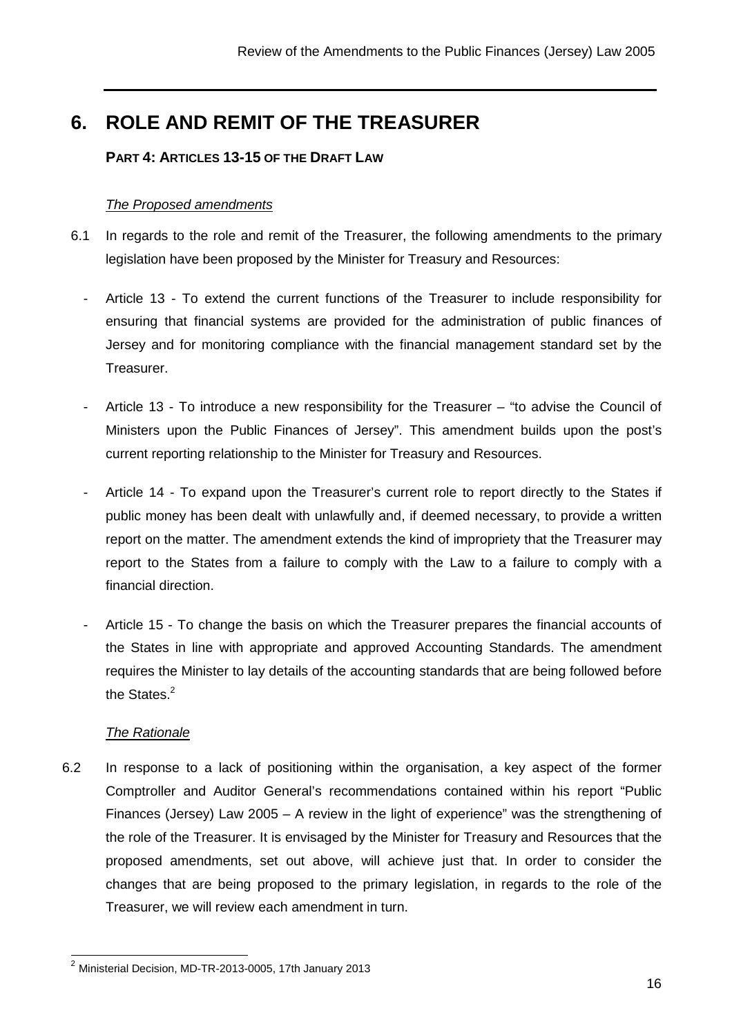# 6. ROLE AND REMIT OF THE TREASURER

## PART 4: ARTICLES 13-15 OF THE DRAFT LAW

*The Proposed amendments*

6.1 In regards to the role and remit of the Treasurer, the following amendments to the primary legislation have been proposed by the Minister for Treasury and Resources:

- Article 13 - To extend the current functions of the Treasurer to include responsibility for ensuring that financial systems are provided for the administration of public finances of Jersey and for monitoring compliance with the financial management standard set by the Treasurer.
- Article 13 - To introduce a new responsibility for the Treasurer – "to advise the Council of Ministers upon the Public Finances of Jersey". This amendment builds upon the post's current reporting relationship to the Minister for Treasury and Resources.
- Article 14 - To expand upon the Treasurer's current role to report directly to the States if public money has been dealt with unlawfully and, if deemed necessary, to provide a written report on the matter. The amendment extends the kind of impropriety that the Treasurer may report to the States from a failure to comply with the Law to a failure to comply with a financial direction.
- Article 15 - To change the basis on which the Treasurer prepares the financial accounts of the States in line with appropriate and approved Accounting Standards. The amendment requires the Minister to lay details of the accounting standards that are being followed before the States.[2]

*The Rationale*

6.2 In response to a lack of positioning within the organisation, a key aspect of the former Comptroller and Auditor General's recommendations contained within his report "Public Finances (Jersey) Law 2005 – A review in the light of experience" was the strengthening of the role of the Treasurer. It is envisaged by the Minister for Treasury and Resources that the proposed amendments, set out above, will achieve just that. In order to consider the changes that are being proposed to the primary legislation, in regards to the role of the Treasurer, we will review each amendment in turn.

[2] Ministerial Decision, MD-TR-2013-0005, 17th January 2013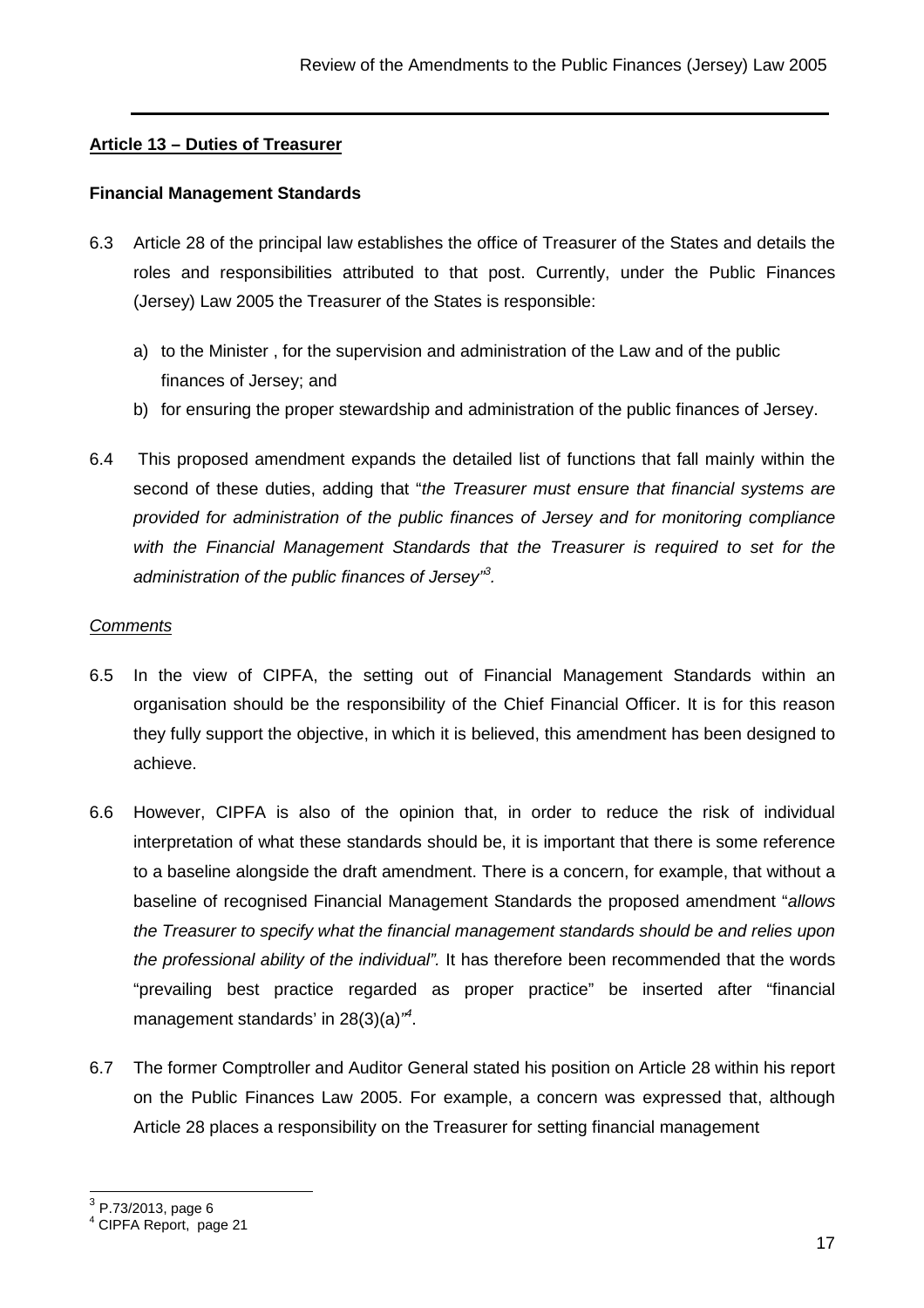**Article 13 – Duties of Treasurer**

**Financial Management Standards**

6.3 Article 28 of the principal law establishes the office of Treasurer of the States and details the roles and responsibilities attributed to that post. Currently, under the Public Finances (Jersey) Law 2005 the Treasurer of the States is responsible:

a) to the Minister , for the supervision and administration of the Law and of the public finances of Jersey; and
b) for ensuring the proper stewardship and administration of the public finances of Jersey.

6.4 This proposed amendment expands the detailed list of functions that fall mainly within the second of these duties, adding that "*the Treasurer must ensure that financial systems are provided for administration of the public finances of Jersey and for monitoring compliance with the Financial Management Standards that the Treasurer is required to set for the administration of the public finances of Jersey*"[3].

*Comments*

6.5 In the view of CIPFA, the setting out of Financial Management Standards within an organisation should be the responsibility of the Chief Financial Officer. It is for this reason they fully support the objective, in which it is believed, this amendment has been designed to achieve.

6.6 However, CIPFA is also of the opinion that, in order to reduce the risk of individual interpretation of what these standards should be, it is important that there is some reference to a baseline alongside the draft amendment. There is a concern, for example, that without a baseline of recognised Financial Management Standards the proposed amendment "*allows the Treasurer to specify what the financial management standards should be and relies upon the professional ability of the individual".* It has therefore been recommended that the words "prevailing best practice regarded as proper practice" be inserted after "financial management standards' in 28(3)(a)"[4].

6.7 The former Comptroller and Auditor General stated his position on Article 28 within his report on the Public Finances Law 2005. For example, a concern was expressed that, although Article 28 places a responsibility on the Treasurer for setting financial management

[3] P.73/2013, page 6

[4] CIPFA Report, page 21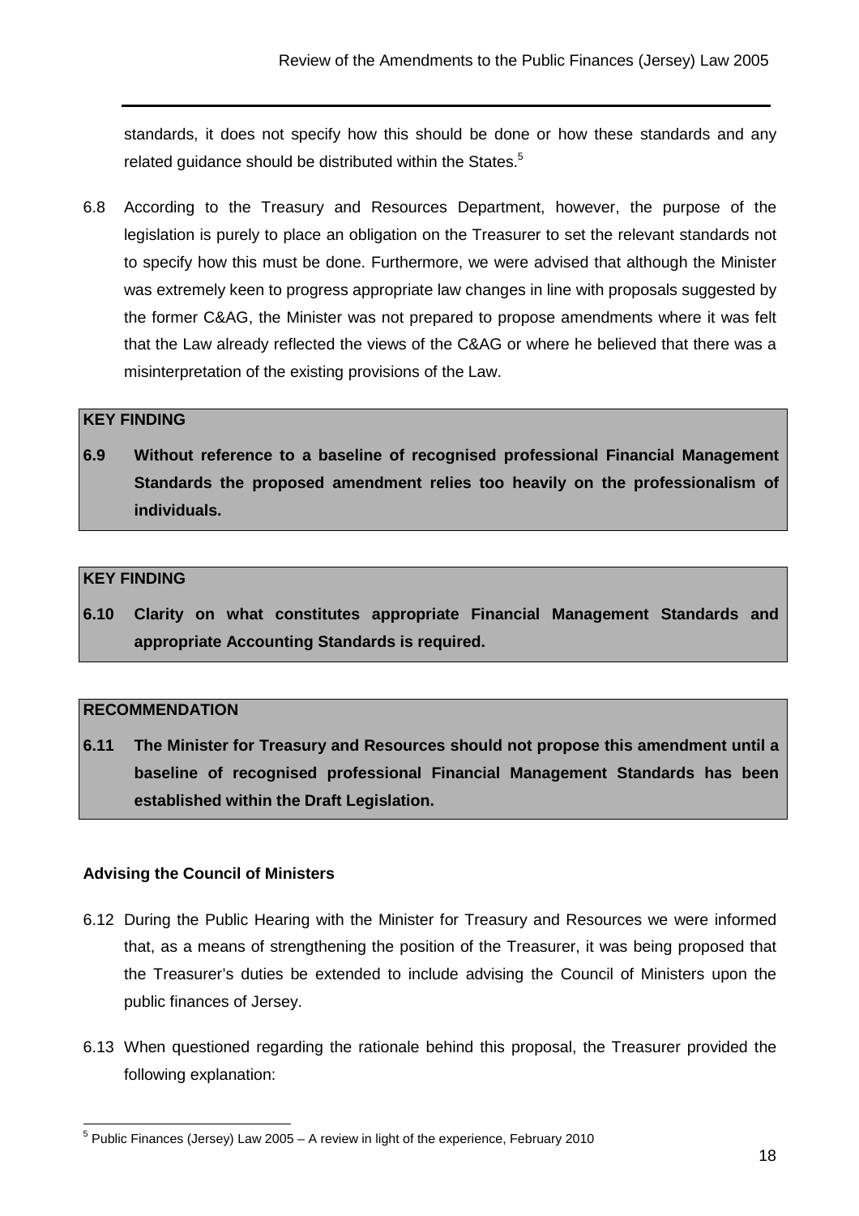standards, it does not specify how this should be done or how these standards and any related guidance should be distributed within the States.[5]

6.8 According to the Treasury and Resources Department, however, the purpose of the legislation is purely to place an obligation on the Treasurer to set the relevant standards not to specify how this must be done. Furthermore, we were advised that although the Minister was extremely keen to progress appropriate law changes in line with proposals suggested by the former C&AG, the Minister was not prepared to propose amendments where it was felt that the Law already reflected the views of the C&AG or where he believed that there was a misinterpretation of the existing provisions of the Law.

**KEY FINDING**

**6.9 Without reference to a baseline of recognised professional Financial Management Standards the proposed amendment relies too heavily on the professionalism of individuals.**

**KEY FINDING**

**6.10 Clarity on what constitutes appropriate Financial Management Standards and appropriate Accounting Standards is required.**

**RECOMMENDATION**

**6.11 The Minister for Treasury and Resources should not propose this amendment until a baseline of recognised professional Financial Management Standards has been established within the Draft Legislation.**

**Advising the Council of Ministers**

6.12 During the Public Hearing with the Minister for Treasury and Resources we were informed that, as a means of strengthening the position of the Treasurer, it was being proposed that the Treasurer's duties be extended to include advising the Council of Ministers upon the public finances of Jersey.

6.13 When questioned regarding the rationale behind this proposal, the Treasurer provided the following explanation:

[5] Public Finances (Jersey) Law 2005 – A review in light of the experience, February 2010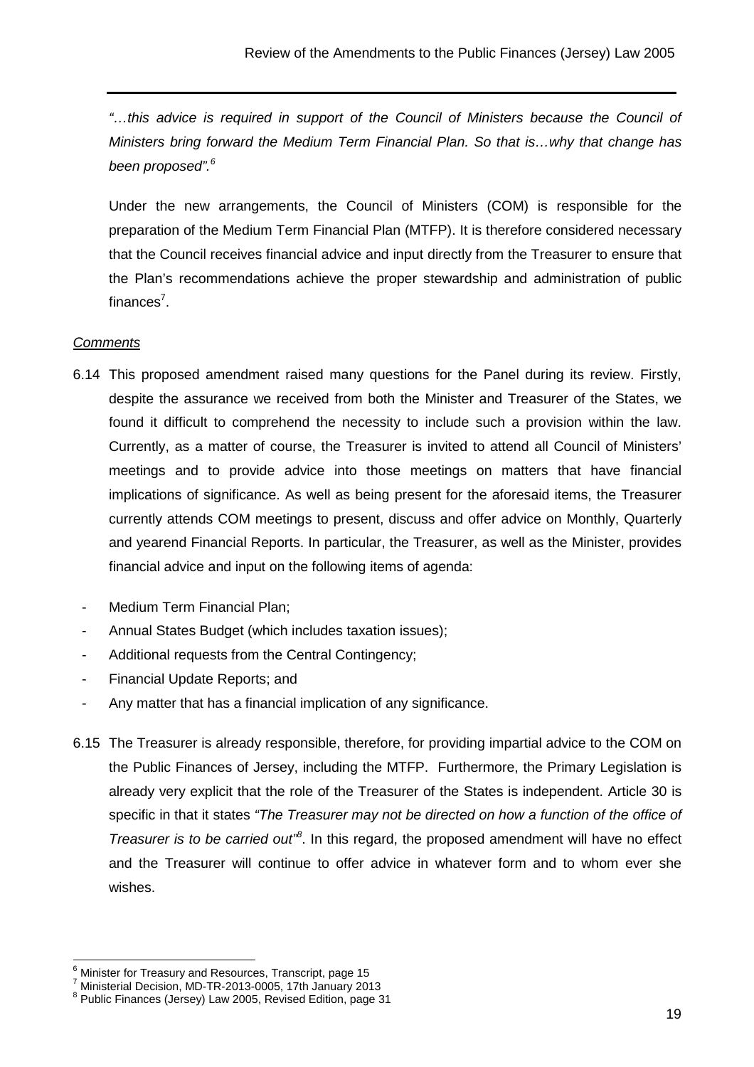*"…this advice is required in support of the Council of Ministers because the Council of Ministers bring forward the Medium Term Financial Plan. So that is…why that change has been proposed".*[6]

Under the new arrangements, the Council of Ministers (COM) is responsible for the preparation of the Medium Term Financial Plan (MTFP). It is therefore considered necessary that the Council receives financial advice and input directly from the Treasurer to ensure that the Plan's recommendations achieve the proper stewardship and administration of public finances[7].

*Comments*

6.14 This proposed amendment raised many questions for the Panel during its review. Firstly, despite the assurance we received from both the Minister and Treasurer of the States, we found it difficult to comprehend the necessity to include such a provision within the law. Currently, as a matter of course, the Treasurer is invited to attend all Council of Ministers' meetings and to provide advice into those meetings on matters that have financial implications of significance. As well as being present for the aforesaid items, the Treasurer currently attends COM meetings to present, discuss and offer advice on Monthly, Quarterly and yearend Financial Reports. In particular, the Treasurer, as well as the Minister, provides financial advice and input on the following items of agenda:

- Medium Term Financial Plan;
- Annual States Budget (which includes taxation issues);
- Additional requests from the Central Contingency;
- Financial Update Reports; and
- Any matter that has a financial implication of any significance.

6.15 The Treasurer is already responsible, therefore, for providing impartial advice to the COM on the Public Finances of Jersey, including the MTFP. Furthermore, the Primary Legislation is already very explicit that the role of the Treasurer of the States is independent. Article 30 is specific in that it states *"The Treasurer may not be directed on how a function of the office of Treasurer is to be carried out"*[8]. In this regard, the proposed amendment will have no effect and the Treasurer will continue to offer advice in whatever form and to whom ever she wishes.

[6] Minister for Treasury and Resources, Transcript, page 15
[7] Ministerial Decision, MD-TR-2013-0005, 17th January 2013
[8] Public Finances (Jersey) Law 2005, Revised Edition, page 31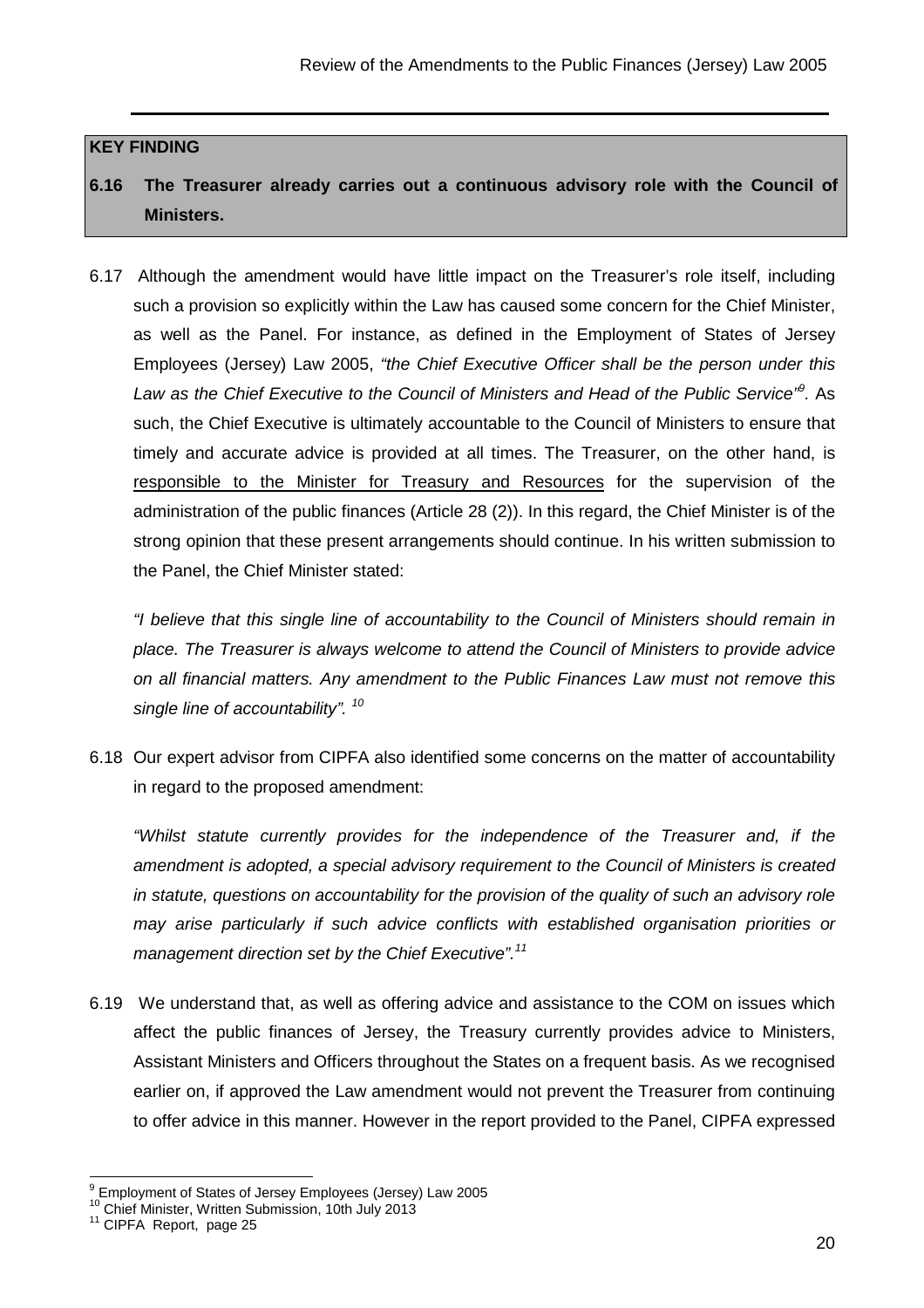**KEY FINDING**

**6.16 The Treasurer already carries out a continuous advisory role with the Council of Ministers.**

6.17 Although the amendment would have little impact on the Treasurer's role itself, including such a provision so explicitly within the Law has caused some concern for the Chief Minister, as well as the Panel. For instance, as defined in the Employment of States of Jersey Employees (Jersey) Law 2005, *"the Chief Executive Officer shall be the person under this Law as the Chief Executive to the Council of Ministers and Head of the Public Service"*[9]. As such, the Chief Executive is ultimately accountable to the Council of Ministers to ensure that timely and accurate advice is provided at all times. The Treasurer, on the other hand, is responsible to the Minister for Treasury and Resources for the supervision of the administration of the public finances (Article 28 (2)). In this regard, the Chief Minister is of the strong opinion that these present arrangements should continue. In his written submission to the Panel, the Chief Minister stated:

*"I believe that this single line of accountability to the Council of Ministers should remain in place. The Treasurer is always welcome to attend the Council of Ministers to provide advice on all financial matters. Any amendment to the Public Finances Law must not remove this single line of accountability".* [10]

6.18 Our expert advisor from CIPFA also identified some concerns on the matter of accountability in regard to the proposed amendment:

*"Whilst statute currently provides for the independence of the Treasurer and, if the amendment is adopted, a special advisory requirement to the Council of Ministers is created in statute, questions on accountability for the provision of the quality of such an advisory role may arise particularly if such advice conflicts with established organisation priorities or management direction set by the Chief Executive".*[11]

6.19 We understand that, as well as offering advice and assistance to the COM on issues which affect the public finances of Jersey, the Treasury currently provides advice to Ministers, Assistant Ministers and Officers throughout the States on a frequent basis. As we recognised earlier on, if approved the Law amendment would not prevent the Treasurer from continuing to offer advice in this manner. However in the report provided to the Panel, CIPFA expressed

[9] Employment of States of Jersey Employees (Jersey) Law 2005
[10] Chief Minister, Written Submission, 10th July 2013
[11] CIPFA Report, page 25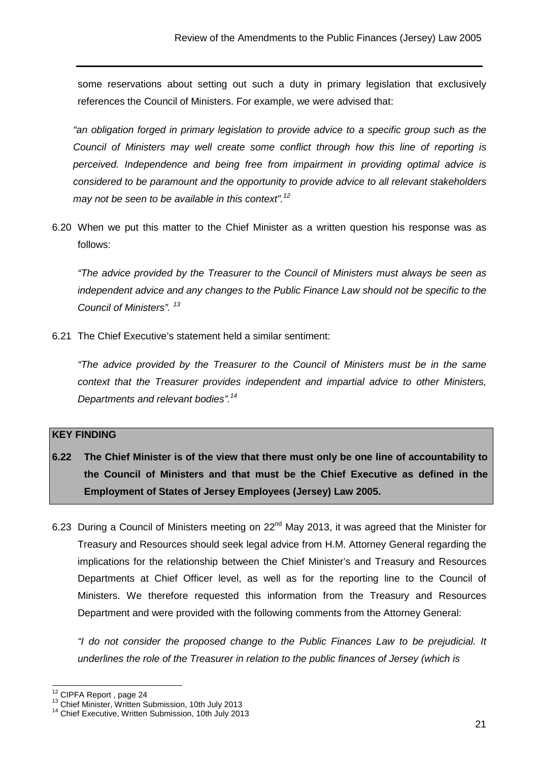some reservations about setting out such a duty in primary legislation that exclusively references the Council of Ministers. For example, we were advised that:

*"an obligation forged in primary legislation to provide advice to a specific group such as the Council of Ministers may well create some conflict through how this line of reporting is perceived. Independence and being free from impairment in providing optimal advice is considered to be paramount and the opportunity to provide advice to all relevant stakeholders may not be seen to be available in this context".*[12]

6.20 When we put this matter to the Chief Minister as a written question his response was as follows:

*"The advice provided by the Treasurer to the Council of Ministers must always be seen as independent advice and any changes to the Public Finance Law should not be specific to the Council of Ministers".* [13]

6.21 The Chief Executive's statement held a similar sentiment:

*"The advice provided by the Treasurer to the Council of Ministers must be in the same context that the Treasurer provides independent and impartial advice to other Ministers, Departments and relevant bodies".*[14]

**KEY FINDING**

**6.22 The Chief Minister is of the view that there must only be one line of accountability to the Council of Ministers and that must be the Chief Executive as defined in the Employment of States of Jersey Employees (Jersey) Law 2005.**

6.23 During a Council of Ministers meeting on 22nd May 2013, it was agreed that the Minister for Treasury and Resources should seek legal advice from H.M. Attorney General regarding the implications for the relationship between the Chief Minister's and Treasury and Resources Departments at Chief Officer level, as well as for the reporting line to the Council of Ministers. We therefore requested this information from the Treasury and Resources Department and were provided with the following comments from the Attorney General:

*"I do not consider the proposed change to the Public Finances Law to be prejudicial. It underlines the role of the Treasurer in relation to the public finances of Jersey (which is*

---

[12] CIPFA Report , page 24

[13] Chief Minister, Written Submission, 10th July 2013

[14] Chief Executive, Written Submission, 10th July 2013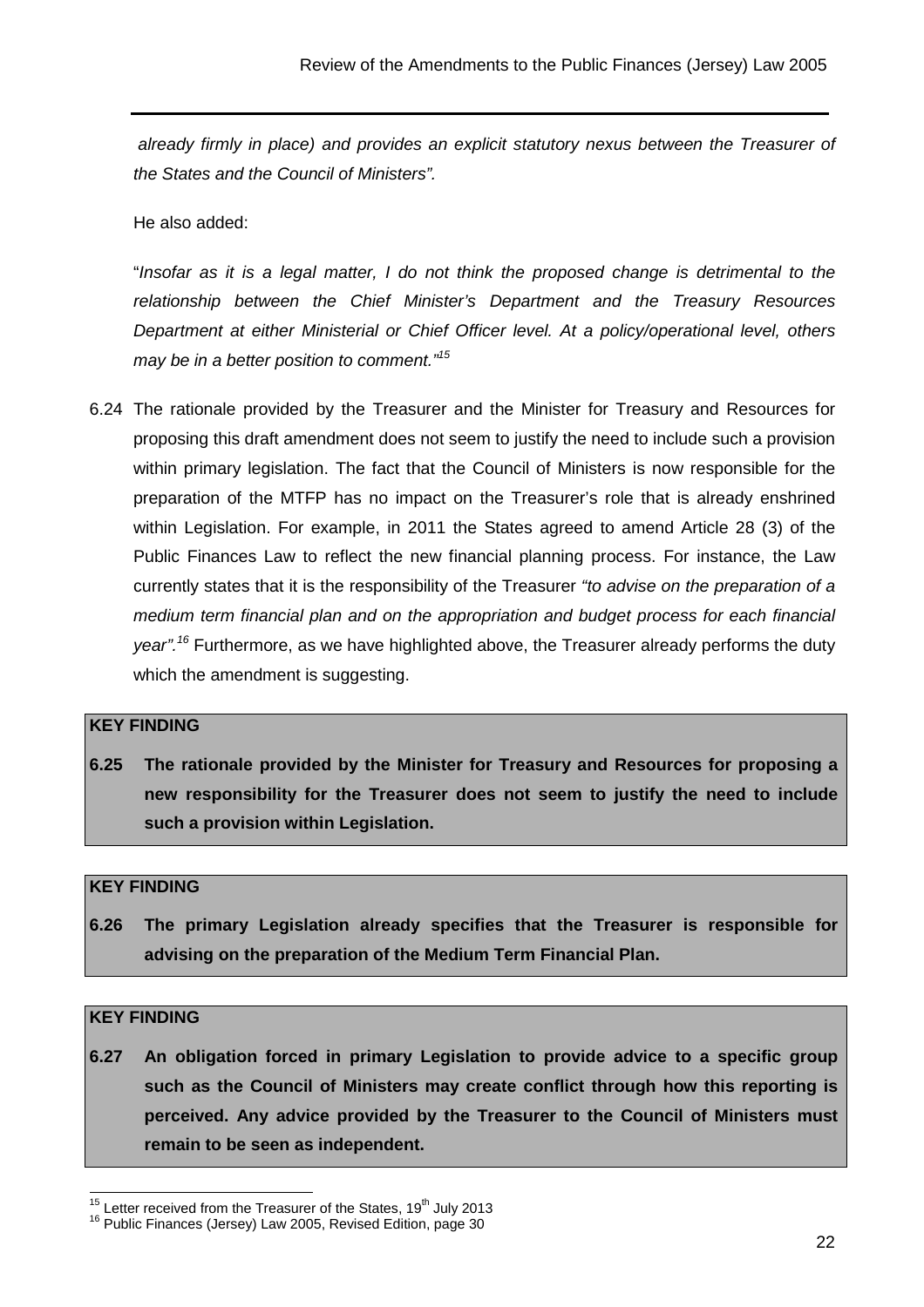*already firmly in place) and provides an explicit statutory nexus between the Treasurer of the States and the Council of Ministers".*

He also added:

"*Insofar as it is a legal matter, I do not think the proposed change is detrimental to the relationship between the Chief Minister's Department and the Treasury Resources Department at either Ministerial or Chief Officer level. At a policy/operational level, others may be in a better position to comment.*"[15]

6.24 The rationale provided by the Treasurer and the Minister for Treasury and Resources for proposing this draft amendment does not seem to justify the need to include such a provision within primary legislation. The fact that the Council of Ministers is now responsible for the preparation of the MTFP has no impact on the Treasurer's role that is already enshrined within Legislation. For example, in 2011 the States agreed to amend Article 28 (3) of the Public Finances Law to reflect the new financial planning process. For instance, the Law currently states that it is the responsibility of the Treasurer *"to advise on the preparation of a medium term financial plan and on the appropriation and budget process for each financial year".*[16] Furthermore, as we have highlighted above, the Treasurer already performs the duty which the amendment is suggesting.

**KEY FINDING**

**6.25 The rationale provided by the Minister for Treasury and Resources for proposing a new responsibility for the Treasurer does not seem to justify the need to include such a provision within Legislation.**

**KEY FINDING**

**6.26 The primary Legislation already specifies that the Treasurer is responsible for advising on the preparation of the Medium Term Financial Plan.**

**KEY FINDING**

**6.27 An obligation forced in primary Legislation to provide advice to a specific group such as the Council of Ministers may create conflict through how this reporting is perceived. Any advice provided by the Treasurer to the Council of Ministers must remain to be seen as independent.**

---

[15] Letter received from the Treasurer of the States, 19th July 2013

[16] Public Finances (Jersey) Law 2005, Revised Edition, page 30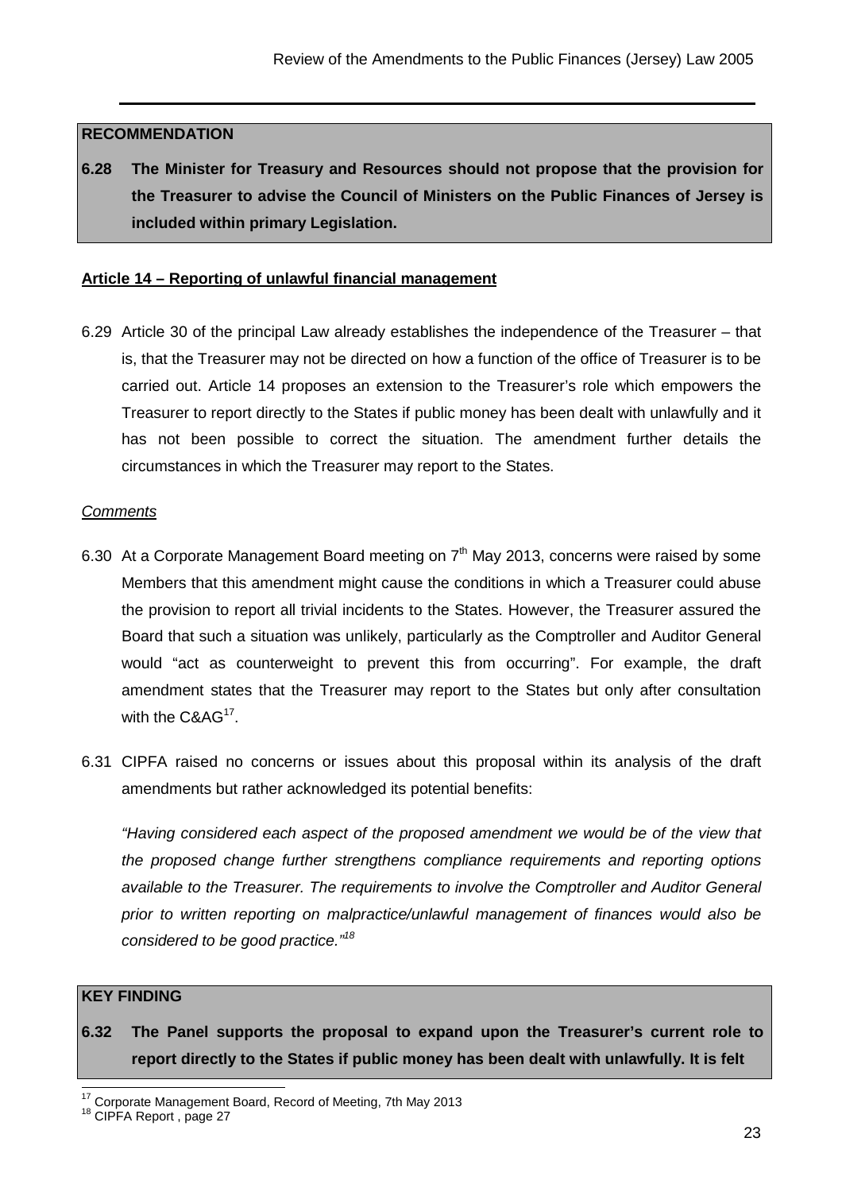**RECOMMENDATION**

**6.28 The Minister for Treasury and Resources should not propose that the provision for the Treasurer to advise the Council of Ministers on the Public Finances of Jersey is included within primary Legislation.**

**Article 14 – Reporting of unlawful financial management**

6.29 Article 30 of the principal Law already establishes the independence of the Treasurer – that is, that the Treasurer may not be directed on how a function of the office of Treasurer is to be carried out. Article 14 proposes an extension to the Treasurer's role which empowers the Treasurer to report directly to the States if public money has been dealt with unlawfully and it has not been possible to correct the situation. The amendment further details the circumstances in which the Treasurer may report to the States.

*Comments*

6.30 At a Corporate Management Board meeting on 7th May 2013, concerns were raised by some Members that this amendment might cause the conditions in which a Treasurer could abuse the provision to report all trivial incidents to the States. However, the Treasurer assured the Board that such a situation was unlikely, particularly as the Comptroller and Auditor General would "act as counterweight to prevent this from occurring". For example, the draft amendment states that the Treasurer may report to the States but only after consultation with the C&AG[17].

6.31 CIPFA raised no concerns or issues about this proposal within its analysis of the draft amendments but rather acknowledged its potential benefits:

*"Having considered each aspect of the proposed amendment we would be of the view that the proposed change further strengthens compliance requirements and reporting options available to the Treasurer. The requirements to involve the Comptroller and Auditor General prior to written reporting on malpractice/unlawful management of finances would also be considered to be good practice."*[18]

**KEY FINDING**

**6.32 The Panel supports the proposal to expand upon the Treasurer's current role to report directly to the States if public money has been dealt with unlawfully. It is felt**

[17] Corporate Management Board, Record of Meeting, 7th May 2013

[18] CIPFA Report , page 27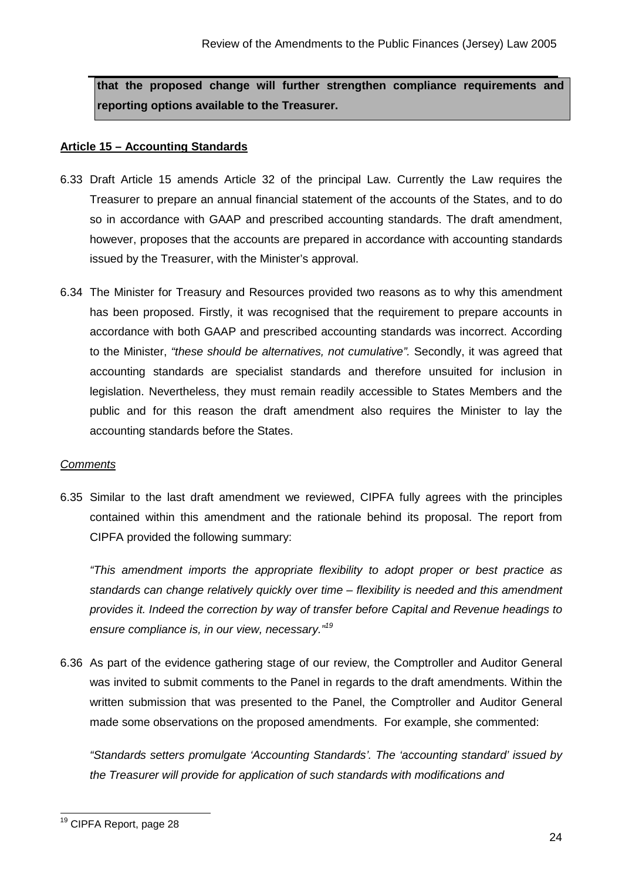**that the proposed change will further strengthen compliance requirements and reporting options available to the Treasurer.**

**Article 15 – Accounting Standards**

6.33 Draft Article 15 amends Article 32 of the principal Law. Currently the Law requires the Treasurer to prepare an annual financial statement of the accounts of the States, and to do so in accordance with GAAP and prescribed accounting standards. The draft amendment, however, proposes that the accounts are prepared in accordance with accounting standards issued by the Treasurer, with the Minister's approval.

6.34 The Minister for Treasury and Resources provided two reasons as to why this amendment has been proposed. Firstly, it was recognised that the requirement to prepare accounts in accordance with both GAAP and prescribed accounting standards was incorrect. According to the Minister, *"these should be alternatives, not cumulative"*. Secondly, it was agreed that accounting standards are specialist standards and therefore unsuited for inclusion in legislation. Nevertheless, they must remain readily accessible to States Members and the public and for this reason the draft amendment also requires the Minister to lay the accounting standards before the States.

*Comments*

6.35 Similar to the last draft amendment we reviewed, CIPFA fully agrees with the principles contained within this amendment and the rationale behind its proposal. The report from CIPFA provided the following summary:

*"This amendment imports the appropriate flexibility to adopt proper or best practice as standards can change relatively quickly over time – flexibility is needed and this amendment provides it. Indeed the correction by way of transfer before Capital and Revenue headings to ensure compliance is, in our view, necessary."*[19]

6.36 As part of the evidence gathering stage of our review, the Comptroller and Auditor General was invited to submit comments to the Panel in regards to the draft amendments. Within the written submission that was presented to the Panel, the Comptroller and Auditor General made some observations on the proposed amendments. For example, she commented:

*"Standards setters promulgate 'Accounting Standards'. The 'accounting standard' issued by the Treasurer will provide for application of such standards with modifications and*

[19] CIPFA Report, page 28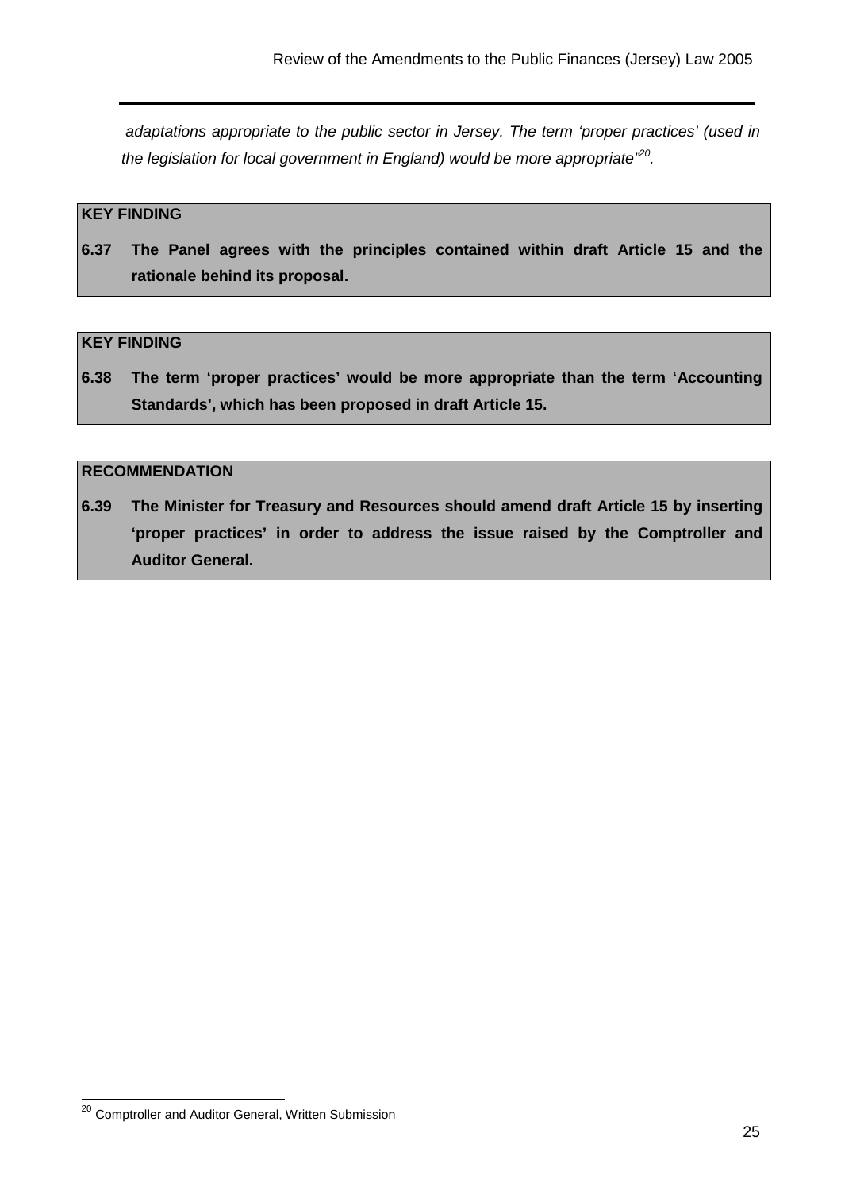*adaptations appropriate to the public sector in Jersey. The term 'proper practices' (used in the legislation for local government in England) would be more appropriate"*[20].

> **KEY FINDING**
>
> **6.37 The Panel agrees with the principles contained within draft Article 15 and the rationale behind its proposal.**

> **KEY FINDING**
>
> **6.38 The term 'proper practices' would be more appropriate than the term 'Accounting Standards', which has been proposed in draft Article 15.**

> **RECOMMENDATION**
>
> **6.39 The Minister for Treasury and Resources should amend draft Article 15 by inserting 'proper practices' in order to address the issue raised by the Comptroller and Auditor General.**

---

[20] Comptroller and Auditor General, Written Submission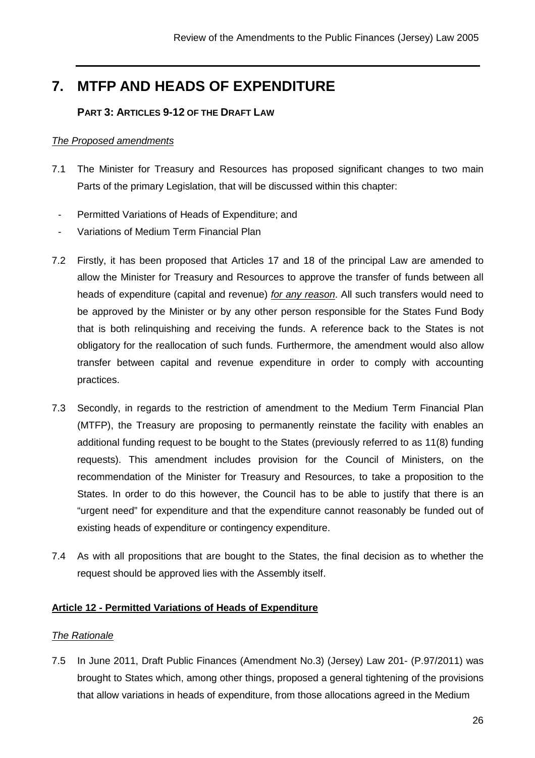# 7. MTFP AND HEADS OF EXPENDITURE

### PART 3: ARTICLES 9-12 OF THE DRAFT LAW

*The Proposed amendments*

7.1 The Minister for Treasury and Resources has proposed significant changes to two main Parts of the primary Legislation, that will be discussed within this chapter:

- Permitted Variations of Heads of Expenditure; and
- Variations of Medium Term Financial Plan

7.2 Firstly, it has been proposed that Articles 17 and 18 of the principal Law are amended to allow the Minister for Treasury and Resources to approve the transfer of funds between all heads of expenditure (capital and revenue) *for any reason*. All such transfers would need to be approved by the Minister or by any other person responsible for the States Fund Body that is both relinquishing and receiving the funds. A reference back to the States is not obligatory for the reallocation of such funds. Furthermore, the amendment would also allow transfer between capital and revenue expenditure in order to comply with accounting practices.

7.3 Secondly, in regards to the restriction of amendment to the Medium Term Financial Plan (MTFP), the Treasury are proposing to permanently reinstate the facility with enables an additional funding request to be bought to the States (previously referred to as 11(8) funding requests). This amendment includes provision for the Council of Ministers, on the recommendation of the Minister for Treasury and Resources, to take a proposition to the States. In order to do this however, the Council has to be able to justify that there is an "urgent need" for expenditure and that the expenditure cannot reasonably be funded out of existing heads of expenditure or contingency expenditure.

7.4 As with all propositions that are bought to the States, the final decision as to whether the request should be approved lies with the Assembly itself.

**Article 12 - Permitted Variations of Heads of Expenditure**

*The Rationale*

7.5 In June 2011, Draft Public Finances (Amendment No.3) (Jersey) Law 201- (P.97/2011) was brought to States which, among other things, proposed a general tightening of the provisions that allow variations in heads of expenditure, from those allocations agreed in the Medium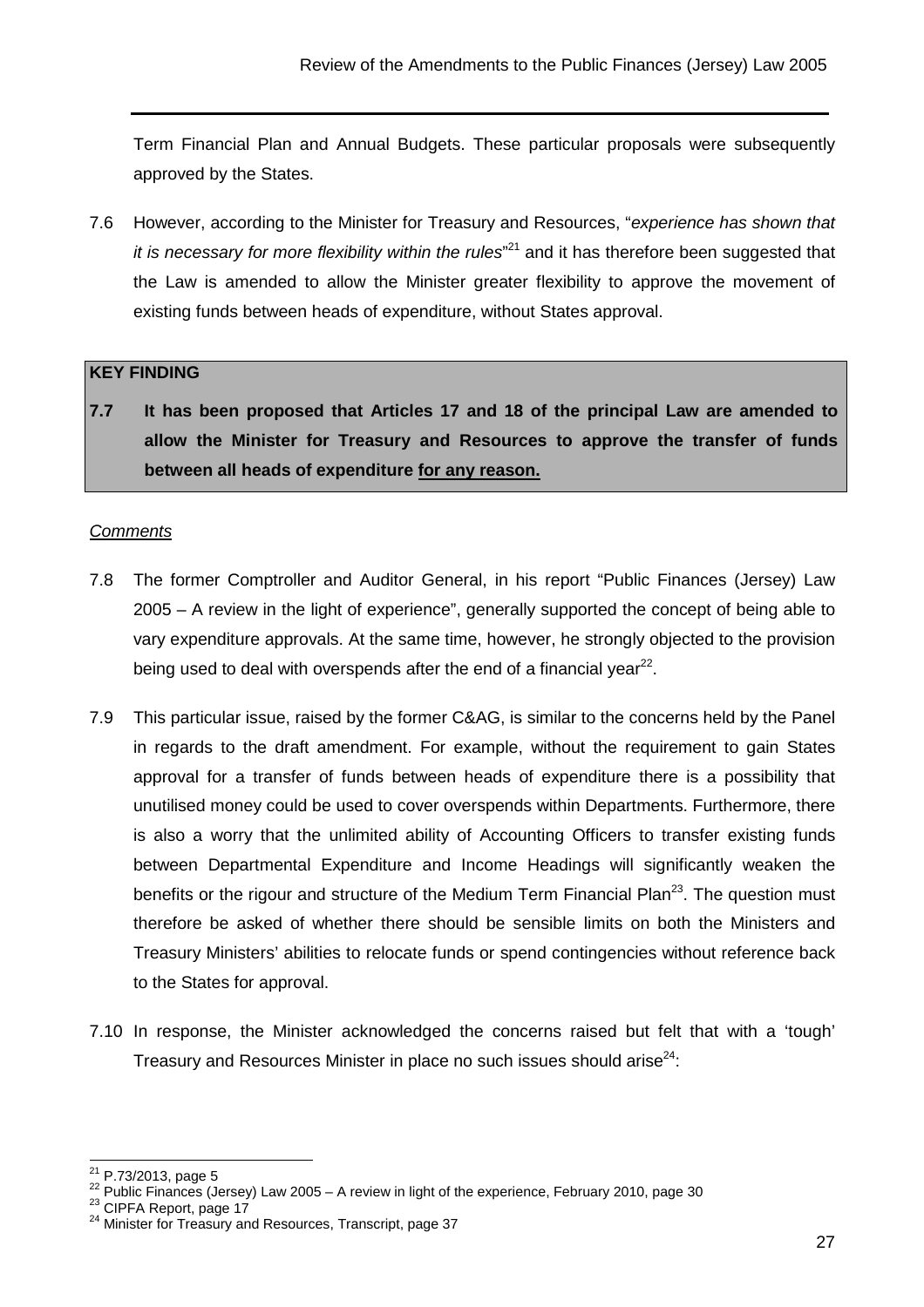Term Financial Plan and Annual Budgets. These particular proposals were subsequently approved by the States.

7.6 However, according to the Minister for Treasury and Resources, "*experience has shown that it is necessary for more flexibility within the rules*"[21] and it has therefore been suggested that the Law is amended to allow the Minister greater flexibility to approve the movement of existing funds between heads of expenditure, without States approval.

**KEY FINDING**

**7.7 It has been proposed that Articles 17 and 18 of the principal Law are amended to allow the Minister for Treasury and Resources to approve the transfer of funds between all heads of expenditure <u>for any reason.</u>**

*<u>Comments</u>*

7.8 The former Comptroller and Auditor General, in his report "Public Finances (Jersey) Law 2005 – A review in the light of experience", generally supported the concept of being able to vary expenditure approvals. At the same time, however, he strongly objected to the provision being used to deal with overspends after the end of a financial year[22].

7.9 This particular issue, raised by the former C&AG, is similar to the concerns held by the Panel in regards to the draft amendment. For example, without the requirement to gain States approval for a transfer of funds between heads of expenditure there is a possibility that unutilised money could be used to cover overspends within Departments. Furthermore, there is also a worry that the unlimited ability of Accounting Officers to transfer existing funds between Departmental Expenditure and Income Headings will significantly weaken the benefits or the rigour and structure of the Medium Term Financial Plan[23]. The question must therefore be asked of whether there should be sensible limits on both the Ministers and Treasury Ministers' abilities to relocate funds or spend contingencies without reference back to the States for approval.

7.10 In response, the Minister acknowledged the concerns raised but felt that with a 'tough' Treasury and Resources Minister in place no such issues should arise[24]:

---

[21] P.73/2013, page 5

[22] Public Finances (Jersey) Law 2005 – A review in light of the experience, February 2010, page 30

[23] CIPFA Report, page 17

[24] Minister for Treasury and Resources, Transcript, page 37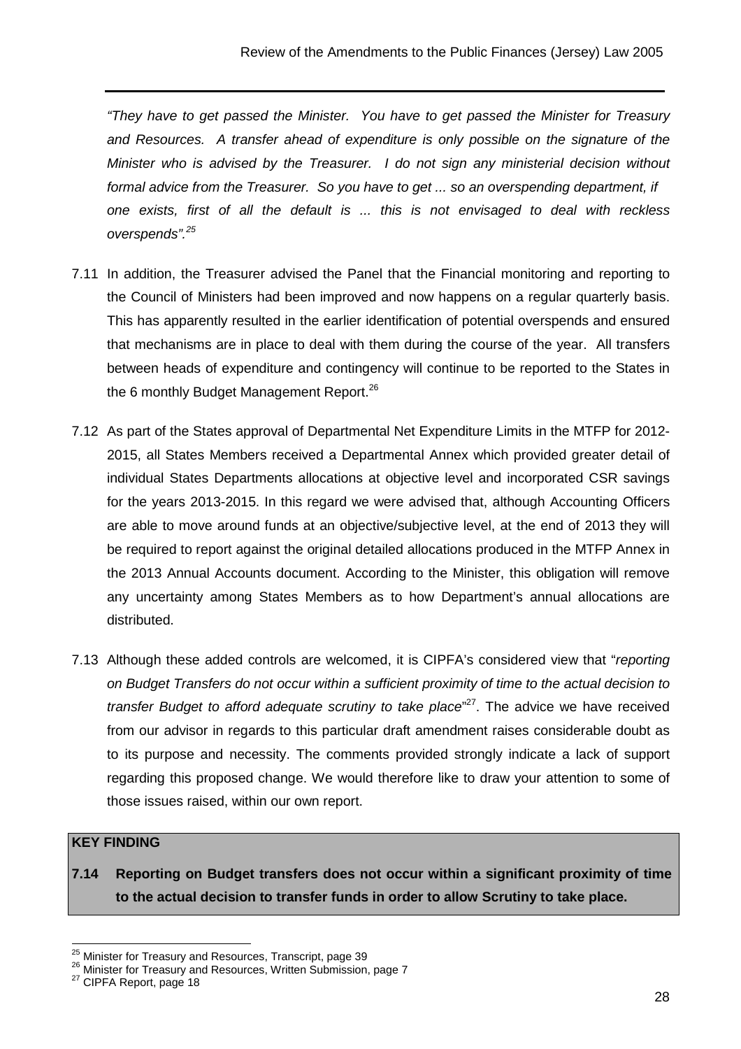*"They have to get passed the Minister. You have to get passed the Minister for Treasury and Resources. A transfer ahead of expenditure is only possible on the signature of the Minister who is advised by the Treasurer. I do not sign any ministerial decision without formal advice from the Treasurer. So you have to get ... so an overspending department, if one exists, first of all the default is ... this is not envisaged to deal with reckless overspends".*[25]

7.11 In addition, the Treasurer advised the Panel that the Financial monitoring and reporting to the Council of Ministers had been improved and now happens on a regular quarterly basis. This has apparently resulted in the earlier identification of potential overspends and ensured that mechanisms are in place to deal with them during the course of the year. All transfers between heads of expenditure and contingency will continue to be reported to the States in the 6 monthly Budget Management Report.[26]

7.12 As part of the States approval of Departmental Net Expenditure Limits in the MTFP for 2012-2015, all States Members received a Departmental Annex which provided greater detail of individual States Departments allocations at objective level and incorporated CSR savings for the years 2013-2015. In this regard we were advised that, although Accounting Officers are able to move around funds at an objective/subjective level, at the end of 2013 they will be required to report against the original detailed allocations produced in the MTFP Annex in the 2013 Annual Accounts document. According to the Minister, this obligation will remove any uncertainty among States Members as to how Department's annual allocations are distributed.

7.13 Although these added controls are welcomed, it is CIPFA's considered view that "*reporting on Budget Transfers do not occur within a sufficient proximity of time to the actual decision to transfer Budget to afford adequate scrutiny to take place*"[27]. The advice we have received from our advisor in regards to this particular draft amendment raises considerable doubt as to its purpose and necessity. The comments provided strongly indicate a lack of support regarding this proposed change. We would therefore like to draw your attention to some of those issues raised, within our own report.

**KEY FINDING**

**7.14 Reporting on Budget transfers does not occur within a significant proximity of time to the actual decision to transfer funds in order to allow Scrutiny to take place.**

---

[25] Minister for Treasury and Resources, Transcript, page 39
[26] Minister for Treasury and Resources, Written Submission, page 7
[27] CIPFA Report, page 18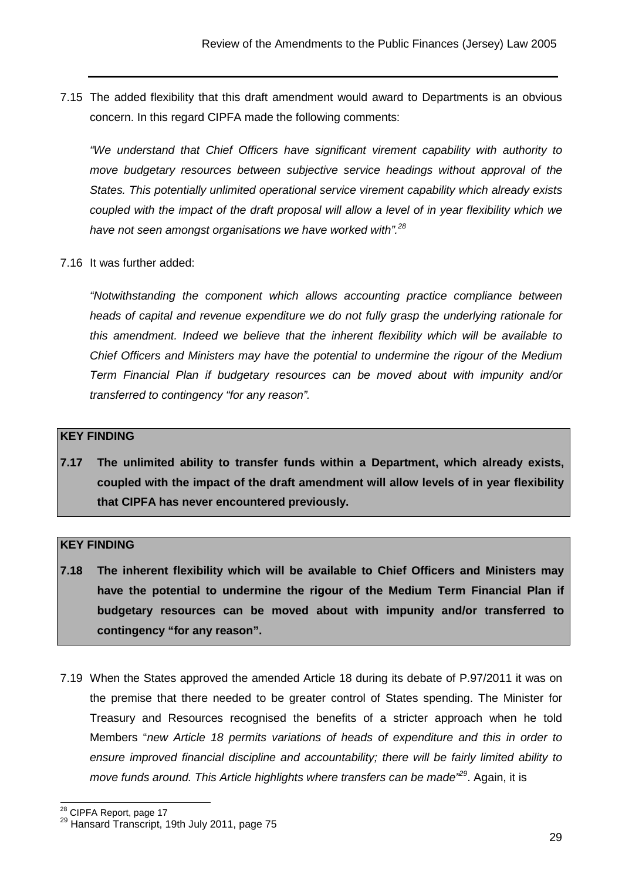7.15 The added flexibility that this draft amendment would award to Departments is an obvious concern. In this regard CIPFA made the following comments:

*"We understand that Chief Officers have significant virement capability with authority to move budgetary resources between subjective service headings without approval of the States. This potentially unlimited operational service virement capability which already exists coupled with the impact of the draft proposal will allow a level of in year flexibility which we have not seen amongst organisations we have worked with".*[28]

7.16 It was further added:

*"Notwithstanding the component which allows accounting practice compliance between heads of capital and revenue expenditure we do not fully grasp the underlying rationale for this amendment. Indeed we believe that the inherent flexibility which will be available to Chief Officers and Ministers may have the potential to undermine the rigour of the Medium Term Financial Plan if budgetary resources can be moved about with impunity and/or transferred to contingency "for any reason".*

**KEY FINDING**

**7.17 The unlimited ability to transfer funds within a Department, which already exists, coupled with the impact of the draft amendment will allow levels of in year flexibility that CIPFA has never encountered previously.**

**KEY FINDING**

**7.18 The inherent flexibility which will be available to Chief Officers and Ministers may have the potential to undermine the rigour of the Medium Term Financial Plan if budgetary resources can be moved about with impunity and/or transferred to contingency "for any reason".**

7.19 When the States approved the amended Article 18 during its debate of P.97/2011 it was on the premise that there needed to be greater control of States spending. The Minister for Treasury and Resources recognised the benefits of a stricter approach when he told Members "*new Article 18 permits variations of heads of expenditure and this in order to ensure improved financial discipline and accountability; there will be fairly limited ability to move funds around. This Article highlights where transfers can be made*"[29]. Again, it is

[28] CIPFA Report, page 17

[29] Hansard Transcript, 19th July 2011, page 75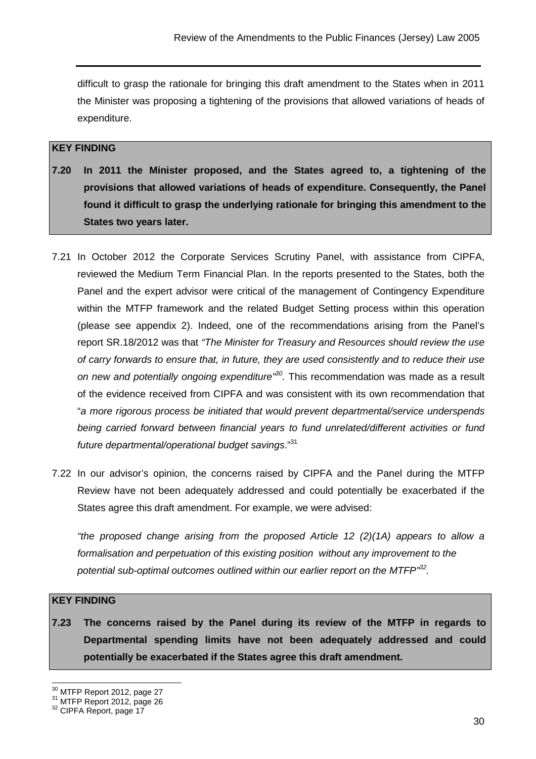difficult to grasp the rationale for bringing this draft amendment to the States when in 2011 the Minister was proposing a tightening of the provisions that allowed variations of heads of expenditure.

**KEY FINDING**

**7.20 In 2011 the Minister proposed, and the States agreed to, a tightening of the provisions that allowed variations of heads of expenditure. Consequently, the Panel found it difficult to grasp the underlying rationale for bringing this amendment to the States two years later.**

7.21 In October 2012 the Corporate Services Scrutiny Panel, with assistance from CIPFA, reviewed the Medium Term Financial Plan. In the reports presented to the States, both the Panel and the expert advisor were critical of the management of Contingency Expenditure within the MTFP framework and the related Budget Setting process within this operation (please see appendix 2). Indeed, one of the recommendations arising from the Panel's report SR.18/2012 was that *"The Minister for Treasury and Resources should review the use of carry forwards to ensure that, in future, they are used consistently and to reduce their use on new and potentially ongoing expenditure"*[30]. This recommendation was made as a result of the evidence received from CIPFA and was consistent with its own recommendation that "*a more rigorous process be initiated that would prevent departmental/service underspends being carried forward between financial years to fund unrelated/different activities or fund future departmental/operational budget savings*."[31]

7.22 In our advisor's opinion, the concerns raised by CIPFA and the Panel during the MTFP Review have not been adequately addressed and could potentially be exacerbated if the States agree this draft amendment. For example, we were advised:

*"the proposed change arising from the proposed Article 12 (2)(1A) appears to allow a formalisation and perpetuation of this existing position without any improvement to the potential sub-optimal outcomes outlined within our earlier report on the MTFP"*[32].

**KEY FINDING**

**7.23 The concerns raised by the Panel during its review of the MTFP in regards to Departmental spending limits have not been adequately addressed and could potentially be exacerbated if the States agree this draft amendment.**

---

[30] MTFP Report 2012, page 27
[31] MTFP Report 2012, page 26
[32] CIPFA Report, page 17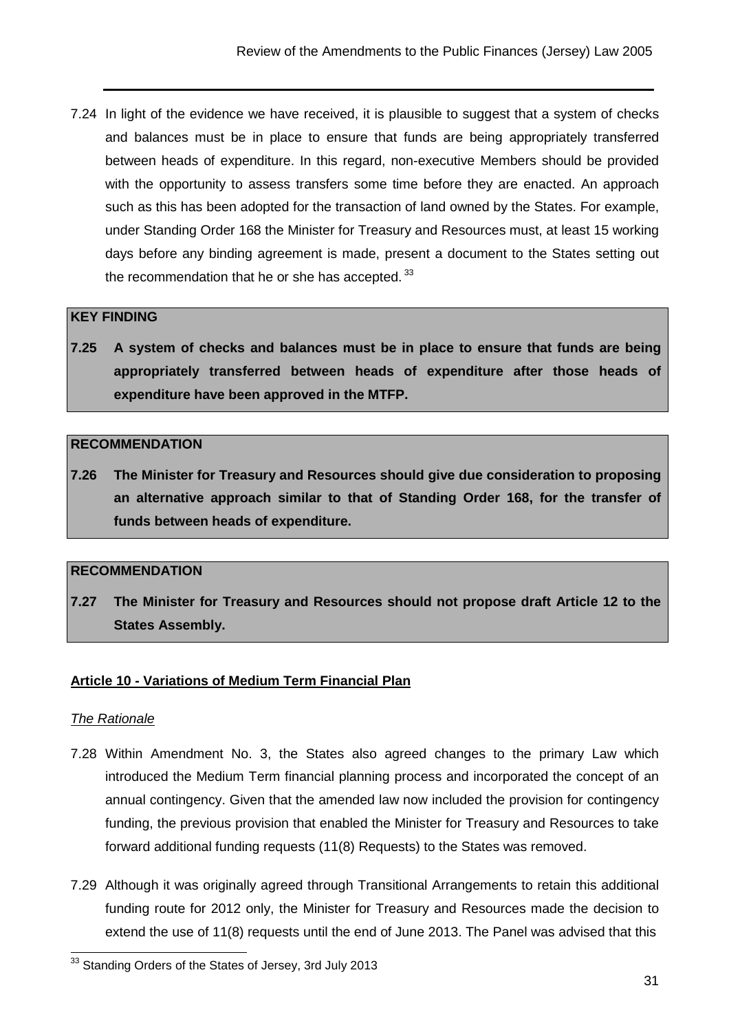7.24 In light of the evidence we have received, it is plausible to suggest that a system of checks and balances must be in place to ensure that funds are being appropriately transferred between heads of expenditure. In this regard, non-executive Members should be provided with the opportunity to assess transfers some time before they are enacted. An approach such as this has been adopted for the transaction of land owned by the States. For example, under Standing Order 168 the Minister for Treasury and Resources must, at least 15 working days before any binding agreement is made, present a document to the States setting out the recommendation that he or she has accepted.[33]

> **KEY FINDING**
>
> **7.25 A system of checks and balances must be in place to ensure that funds are being appropriately transferred between heads of expenditure after those heads of expenditure have been approved in the MTFP.**

> **RECOMMENDATION**
>
> **7.26 The Minister for Treasury and Resources should give due consideration to proposing an alternative approach similar to that of Standing Order 168, for the transfer of funds between heads of expenditure.**

> **RECOMMENDATION**
>
> **7.27 The Minister for Treasury and Resources should not propose draft Article 12 to the States Assembly.**

**Article 10 - Variations of Medium Term Financial Plan**

*The Rationale*

7.28 Within Amendment No. 3, the States also agreed changes to the primary Law which introduced the Medium Term financial planning process and incorporated the concept of an annual contingency. Given that the amended law now included the provision for contingency funding, the previous provision that enabled the Minister for Treasury and Resources to take forward additional funding requests (11(8) Requests) to the States was removed.

7.29 Although it was originally agreed through Transitional Arrangements to retain this additional funding route for 2012 only, the Minister for Treasury and Resources made the decision to extend the use of 11(8) requests until the end of June 2013. The Panel was advised that this

[33] Standing Orders of the States of Jersey, 3rd July 2013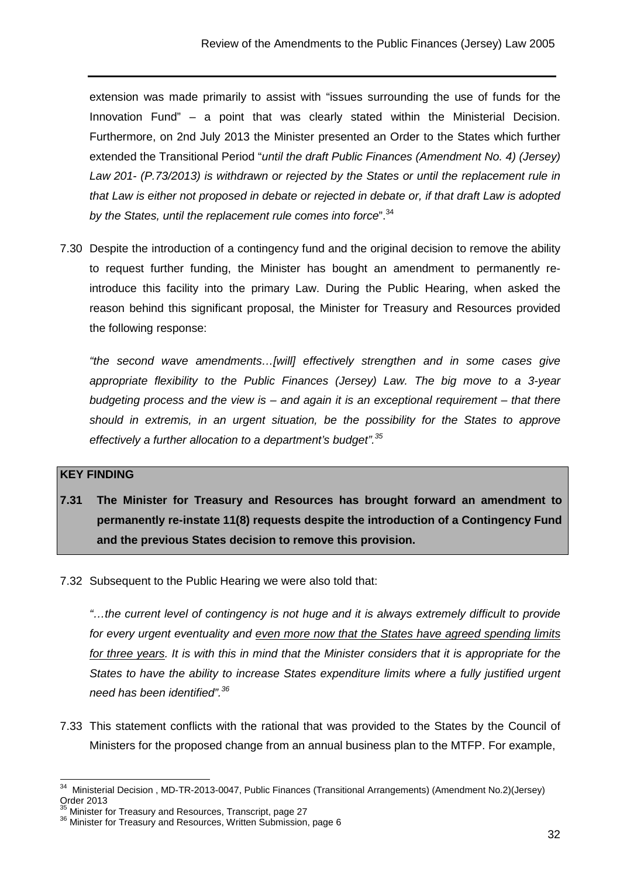extension was made primarily to assist with "issues surrounding the use of funds for the Innovation Fund" – a point that was clearly stated within the Ministerial Decision. Furthermore, on 2nd July 2013 the Minister presented an Order to the States which further extended the Transitional Period "*until the draft Public Finances (Amendment No. 4) (Jersey) Law 201- (P.73/2013) is withdrawn or rejected by the States or until the replacement rule in that Law is either not proposed in debate or rejected in debate or, if that draft Law is adopted by the States, until the replacement rule comes into force*".[34]

7.30 Despite the introduction of a contingency fund and the original decision to remove the ability to request further funding, the Minister has bought an amendment to permanently re-introduce this facility into the primary Law. During the Public Hearing, when asked the reason behind this significant proposal, the Minister for Treasury and Resources provided the following response:

*"the second wave amendments…[will] effectively strengthen and in some cases give appropriate flexibility to the Public Finances (Jersey) Law. The big move to a 3-year budgeting process and the view is – and again it is an exceptional requirement – that there should in extremis, in an urgent situation, be the possibility for the States to approve effectively a further allocation to a department's budget".*[35]

**KEY FINDING**

**7.31 The Minister for Treasury and Resources has brought forward an amendment to permanently re-instate 11(8) requests despite the introduction of a Contingency Fund and the previous States decision to remove this provision.**

7.32 Subsequent to the Public Hearing we were also told that:

*"…the current level of contingency is not huge and it is always extremely difficult to provide for every urgent eventuality and <u>even more now that the States have agreed spending limits for three years</u>. It is with this in mind that the Minister considers that it is appropriate for the States to have the ability to increase States expenditure limits where a fully justified urgent need has been identified".*[36]

7.33 This statement conflicts with the rational that was provided to the States by the Council of Ministers for the proposed change from an annual business plan to the MTFP. For example,

---

[34] Ministerial Decision , MD-TR-2013-0047, Public Finances (Transitional Arrangements) (Amendment No.2)(Jersey) Order 2013

[35] Minister for Treasury and Resources, Transcript, page 27

[36] Minister for Treasury and Resources, Written Submission, page 6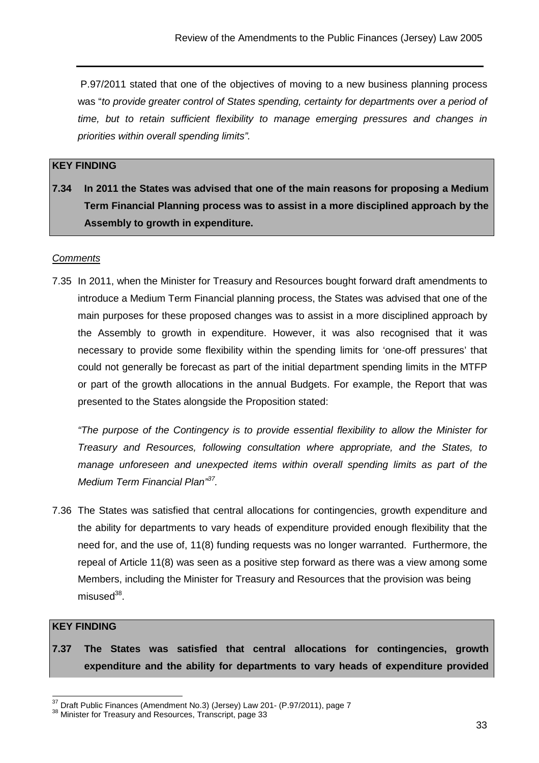P.97/2011 stated that one of the objectives of moving to a new business planning process was "*to provide greater control of States spending, certainty for departments over a period of time, but to retain sufficient flexibility to manage emerging pressures and changes in priorities within overall spending limits"*.

**KEY FINDING**

**7.34 In 2011 the States was advised that one of the main reasons for proposing a Medium Term Financial Planning process was to assist in a more disciplined approach by the Assembly to growth in expenditure.**

*Comments*

7.35 In 2011, when the Minister for Treasury and Resources bought forward draft amendments to introduce a Medium Term Financial planning process, the States was advised that one of the main purposes for these proposed changes was to assist in a more disciplined approach by the Assembly to growth in expenditure. However, it was also recognised that it was necessary to provide some flexibility within the spending limits for 'one-off pressures' that could not generally be forecast as part of the initial department spending limits in the MTFP or part of the growth allocations in the annual Budgets. For example, the Report that was presented to the States alongside the Proposition stated:

*"The purpose of the Contingency is to provide essential flexibility to allow the Minister for Treasury and Resources, following consultation where appropriate, and the States, to manage unforeseen and unexpected items within overall spending limits as part of the Medium Term Financial Plan"*[37].

7.36 The States was satisfied that central allocations for contingencies, growth expenditure and the ability for departments to vary heads of expenditure provided enough flexibility that the need for, and the use of, 11(8) funding requests was no longer warranted. Furthermore, the repeal of Article 11(8) was seen as a positive step forward as there was a view among some Members, including the Minister for Treasury and Resources that the provision was being misused[38].

**KEY FINDING**

**7.37 The States was satisfied that central allocations for contingencies, growth expenditure and the ability for departments to vary heads of expenditure provided**

---

[37] Draft Public Finances (Amendment No.3) (Jersey) Law 201- (P.97/2011), page 7

[38] Minister for Treasury and Resources, Transcript, page 33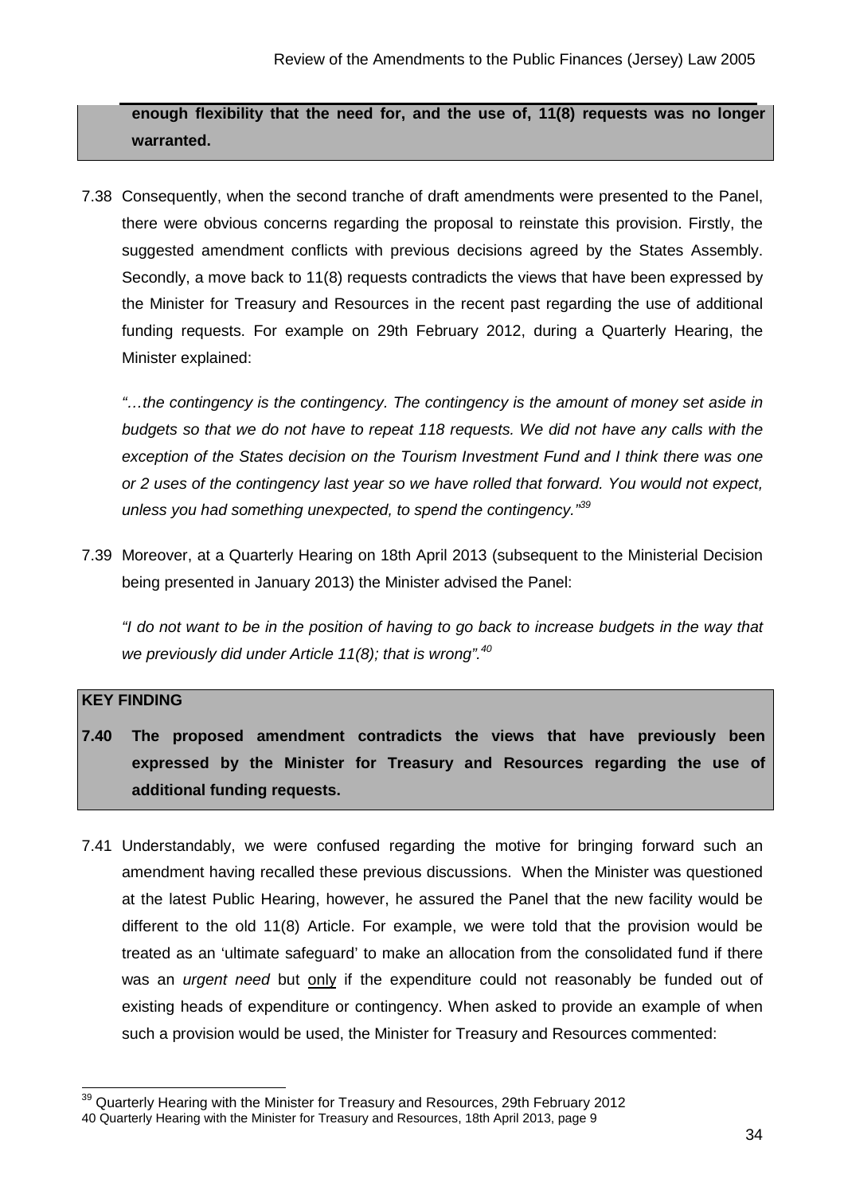**enough flexibility that the need for, and the use of, 11(8) requests was no longer warranted.**

7.38 Consequently, when the second tranche of draft amendments were presented to the Panel, there were obvious concerns regarding the proposal to reinstate this provision. Firstly, the suggested amendment conflicts with previous decisions agreed by the States Assembly. Secondly, a move back to 11(8) requests contradicts the views that have been expressed by the Minister for Treasury and Resources in the recent past regarding the use of additional funding requests. For example on 29th February 2012, during a Quarterly Hearing, the Minister explained:

*"…the contingency is the contingency. The contingency is the amount of money set aside in budgets so that we do not have to repeat 118 requests. We did not have any calls with the exception of the States decision on the Tourism Investment Fund and I think there was one or 2 uses of the contingency last year so we have rolled that forward. You would not expect, unless you had something unexpected, to spend the contingency."*[39]

7.39 Moreover, at a Quarterly Hearing on 18th April 2013 (subsequent to the Ministerial Decision being presented in January 2013) the Minister advised the Panel:

*"I do not want to be in the position of having to go back to increase budgets in the way that we previously did under Article 11(8); that is wrong".*[40]

**KEY FINDING**

**7.40 The proposed amendment contradicts the views that have previously been expressed by the Minister for Treasury and Resources regarding the use of additional funding requests.**

7.41 Understandably, we were confused regarding the motive for bringing forward such an amendment having recalled these previous discussions. When the Minister was questioned at the latest Public Hearing, however, he assured the Panel that the new facility would be different to the old 11(8) Article. For example, we were told that the provision would be treated as an 'ultimate safeguard' to make an allocation from the consolidated fund if there was an *urgent need* but only if the expenditure could not reasonably be funded out of existing heads of expenditure or contingency. When asked to provide an example of when such a provision would be used, the Minister for Treasury and Resources commented:

---

[39] Quarterly Hearing with the Minister for Treasury and Resources, 29th February 2012

[40] Quarterly Hearing with the Minister for Treasury and Resources, 18th April 2013, page 9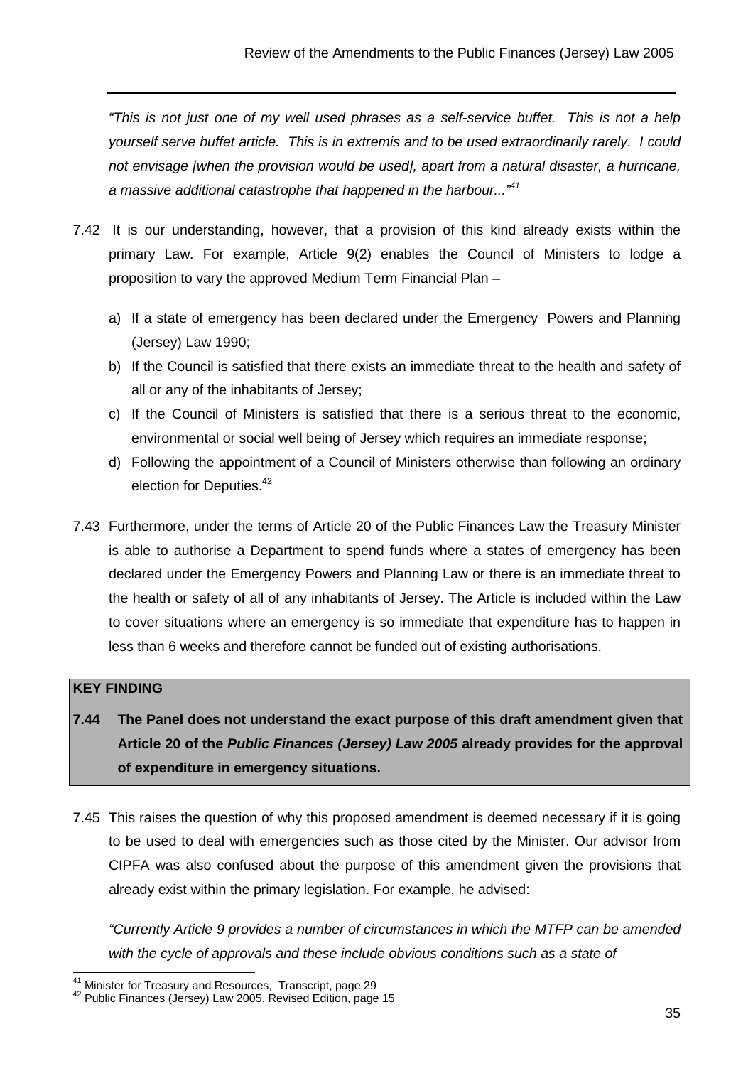*"This is not just one of my well used phrases as a self-service buffet. This is not a help yourself serve buffet article. This is in extremis and to be used extraordinarily rarely. I could not envisage [when the provision would be used], apart from a natural disaster, a hurricane, a massive additional catastrophe that happened in the harbour..."*[41]

7.42 It is our understanding, however, that a provision of this kind already exists within the primary Law. For example, Article 9(2) enables the Council of Ministers to lodge a proposition to vary the approved Medium Term Financial Plan –

a) If a state of emergency has been declared under the Emergency Powers and Planning (Jersey) Law 1990;
b) If the Council is satisfied that there exists an immediate threat to the health and safety of all or any of the inhabitants of Jersey;
c) If the Council of Ministers is satisfied that there is a serious threat to the economic, environmental or social well being of Jersey which requires an immediate response;
d) Following the appointment of a Council of Ministers otherwise than following an ordinary election for Deputies.[42]

7.43 Furthermore, under the terms of Article 20 of the Public Finances Law the Treasury Minister is able to authorise a Department to spend funds where a states of emergency has been declared under the Emergency Powers and Planning Law or there is an immediate threat to the health or safety of all of any inhabitants of Jersey. The Article is included within the Law to cover situations where an emergency is so immediate that expenditure has to happen in less than 6 weeks and therefore cannot be funded out of existing authorisations.

**KEY FINDING**

**7.44 The Panel does not understand the exact purpose of this draft amendment given that Article 20 of the *Public Finances (Jersey) Law 2005* already provides for the approval of expenditure in emergency situations.**

7.45 This raises the question of why this proposed amendment is deemed necessary if it is going to be used to deal with emergencies such as those cited by the Minister. Our advisor from CIPFA was also confused about the purpose of this amendment given the provisions that already exist within the primary legislation. For example, he advised:

*"Currently Article 9 provides a number of circumstances in which the MTFP can be amended with the cycle of approvals and these include obvious conditions such as a state of*

---

[41] Minister for Treasury and Resources, Transcript, page 29
[42] Public Finances (Jersey) Law 2005, Revised Edition, page 15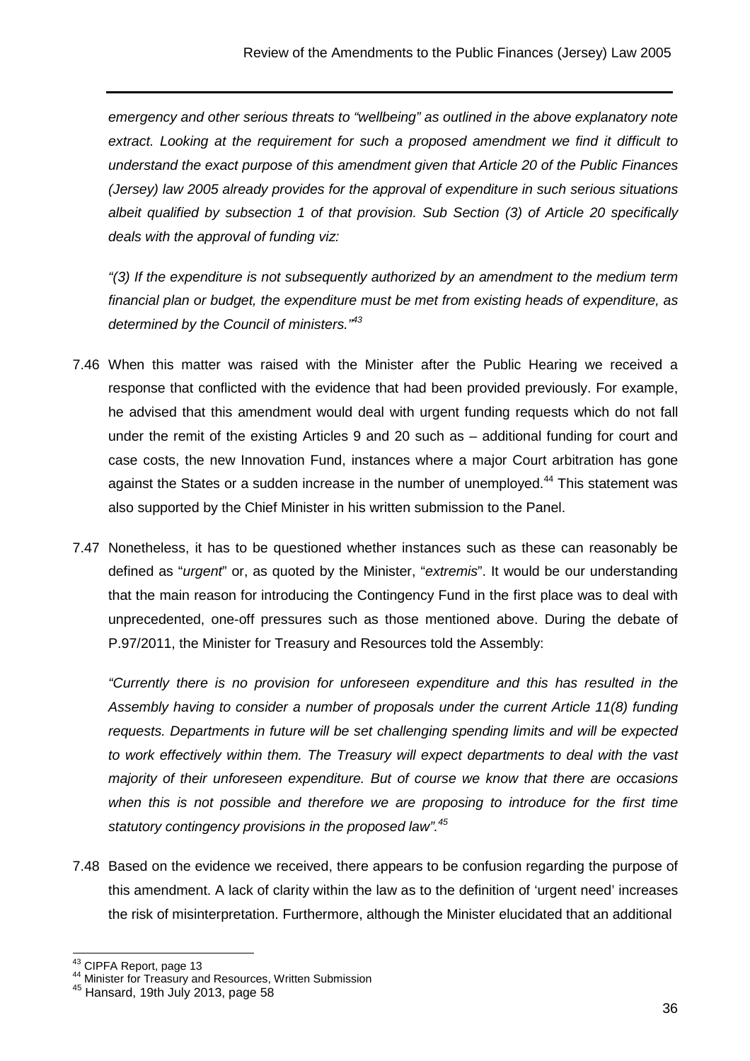*emergency and other serious threats to "wellbeing" as outlined in the above explanatory note extract. Looking at the requirement for such a proposed amendment we find it difficult to understand the exact purpose of this amendment given that Article 20 of the Public Finances (Jersey) law 2005 already provides for the approval of expenditure in such serious situations albeit qualified by subsection 1 of that provision. Sub Section (3) of Article 20 specifically deals with the approval of funding viz:*

*"(3) If the expenditure is not subsequently authorized by an amendment to the medium term financial plan or budget, the expenditure must be met from existing heads of expenditure, as determined by the Council of ministers."*[43]

7.46 When this matter was raised with the Minister after the Public Hearing we received a response that conflicted with the evidence that had been provided previously. For example, he advised that this amendment would deal with urgent funding requests which do not fall under the remit of the existing Articles 9 and 20 such as – additional funding for court and case costs, the new Innovation Fund, instances where a major Court arbitration has gone against the States or a sudden increase in the number of unemployed.[44] This statement was also supported by the Chief Minister in his written submission to the Panel.

7.47 Nonetheless, it has to be questioned whether instances such as these can reasonably be defined as "*urgent*" or, as quoted by the Minister, "*extremis*". It would be our understanding that the main reason for introducing the Contingency Fund in the first place was to deal with unprecedented, one-off pressures such as those mentioned above. During the debate of P.97/2011, the Minister for Treasury and Resources told the Assembly:

*"Currently there is no provision for unforeseen expenditure and this has resulted in the Assembly having to consider a number of proposals under the current Article 11(8) funding requests. Departments in future will be set challenging spending limits and will be expected to work effectively within them. The Treasury will expect departments to deal with the vast majority of their unforeseen expenditure. But of course we know that there are occasions when this is not possible and therefore we are proposing to introduce for the first time statutory contingency provisions in the proposed law".*[45]

7.48 Based on the evidence we received, there appears to be confusion regarding the purpose of this amendment. A lack of clarity within the law as to the definition of 'urgent need' increases the risk of misinterpretation. Furthermore, although the Minister elucidated that an additional

---

[43] CIPFA Report, page 13

[44] Minister for Treasury and Resources, Written Submission

[45] Hansard, 19th July 2013, page 58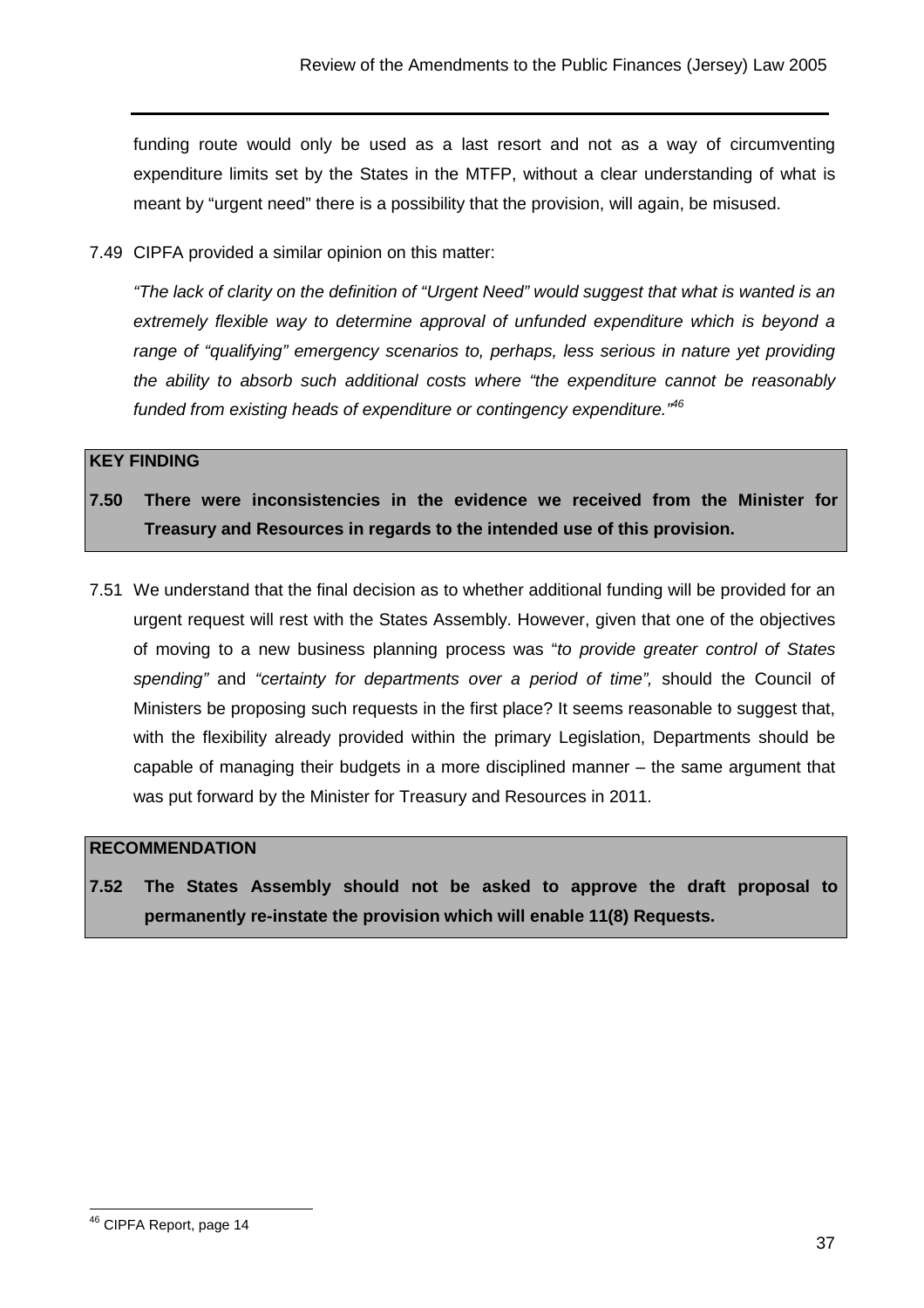funding route would only be used as a last resort and not as a way of circumventing expenditure limits set by the States in the MTFP, without a clear understanding of what is meant by "urgent need" there is a possibility that the provision, will again, be misused.

7.49 CIPFA provided a similar opinion on this matter:

*"The lack of clarity on the definition of "Urgent Need" would suggest that what is wanted is an extremely flexible way to determine approval of unfunded expenditure which is beyond a range of "qualifying" emergency scenarios to, perhaps, less serious in nature yet providing the ability to absorb such additional costs where "the expenditure cannot be reasonably funded from existing heads of expenditure or contingency expenditure."*[46]

**KEY FINDING**

**7.50 There were inconsistencies in the evidence we received from the Minister for Treasury and Resources in regards to the intended use of this provision.**

7.51 We understand that the final decision as to whether additional funding will be provided for an urgent request will rest with the States Assembly. However, given that one of the objectives of moving to a new business planning process was "*to provide greater control of States spending"* and *"certainty for departments over a period of time",* should the Council of Ministers be proposing such requests in the first place? It seems reasonable to suggest that, with the flexibility already provided within the primary Legislation, Departments should be capable of managing their budgets in a more disciplined manner – the same argument that was put forward by the Minister for Treasury and Resources in 2011.

**RECOMMENDATION**

**7.52 The States Assembly should not be asked to approve the draft proposal to permanently re-instate the provision which will enable 11(8) Requests.**

---

[46] CIPFA Report, page 14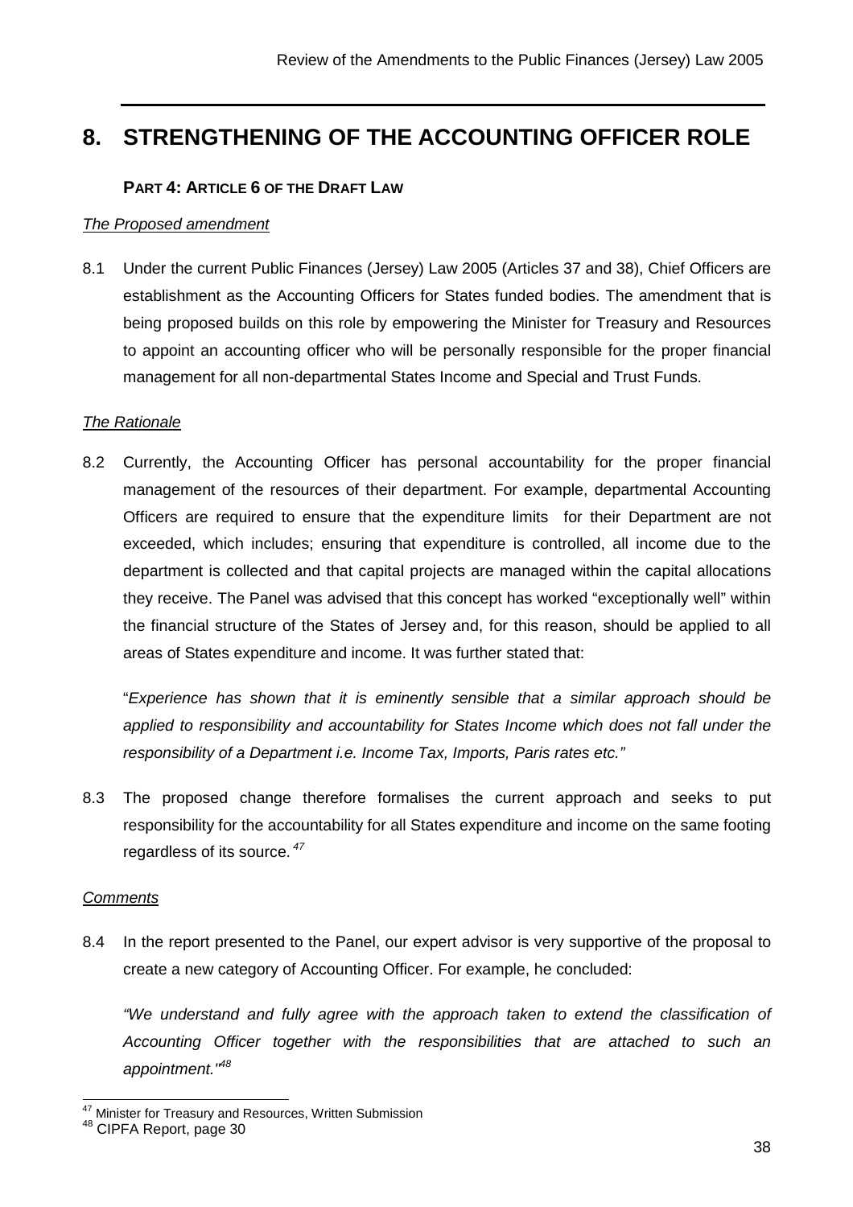# 8. STRENGTHENING OF THE ACCOUNTING OFFICER ROLE

### PART 4: ARTICLE 6 OF THE DRAFT LAW

*The Proposed amendment*

8.1 Under the current Public Finances (Jersey) Law 2005 (Articles 37 and 38), Chief Officers are establishment as the Accounting Officers for States funded bodies. The amendment that is being proposed builds on this role by empowering the Minister for Treasury and Resources to appoint an accounting officer who will be personally responsible for the proper financial management for all non-departmental States Income and Special and Trust Funds.

*The Rationale*

8.2 Currently, the Accounting Officer has personal accountability for the proper financial management of the resources of their department. For example, departmental Accounting Officers are required to ensure that the expenditure limits for their Department are not exceeded, which includes; ensuring that expenditure is controlled, all income due to the department is collected and that capital projects are managed within the capital allocations they receive. The Panel was advised that this concept has worked "exceptionally well" within the financial structure of the States of Jersey and, for this reason, should be applied to all areas of States expenditure and income. It was further stated that:

"*Experience has shown that it is eminently sensible that a similar approach should be applied to responsibility and accountability for States Income which does not fall under the responsibility of a Department i.e. Income Tax, Imports, Paris rates etc."*

8.3 The proposed change therefore formalises the current approach and seeks to put responsibility for the accountability for all States expenditure and income on the same footing regardless of its source.[47]

*Comments*

8.4 In the report presented to the Panel, our expert advisor is very supportive of the proposal to create a new category of Accounting Officer. For example, he concluded:

*"We understand and fully agree with the approach taken to extend the classification of Accounting Officer together with the responsibilities that are attached to such an appointment."*[48]

---

[47] Minister for Treasury and Resources, Written Submission

[48] CIPFA Report, page 30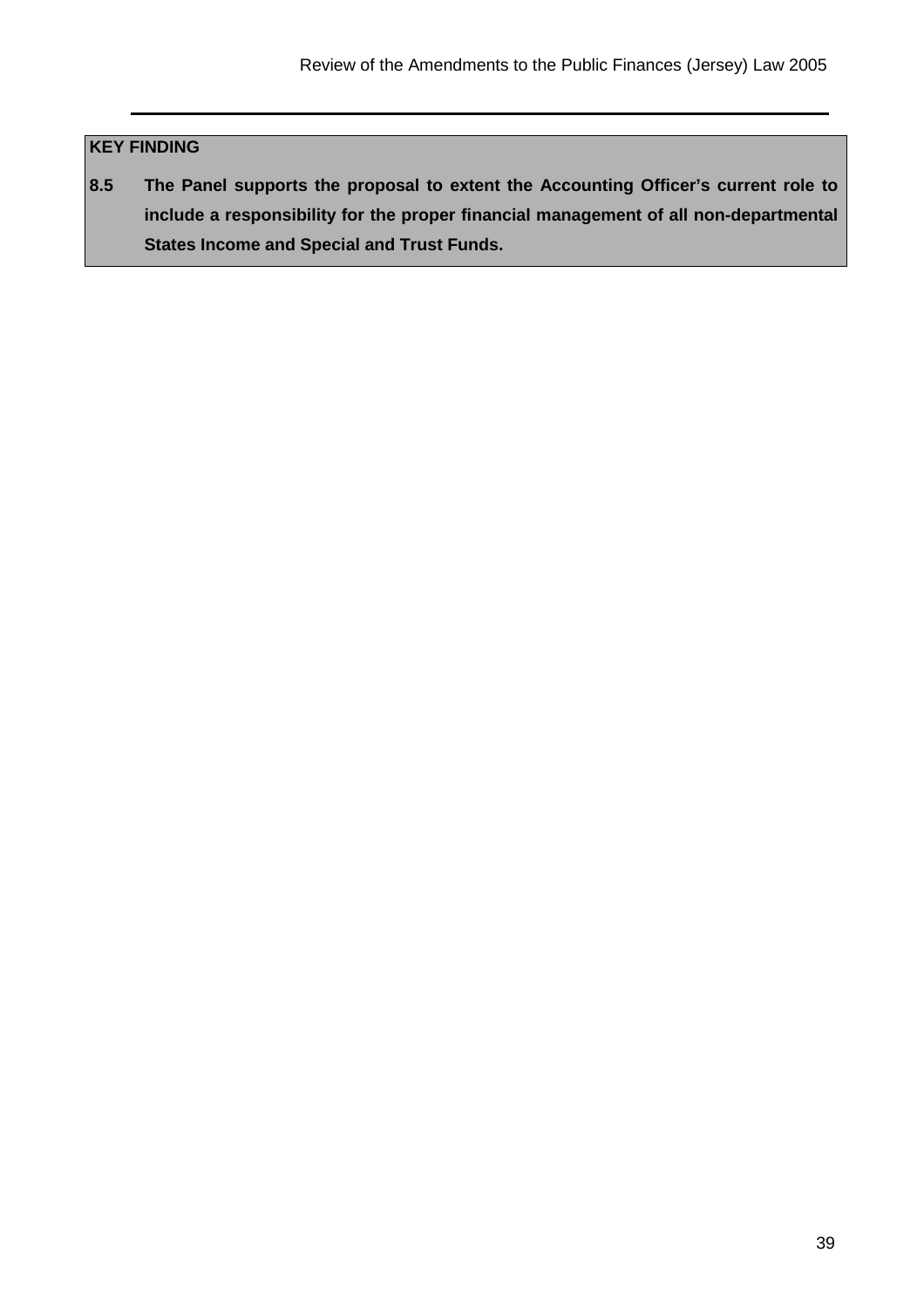**KEY FINDING**

**8.5 The Panel supports the proposal to extent the Accounting Officer's current role to include a responsibility for the proper financial management of all non-departmental States Income and Special and Trust Funds.**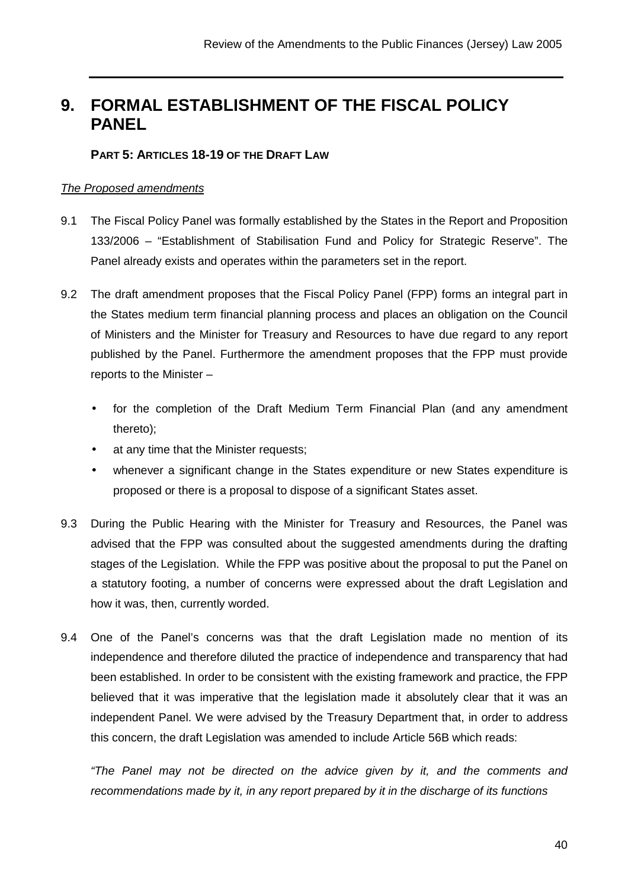# 9. FORMAL ESTABLISHMENT OF THE FISCAL POLICY PANEL

**PART 5: ARTICLES 18-19 OF THE DRAFT LAW**

*The Proposed amendments*

9.1 The Fiscal Policy Panel was formally established by the States in the Report and Proposition 133/2006 – "Establishment of Stabilisation Fund and Policy for Strategic Reserve". The Panel already exists and operates within the parameters set in the report.

9.2 The draft amendment proposes that the Fiscal Policy Panel (FPP) forms an integral part in the States medium term financial planning process and places an obligation on the Council of Ministers and the Minister for Treasury and Resources to have due regard to any report published by the Panel. Furthermore the amendment proposes that the FPP must provide reports to the Minister –

- for the completion of the Draft Medium Term Financial Plan (and any amendment thereto);
- at any time that the Minister requests;
- whenever a significant change in the States expenditure or new States expenditure is proposed or there is a proposal to dispose of a significant States asset.

9.3 During the Public Hearing with the Minister for Treasury and Resources, the Panel was advised that the FPP was consulted about the suggested amendments during the drafting stages of the Legislation. While the FPP was positive about the proposal to put the Panel on a statutory footing, a number of concerns were expressed about the draft Legislation and how it was, then, currently worded.

9.4 One of the Panel's concerns was that the draft Legislation made no mention of its independence and therefore diluted the practice of independence and transparency that had been established. In order to be consistent with the existing framework and practice, the FPP believed that it was imperative that the legislation made it absolutely clear that it was an independent Panel. We were advised by the Treasury Department that, in order to address this concern, the draft Legislation was amended to include Article 56B which reads:

*"The Panel may not be directed on the advice given by it, and the comments and recommendations made by it, in any report prepared by it in the discharge of its functions*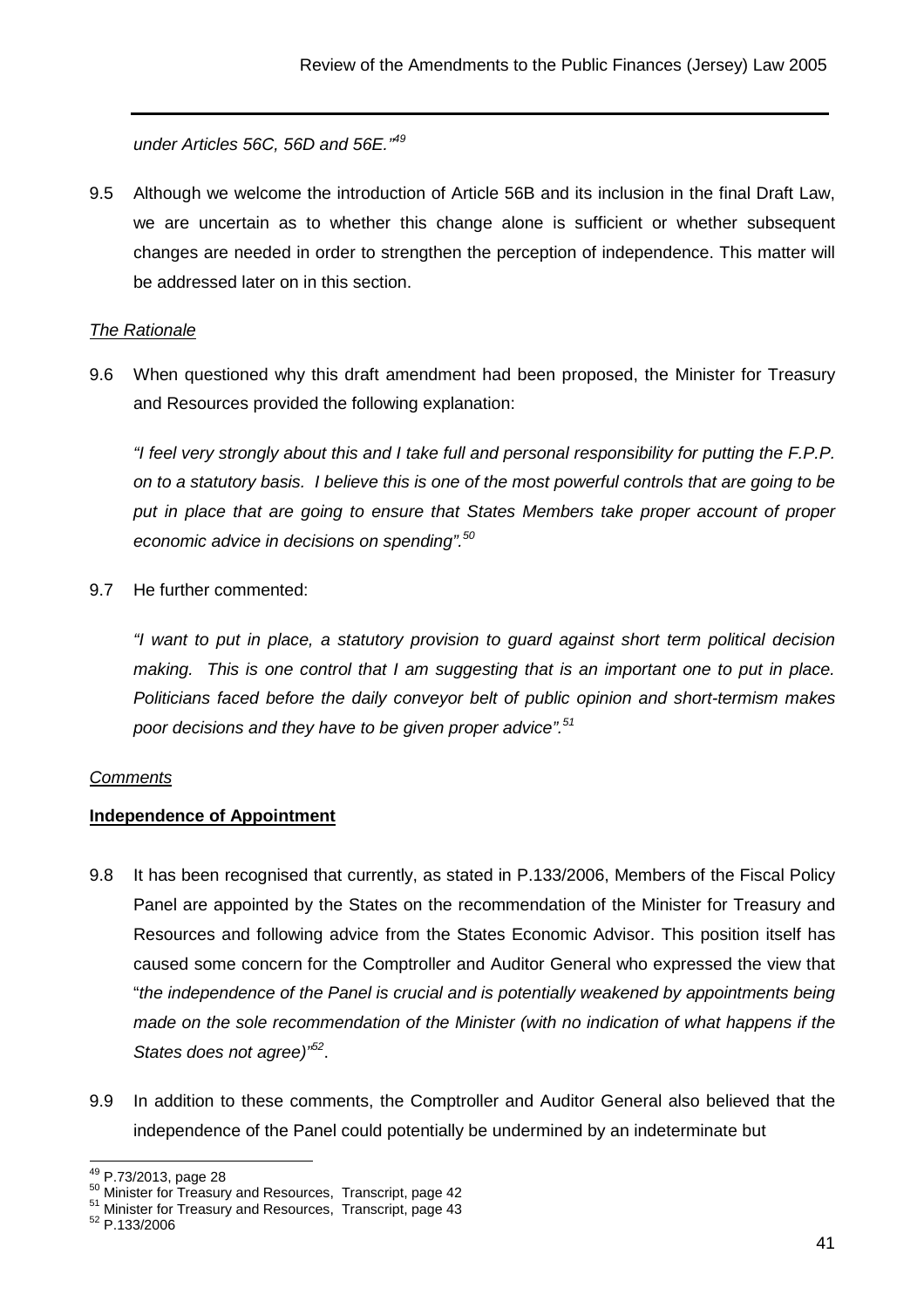*under Articles 56C, 56D and 56E."*[49]

9.5 Although we welcome the introduction of Article 56B and its inclusion in the final Draft Law, we are uncertain as to whether this change alone is sufficient or whether subsequent changes are needed in order to strengthen the perception of independence. This matter will be addressed later on in this section.

*The Rationale*

9.6 When questioned why this draft amendment had been proposed, the Minister for Treasury and Resources provided the following explanation:

*"I feel very strongly about this and I take full and personal responsibility for putting the F.P.P. on to a statutory basis. I believe this is one of the most powerful controls that are going to be put in place that are going to ensure that States Members take proper account of proper economic advice in decisions on spending".*[50]

9.7 He further commented:

*"I want to put in place, a statutory provision to guard against short term political decision making. This is one control that I am suggesting that is an important one to put in place. Politicians faced before the daily conveyor belt of public opinion and short-termism makes poor decisions and they have to be given proper advice".*[51]

*Comments*

**Independence of Appointment**

9.8 It has been recognised that currently, as stated in P.133/2006, Members of the Fiscal Policy Panel are appointed by the States on the recommendation of the Minister for Treasury and Resources and following advice from the States Economic Advisor. This position itself has caused some concern for the Comptroller and Auditor General who expressed the view that "*the independence of the Panel is crucial and is potentially weakened by appointments being made on the sole recommendation of the Minister (with no indication of what happens if the States does not agree)*"[52].

9.9 In addition to these comments, the Comptroller and Auditor General also believed that the independence of the Panel could potentially be undermined by an indeterminate but

---

[49] P.73/2013, page 28
[50] Minister for Treasury and Resources, Transcript, page 42
[51] Minister for Treasury and Resources, Transcript, page 43
[52] P.133/2006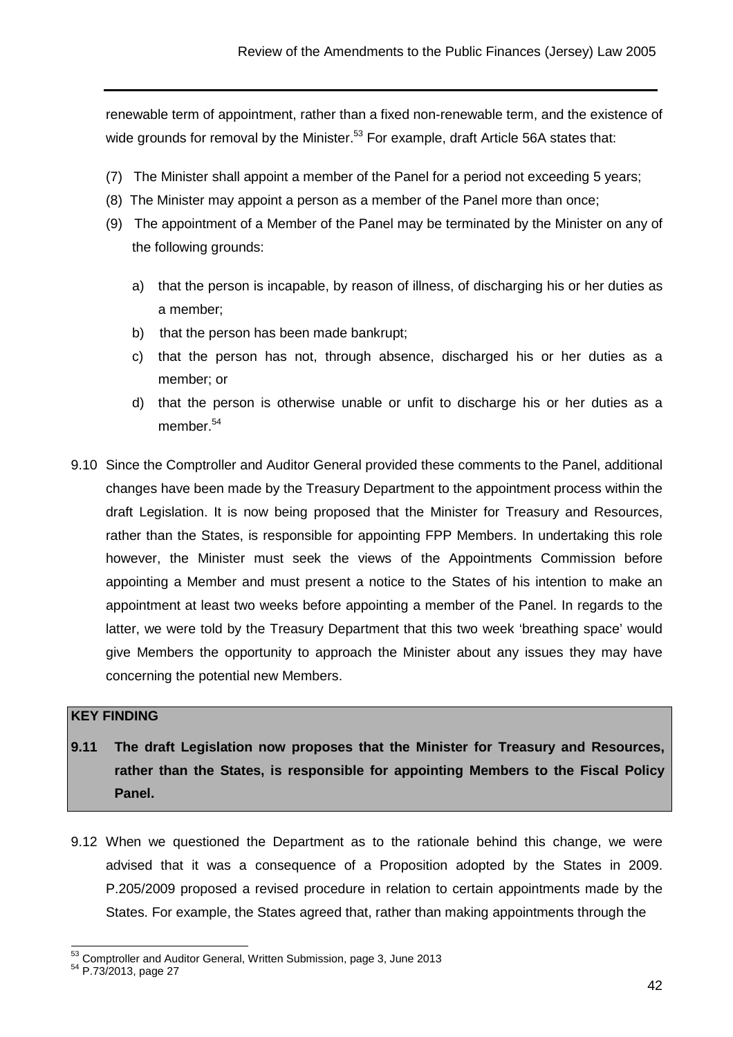renewable term of appointment, rather than a fixed non-renewable term, and the existence of wide grounds for removal by the Minister.[53] For example, draft Article 56A states that:

(7) The Minister shall appoint a member of the Panel for a period not exceeding 5 years;

(8) The Minister may appoint a person as a member of the Panel more than once;

(9) The appointment of a Member of the Panel may be terminated by the Minister on any of the following grounds:

  a) that the person is incapable, by reason of illness, of discharging his or her duties as a member;
  b) that the person has been made bankrupt;
  c) that the person has not, through absence, discharged his or her duties as a member; or
  d) that the person is otherwise unable or unfit to discharge his or her duties as a member.[54]

9.10 Since the Comptroller and Auditor General provided these comments to the Panel, additional changes have been made by the Treasury Department to the appointment process within the draft Legislation. It is now being proposed that the Minister for Treasury and Resources, rather than the States, is responsible for appointing FPP Members. In undertaking this role however, the Minister must seek the views of the Appointments Commission before appointing a Member and must present a notice to the States of his intention to make an appointment at least two weeks before appointing a member of the Panel. In regards to the latter, we were told by the Treasury Department that this two week 'breathing space' would give Members the opportunity to approach the Minister about any issues they may have concerning the potential new Members.

**KEY FINDING**

**9.11 The draft Legislation now proposes that the Minister for Treasury and Resources, rather than the States, is responsible for appointing Members to the Fiscal Policy Panel.**

9.12 When we questioned the Department as to the rationale behind this change, we were advised that it was a consequence of a Proposition adopted by the States in 2009. P.205/2009 proposed a revised procedure in relation to certain appointments made by the States. For example, the States agreed that, rather than making appointments through the

[53] Comptroller and Auditor General, Written Submission, page 3, June 2013
[54] P.73/2013, page 27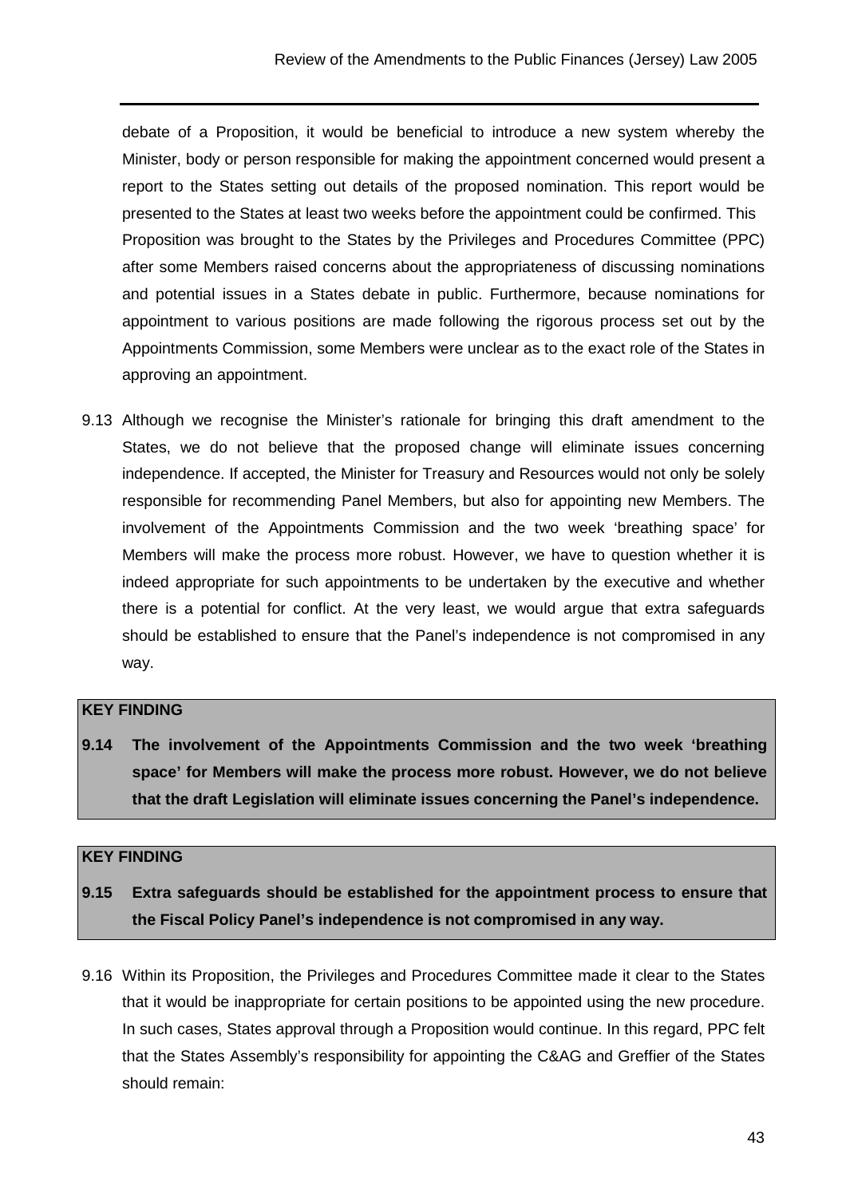debate of a Proposition, it would be beneficial to introduce a new system whereby the Minister, body or person responsible for making the appointment concerned would present a report to the States setting out details of the proposed nomination. This report would be presented to the States at least two weeks before the appointment could be confirmed. This Proposition was brought to the States by the Privileges and Procedures Committee (PPC) after some Members raised concerns about the appropriateness of discussing nominations and potential issues in a States debate in public. Furthermore, because nominations for appointment to various positions are made following the rigorous process set out by the Appointments Commission, some Members were unclear as to the exact role of the States in approving an appointment.

9.13 Although we recognise the Minister's rationale for bringing this draft amendment to the States, we do not believe that the proposed change will eliminate issues concerning independence. If accepted, the Minister for Treasury and Resources would not only be solely responsible for recommending Panel Members, but also for appointing new Members. The involvement of the Appointments Commission and the two week 'breathing space' for Members will make the process more robust. However, we have to question whether it is indeed appropriate for such appointments to be undertaken by the executive and whether there is a potential for conflict. At the very least, we would argue that extra safeguards should be established to ensure that the Panel's independence is not compromised in any way.

**KEY FINDING**

**9.14 The involvement of the Appointments Commission and the two week 'breathing space' for Members will make the process more robust. However, we do not believe that the draft Legislation will eliminate issues concerning the Panel's independence.**

**KEY FINDING**

**9.15 Extra safeguards should be established for the appointment process to ensure that the Fiscal Policy Panel's independence is not compromised in any way.**

9.16 Within its Proposition, the Privileges and Procedures Committee made it clear to the States that it would be inappropriate for certain positions to be appointed using the new procedure. In such cases, States approval through a Proposition would continue. In this regard, PPC felt that the States Assembly's responsibility for appointing the C&AG and Greffier of the States should remain: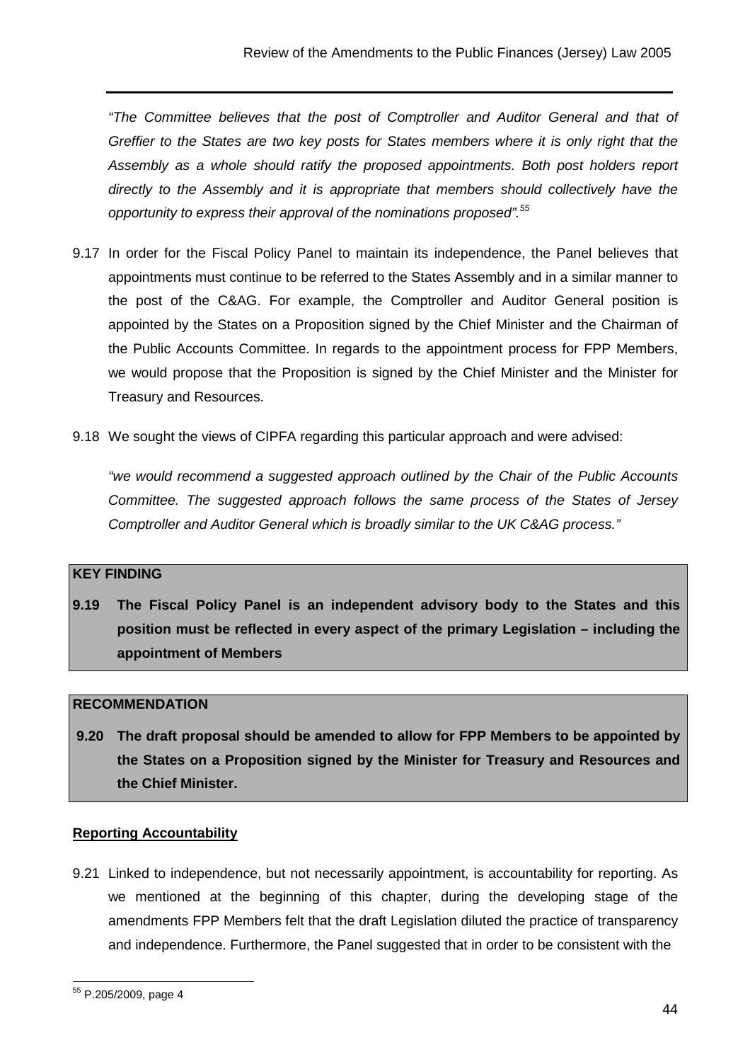*"The Committee believes that the post of Comptroller and Auditor General and that of Greffier to the States are two key posts for States members where it is only right that the Assembly as a whole should ratify the proposed appointments. Both post holders report directly to the Assembly and it is appropriate that members should collectively have the opportunity to express their approval of the nominations proposed".*[55]

9.17 In order for the Fiscal Policy Panel to maintain its independence, the Panel believes that appointments must continue to be referred to the States Assembly and in a similar manner to the post of the C&AG. For example, the Comptroller and Auditor General position is appointed by the States on a Proposition signed by the Chief Minister and the Chairman of the Public Accounts Committee. In regards to the appointment process for FPP Members, we would propose that the Proposition is signed by the Chief Minister and the Minister for Treasury and Resources.

9.18 We sought the views of CIPFA regarding this particular approach and were advised:

*"we would recommend a suggested approach outlined by the Chair of the Public Accounts Committee. The suggested approach follows the same process of the States of Jersey Comptroller and Auditor General which is broadly similar to the UK C&AG process."*

**KEY FINDING**

**9.19 The Fiscal Policy Panel is an independent advisory body to the States and this position must be reflected in every aspect of the primary Legislation – including the appointment of Members**

**RECOMMENDATION**

**9.20 The draft proposal should be amended to allow for FPP Members to be appointed by the States on a Proposition signed by the Minister for Treasury and Resources and the Chief Minister.**

**Reporting Accountability**

9.21 Linked to independence, but not necessarily appointment, is accountability for reporting. As we mentioned at the beginning of this chapter, during the developing stage of the amendments FPP Members felt that the draft Legislation diluted the practice of transparency and independence. Furthermore, the Panel suggested that in order to be consistent with the

[55] P.205/2009, page 4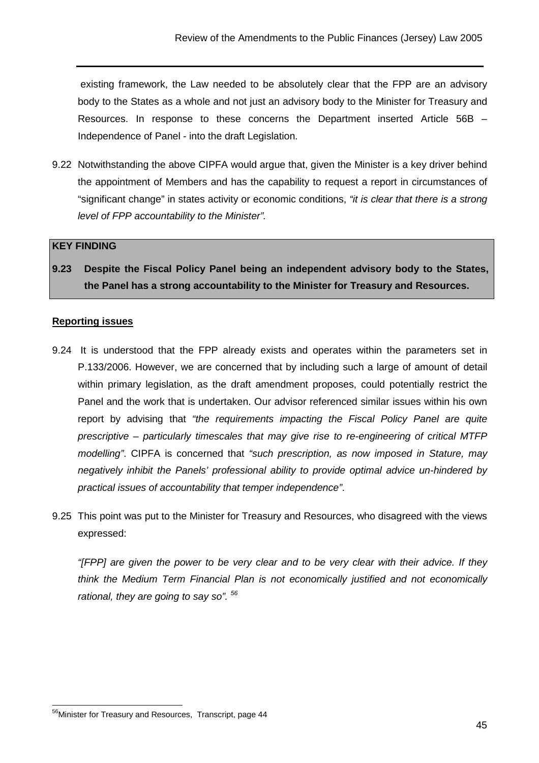existing framework, the Law needed to be absolutely clear that the FPP are an advisory body to the States as a whole and not just an advisory body to the Minister for Treasury and Resources. In response to these concerns the Department inserted Article 56B – Independence of Panel - into the draft Legislation.

9.22 Notwithstanding the above CIPFA would argue that, given the Minister is a key driver behind the appointment of Members and has the capability to request a report in circumstances of "significant change" in states activity or economic conditions, *"it is clear that there is a strong level of FPP accountability to the Minister".*

| **KEY FINDING** |
|---|
| **9.23 Despite the Fiscal Policy Panel being an independent advisory body to the States, the Panel has a strong accountability to the Minister for Treasury and Resources.** |

**Reporting issues**

9.24 It is understood that the FPP already exists and operates within the parameters set in P.133/2006. However, we are concerned that by including such a large of amount of detail within primary legislation, as the draft amendment proposes, could potentially restrict the Panel and the work that is undertaken. Our advisor referenced similar issues within his own report by advising that *"the requirements impacting the Fiscal Policy Panel are quite prescriptive – particularly timescales that may give rise to re-engineering of critical MTFP modelling"*. CIPFA is concerned that *"such prescription, as now imposed in Stature, may negatively inhibit the Panels' professional ability to provide optimal advice un-hindered by practical issues of accountability that temper independence"*.

9.25 This point was put to the Minister for Treasury and Resources, who disagreed with the views expressed:

*"[FPP] are given the power to be very clear and to be very clear with their advice. If they think the Medium Term Financial Plan is not economically justified and not economically rational, they are going to say so".* [56]

[56] Minister for Treasury and Resources, Transcript, page 44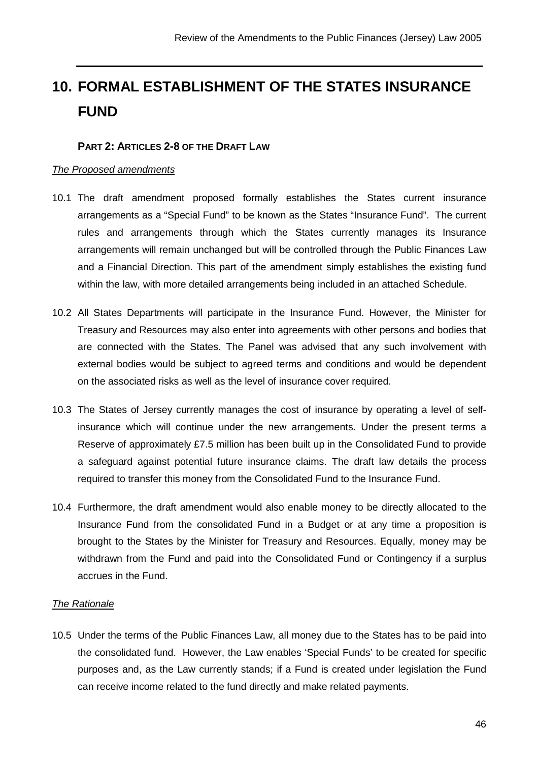# 10. FORMAL ESTABLISHMENT OF THE STATES INSURANCE FUND

### PART 2: ARTICLES 2-8 OF THE DRAFT LAW

*The Proposed amendments*

10.1 The draft amendment proposed formally establishes the States current insurance arrangements as a "Special Fund" to be known as the States "Insurance Fund". The current rules and arrangements through which the States currently manages its Insurance arrangements will remain unchanged but will be controlled through the Public Finances Law and a Financial Direction. This part of the amendment simply establishes the existing fund within the law, with more detailed arrangements being included in an attached Schedule.

10.2 All States Departments will participate in the Insurance Fund. However, the Minister for Treasury and Resources may also enter into agreements with other persons and bodies that are connected with the States. The Panel was advised that any such involvement with external bodies would be subject to agreed terms and conditions and would be dependent on the associated risks as well as the level of insurance cover required.

10.3 The States of Jersey currently manages the cost of insurance by operating a level of self-insurance which will continue under the new arrangements. Under the present terms a Reserve of approximately £7.5 million has been built up in the Consolidated Fund to provide a safeguard against potential future insurance claims. The draft law details the process required to transfer this money from the Consolidated Fund to the Insurance Fund.

10.4 Furthermore, the draft amendment would also enable money to be directly allocated to the Insurance Fund from the consolidated Fund in a Budget or at any time a proposition is brought to the States by the Minister for Treasury and Resources. Equally, money may be withdrawn from the Fund and paid into the Consolidated Fund or Contingency if a surplus accrues in the Fund.

*The Rationale*

10.5 Under the terms of the Public Finances Law, all money due to the States has to be paid into the consolidated fund. However, the Law enables 'Special Funds' to be created for specific purposes and, as the Law currently stands; if a Fund is created under legislation the Fund can receive income related to the fund directly and make related payments.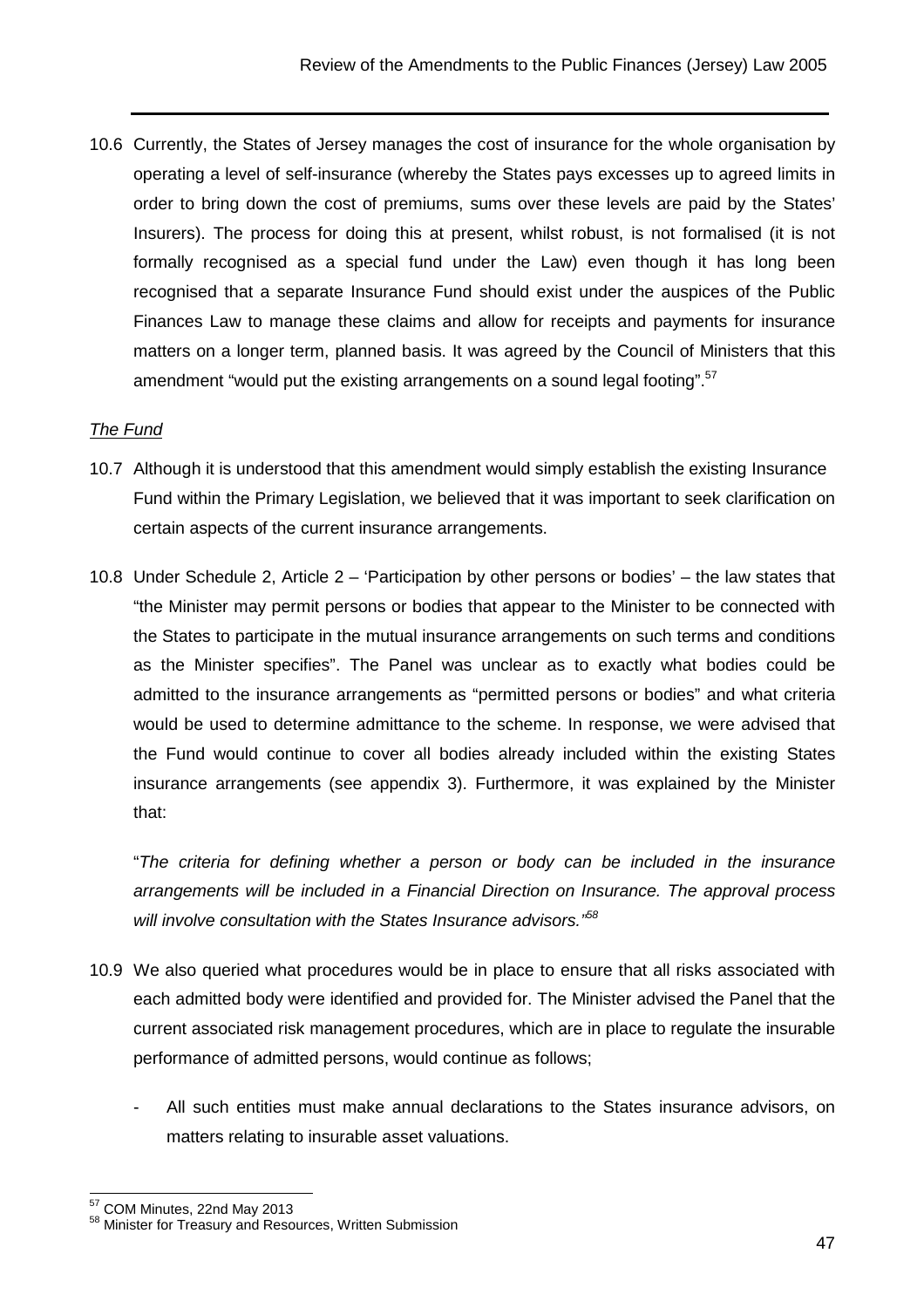10.6 Currently, the States of Jersey manages the cost of insurance for the whole organisation by operating a level of self-insurance (whereby the States pays excesses up to agreed limits in order to bring down the cost of premiums, sums over these levels are paid by the States' Insurers). The process for doing this at present, whilst robust, is not formalised (it is not formally recognised as a special fund under the Law) even though it has long been recognised that a separate Insurance Fund should exist under the auspices of the Public Finances Law to manage these claims and allow for receipts and payments for insurance matters on a longer term, planned basis. It was agreed by the Council of Ministers that this amendment "would put the existing arrangements on a sound legal footing".[57]

*The Fund*

10.7 Although it is understood that this amendment would simply establish the existing Insurance Fund within the Primary Legislation, we believed that it was important to seek clarification on certain aspects of the current insurance arrangements.

10.8 Under Schedule 2, Article 2 – 'Participation by other persons or bodies' – the law states that "the Minister may permit persons or bodies that appear to the Minister to be connected with the States to participate in the mutual insurance arrangements on such terms and conditions as the Minister specifies". The Panel was unclear as to exactly what bodies could be admitted to the insurance arrangements as "permitted persons or bodies" and what criteria would be used to determine admittance to the scheme. In response, we were advised that the Fund would continue to cover all bodies already included within the existing States insurance arrangements (see appendix 3). Furthermore, it was explained by the Minister that:

"*The criteria for defining whether a person or body can be included in the insurance arrangements will be included in a Financial Direction on Insurance. The approval process will involve consultation with the States Insurance advisors.*"[58]

10.9 We also queried what procedures would be in place to ensure that all risks associated with each admitted body were identified and provided for. The Minister advised the Panel that the current associated risk management procedures, which are in place to regulate the insurable performance of admitted persons, would continue as follows;

- All such entities must make annual declarations to the States insurance advisors, on matters relating to insurable asset valuations.

---

[57] COM Minutes, 22nd May 2013

[58] Minister for Treasury and Resources, Written Submission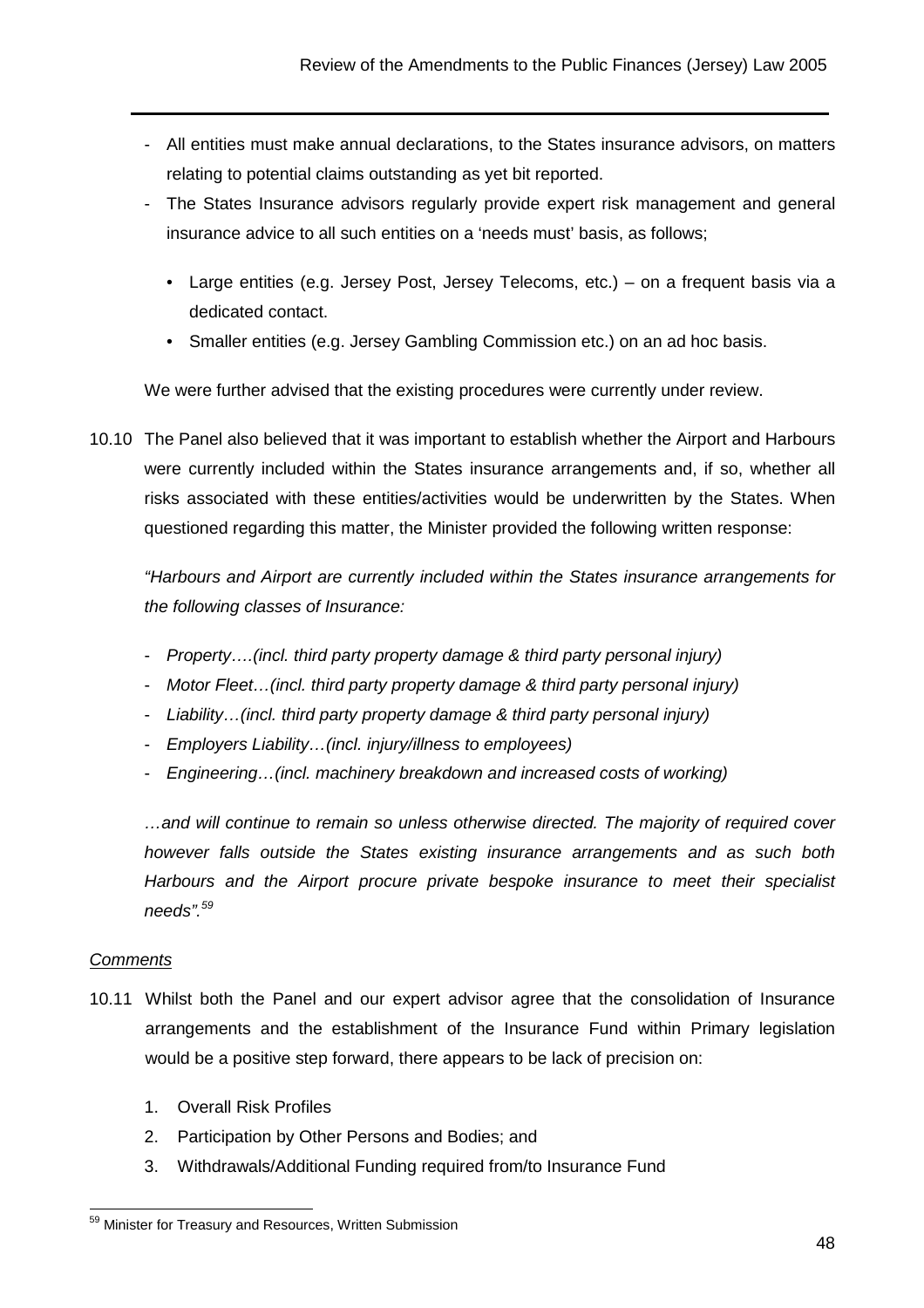- All entities must make annual declarations, to the States insurance advisors, on matters relating to potential claims outstanding as yet bit reported.
- The States Insurance advisors regularly provide expert risk management and general insurance advice to all such entities on a 'needs must' basis, as follows;
  - Large entities (e.g. Jersey Post, Jersey Telecoms, etc.) – on a frequent basis via a dedicated contact.
  - Smaller entities (e.g. Jersey Gambling Commission etc.) on an ad hoc basis.

We were further advised that the existing procedures were currently under review.

10.10 The Panel also believed that it was important to establish whether the Airport and Harbours were currently included within the States insurance arrangements and, if so, whether all risks associated with these entities/activities would be underwritten by the States. When questioned regarding this matter, the Minister provided the following written response:

*"Harbours and Airport are currently included within the States insurance arrangements for the following classes of Insurance:*

- *Property….(incl. third party property damage & third party personal injury)*
- *Motor Fleet…(incl. third party property damage & third party personal injury)*
- *Liability…(incl. third party property damage & third party personal injury)*
- *Employers Liability…(incl. injury/illness to employees)*
- *Engineering…(incl. machinery breakdown and increased costs of working)*

*…and will continue to remain so unless otherwise directed. The majority of required cover however falls outside the States existing insurance arrangements and as such both Harbours and the Airport procure private bespoke insurance to meet their specialist needs".*[59]

*Comments*

10.11 Whilst both the Panel and our expert advisor agree that the consolidation of Insurance arrangements and the establishment of the Insurance Fund within Primary legislation would be a positive step forward, there appears to be lack of precision on:

1. Overall Risk Profiles
2. Participation by Other Persons and Bodies; and
3. Withdrawals/Additional Funding required from/to Insurance Fund

[59] Minister for Treasury and Resources, Written Submission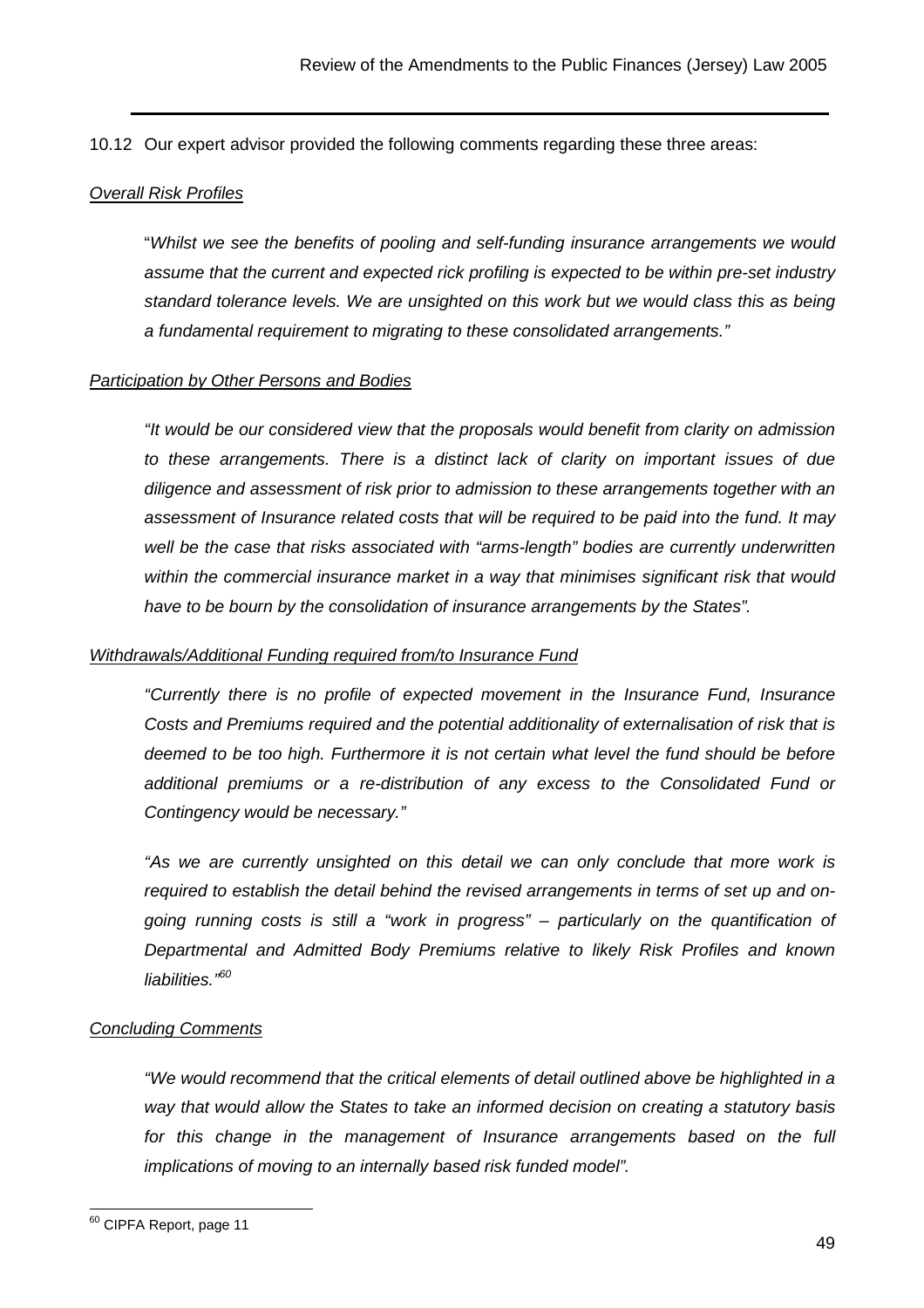10.12 Our expert advisor provided the following comments regarding these three areas:

<u>*Overall Risk Profiles*</u>

"*Whilst we see the benefits of pooling and self-funding insurance arrangements we would assume that the current and expected rick profiling is expected to be within pre-set industry standard tolerance levels. We are unsighted on this work but we would class this as being a fundamental requirement to migrating to these consolidated arrangements."*

<u>*Participation by Other Persons and Bodies*</u>

*"It would be our considered view that the proposals would benefit from clarity on admission to these arrangements. There is a distinct lack of clarity on important issues of due diligence and assessment of risk prior to admission to these arrangements together with an assessment of Insurance related costs that will be required to be paid into the fund. It may well be the case that risks associated with "arms-length" bodies are currently underwritten within the commercial insurance market in a way that minimises significant risk that would have to be bourn by the consolidation of insurance arrangements by the States".*

<u>*Withdrawals/Additional Funding required from/to Insurance Fund*</u>

*"Currently there is no profile of expected movement in the Insurance Fund, Insurance Costs and Premiums required and the potential additionality of externalisation of risk that is deemed to be too high. Furthermore it is not certain what level the fund should be before additional premiums or a re-distribution of any excess to the Consolidated Fund or Contingency would be necessary."*

*"As we are currently unsighted on this detail we can only conclude that more work is required to establish the detail behind the revised arrangements in terms of set up and on-going running costs is still a "work in progress" – particularly on the quantification of Departmental and Admitted Body Premiums relative to likely Risk Profiles and known liabilities."*[60]

<u>*Concluding Comments*</u>

*"We would recommend that the critical elements of detail outlined above be highlighted in a way that would allow the States to take an informed decision on creating a statutory basis for this change in the management of Insurance arrangements based on the full implications of moving to an internally based risk funded model".*

---

[60] CIPFA Report, page 11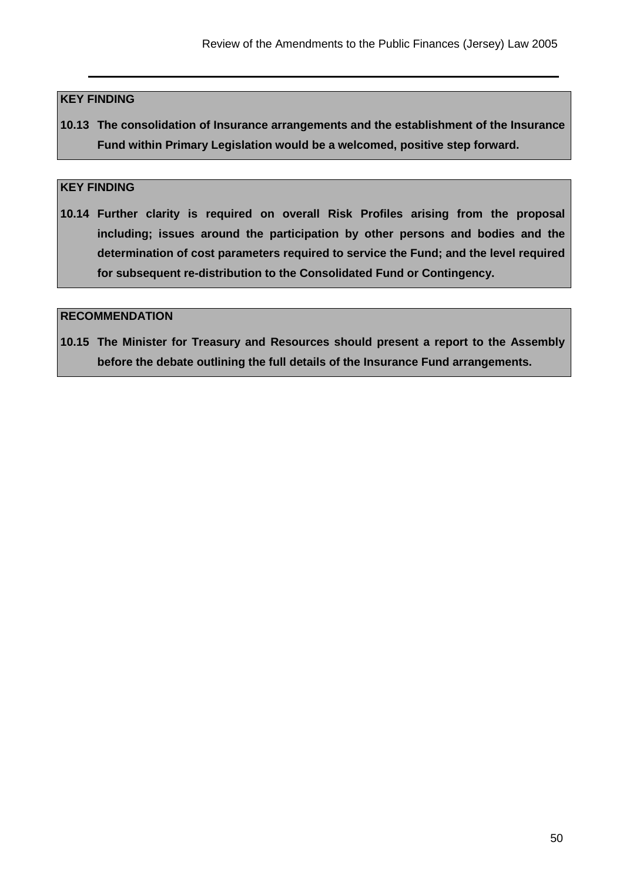**KEY FINDING**

**10.13 The consolidation of Insurance arrangements and the establishment of the Insurance Fund within Primary Legislation would be a welcomed, positive step forward.**

**KEY FINDING**

**10.14 Further clarity is required on overall Risk Profiles arising from the proposal including; issues around the participation by other persons and bodies and the determination of cost parameters required to service the Fund; and the level required for subsequent re-distribution to the Consolidated Fund or Contingency.**

**RECOMMENDATION**

**10.15 The Minister for Treasury and Resources should present a report to the Assembly before the debate outlining the full details of the Insurance Fund arrangements.**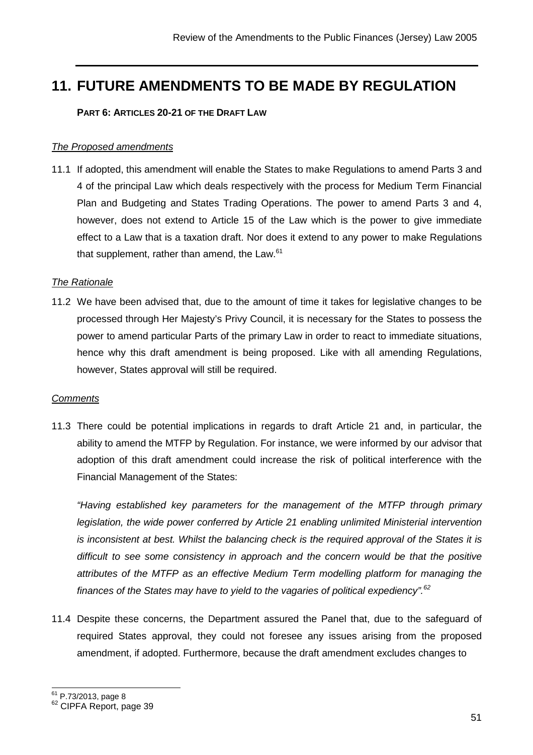# 11. FUTURE AMENDMENTS TO BE MADE BY REGULATION

**PART 6: ARTICLES 20-21 OF THE DRAFT LAW**

*The Proposed amendments*

11.1 If adopted, this amendment will enable the States to make Regulations to amend Parts 3 and 4 of the principal Law which deals respectively with the process for Medium Term Financial Plan and Budgeting and States Trading Operations. The power to amend Parts 3 and 4, however, does not extend to Article 15 of the Law which is the power to give immediate effect to a Law that is a taxation draft. Nor does it extend to any power to make Regulations that supplement, rather than amend, the Law.[61]

*The Rationale*

11.2 We have been advised that, due to the amount of time it takes for legislative changes to be processed through Her Majesty's Privy Council, it is necessary for the States to possess the power to amend particular Parts of the primary Law in order to react to immediate situations, hence why this draft amendment is being proposed. Like with all amending Regulations, however, States approval will still be required.

*Comments*

11.3 There could be potential implications in regards to draft Article 21 and, in particular, the ability to amend the MTFP by Regulation. For instance, we were informed by our advisor that adoption of this draft amendment could increase the risk of political interference with the Financial Management of the States:

*"Having established key parameters for the management of the MTFP through primary legislation, the wide power conferred by Article 21 enabling unlimited Ministerial intervention is inconsistent at best. Whilst the balancing check is the required approval of the States it is difficult to see some consistency in approach and the concern would be that the positive attributes of the MTFP as an effective Medium Term modelling platform for managing the finances of the States may have to yield to the vagaries of political expediency".*[62]

11.4 Despite these concerns, the Department assured the Panel that, due to the safeguard of required States approval, they could not foresee any issues arising from the proposed amendment, if adopted. Furthermore, because the draft amendment excludes changes to

---

[61] P.73/2013, page 8

[62] CIPFA Report, page 39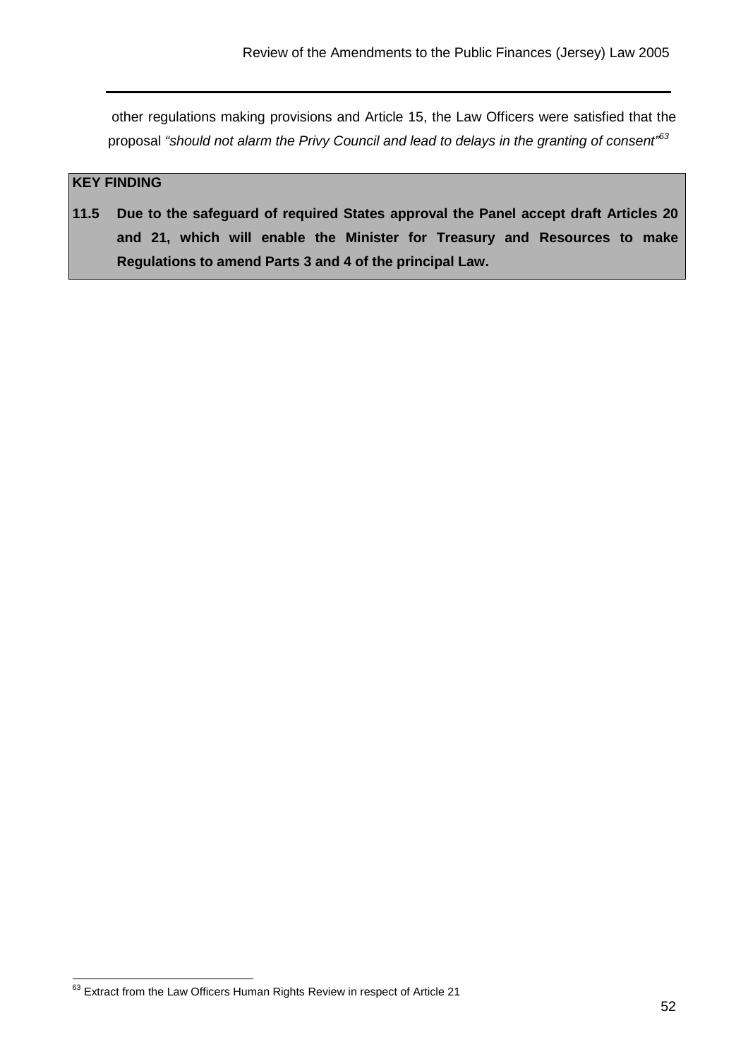other regulations making provisions and Article 15, the Law Officers were satisfied that the proposal *"should not alarm the Privy Council and lead to delays in the granting of consent"*[63]

| **KEY FINDING** |
| --- |
| **11.5 Due to the safeguard of required States approval the Panel accept draft Articles 20 and 21, which will enable the Minister for Treasury and Resources to make Regulations to amend Parts 3 and 4 of the principal Law.** |

[63] Extract from the Law Officers Human Rights Review in respect of Article 21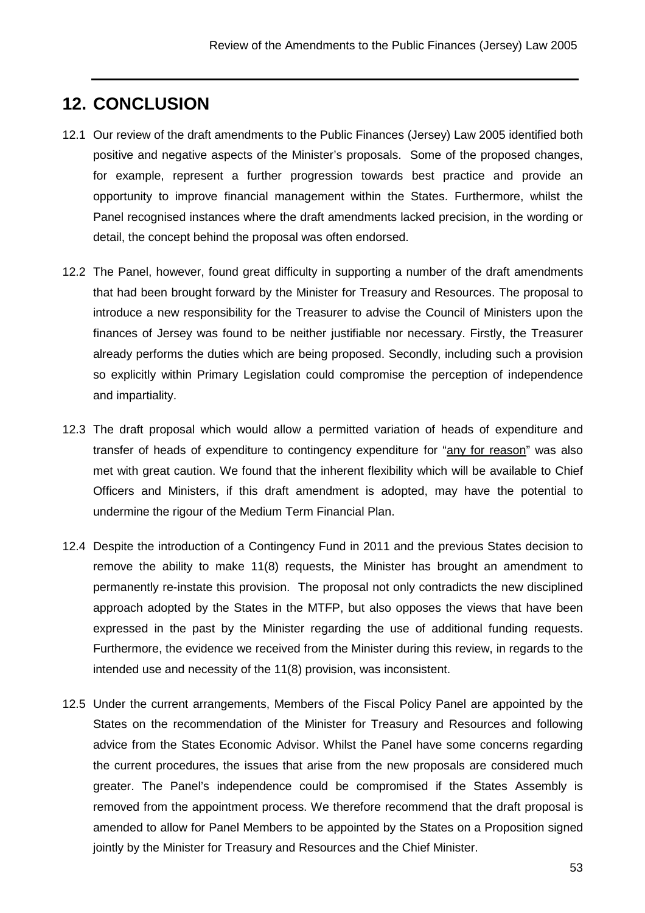# 12. CONCLUSION

12.1 Our review of the draft amendments to the Public Finances (Jersey) Law 2005 identified both positive and negative aspects of the Minister's proposals. Some of the proposed changes, for example, represent a further progression towards best practice and provide an opportunity to improve financial management within the States. Furthermore, whilst the Panel recognised instances where the draft amendments lacked precision, in the wording or detail, the concept behind the proposal was often endorsed.

12.2 The Panel, however, found great difficulty in supporting a number of the draft amendments that had been brought forward by the Minister for Treasury and Resources. The proposal to introduce a new responsibility for the Treasurer to advise the Council of Ministers upon the finances of Jersey was found to be neither justifiable nor necessary. Firstly, the Treasurer already performs the duties which are being proposed. Secondly, including such a provision so explicitly within Primary Legislation could compromise the perception of independence and impartiality.

12.3 The draft proposal which would allow a permitted variation of heads of expenditure and transfer of heads of expenditure to contingency expenditure for "<u>any for reason</u>" was also met with great caution. We found that the inherent flexibility which will be available to Chief Officers and Ministers, if this draft amendment is adopted, may have the potential to undermine the rigour of the Medium Term Financial Plan.

12.4 Despite the introduction of a Contingency Fund in 2011 and the previous States decision to remove the ability to make 11(8) requests, the Minister has brought an amendment to permanently re-instate this provision. The proposal not only contradicts the new disciplined approach adopted by the States in the MTFP, but also opposes the views that have been expressed in the past by the Minister regarding the use of additional funding requests. Furthermore, the evidence we received from the Minister during this review, in regards to the intended use and necessity of the 11(8) provision, was inconsistent.

12.5 Under the current arrangements, Members of the Fiscal Policy Panel are appointed by the States on the recommendation of the Minister for Treasury and Resources and following advice from the States Economic Advisor. Whilst the Panel have some concerns regarding the current procedures, the issues that arise from the new proposals are considered much greater. The Panel's independence could be compromised if the States Assembly is removed from the appointment process. We therefore recommend that the draft proposal is amended to allow for Panel Members to be appointed by the States on a Proposition signed jointly by the Minister for Treasury and Resources and the Chief Minister.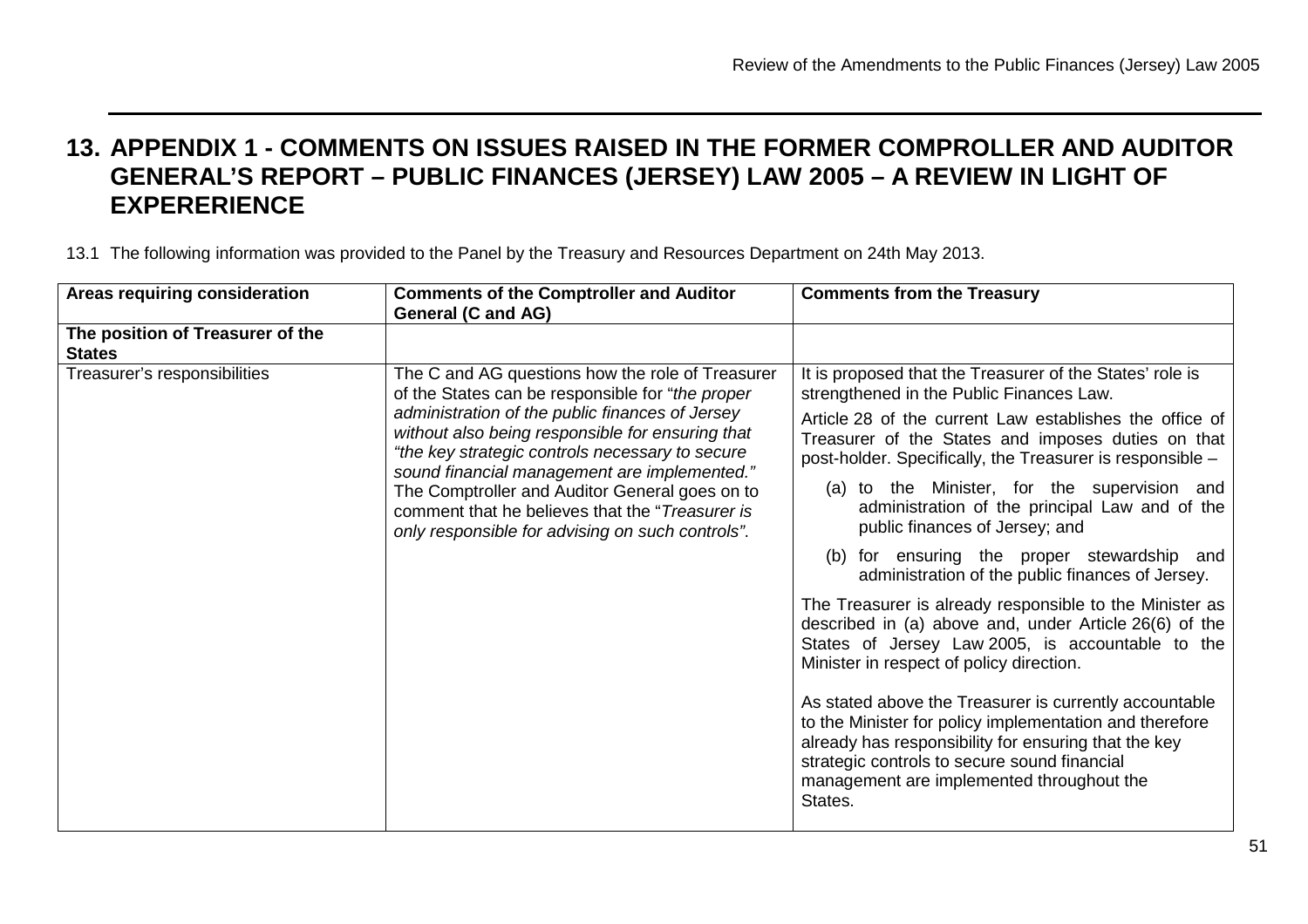# 13. APPENDIX 1 - COMMENTS ON ISSUES RAISED IN THE FORMER COMPROLLER AND AUDITOR GENERAL'S REPORT – PUBLIC FINANCES (JERSEY) LAW 2005 – A REVIEW IN LIGHT OF EXPERERIENCE

13.1 The following information was provided to the Panel by the Treasury and Resources Department on 24th May 2013.

| Areas requiring consideration | Comments of the Comptroller and Auditor General (C and AG) | Comments from the Treasury |
|---|---|---|
| **The position of Treasurer of the States** | | |
| Treasurer's responsibilities | The C and AG questions how the role of Treasurer of the States can be responsible for "*the proper administration of the public finances of Jersey without also being responsible for ensuring that "the key strategic controls necessary to secure sound financial management are implemented."* The Comptroller and Auditor General goes on to comment that he believes that the "*Treasurer is only responsible for advising on such controls"*. | It is proposed that the Treasurer of the States' role is strengthened in the Public Finances Law.<br><br>Article 28 of the current Law establishes the office of Treasurer of the States and imposes duties on that post-holder. Specifically, the Treasurer is responsible –<br><br>(a) to the Minister, for the supervision and administration of the principal Law and of the public finances of Jersey; and<br><br>(b) for ensuring the proper stewardship and administration of the public finances of Jersey.<br><br>The Treasurer is already responsible to the Minister as described in (a) above and, under Article 26(6) of the States of Jersey Law 2005, is accountable to the Minister in respect of policy direction.<br><br>As stated above the Treasurer is currently accountable to the Minister for policy implementation and therefore already has responsibility for ensuring that the key strategic controls to secure sound financial management are implemented throughout the States. |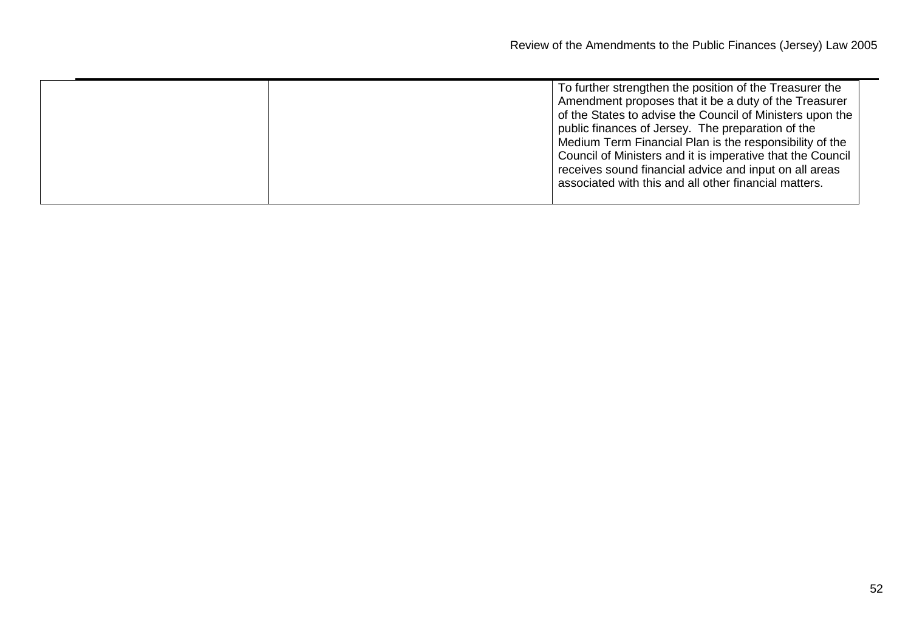|  |  |  |
|---|---|---|
|  |  | To further strengthen the position of the Treasurer the Amendment proposes that it be a duty of the Treasurer of the States to advise the Council of Ministers upon the public finances of Jersey. The preparation of the Medium Term Financial Plan is the responsibility of the Council of Ministers and it is imperative that the Council receives sound financial advice and input on all areas associated with this and all other financial matters. |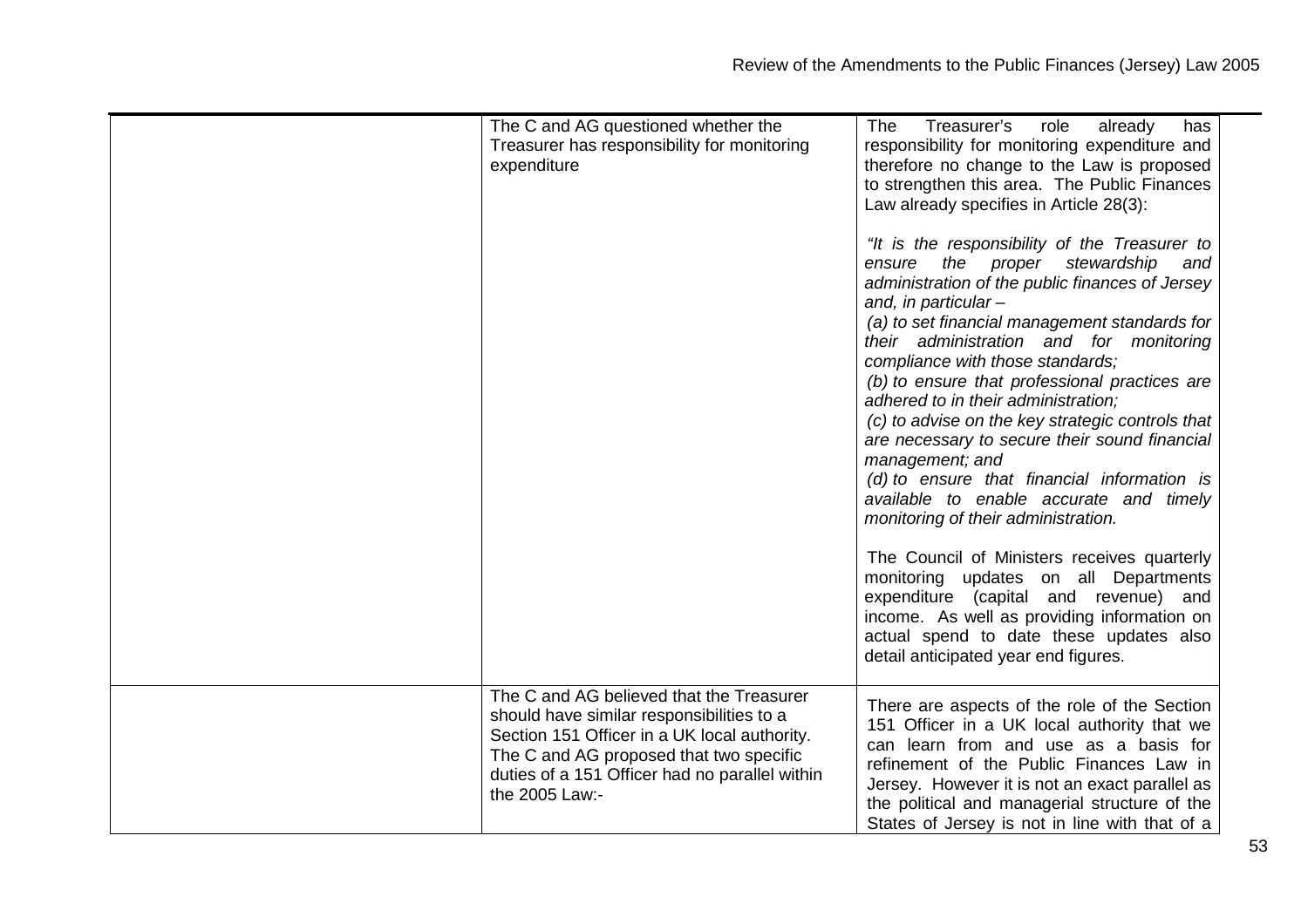| | | |
|---|---|---|
| | The C and AG questioned whether the Treasurer has responsibility for monitoring expenditure | The Treasurer's role already has responsibility for monitoring expenditure and therefore no change to the Law is proposed to strengthen this area. The Public Finances Law already specifies in Article 28(3):<br><br>*"It is the responsibility of the Treasurer to ensure the proper stewardship and administration of the public finances of Jersey and, in particular –*<br>*(a) to set financial management standards for their administration and for monitoring compliance with those standards;*<br>*(b) to ensure that professional practices are adhered to in their administration;*<br>*(c) to advise on the key strategic controls that are necessary to secure their sound financial management; and*<br>*(d) to ensure that financial information is available to enable accurate and timely monitoring of their administration.*<br><br>The Council of Ministers receives quarterly monitoring updates on all Departments expenditure (capital and revenue) and income. As well as providing information on actual spend to date these updates also detail anticipated year end figures. |
| | The C and AG believed that the Treasurer should have similar responsibilities to a Section 151 Officer in a UK local authority. The C and AG proposed that two specific duties of a 151 Officer had no parallel within the 2005 Law:- | There are aspects of the role of the Section 151 Officer in a UK local authority that we can learn from and use as a basis for refinement of the Public Finances Law in Jersey. However it is not an exact parallel as the political and managerial structure of the States of Jersey is not in line with that of a |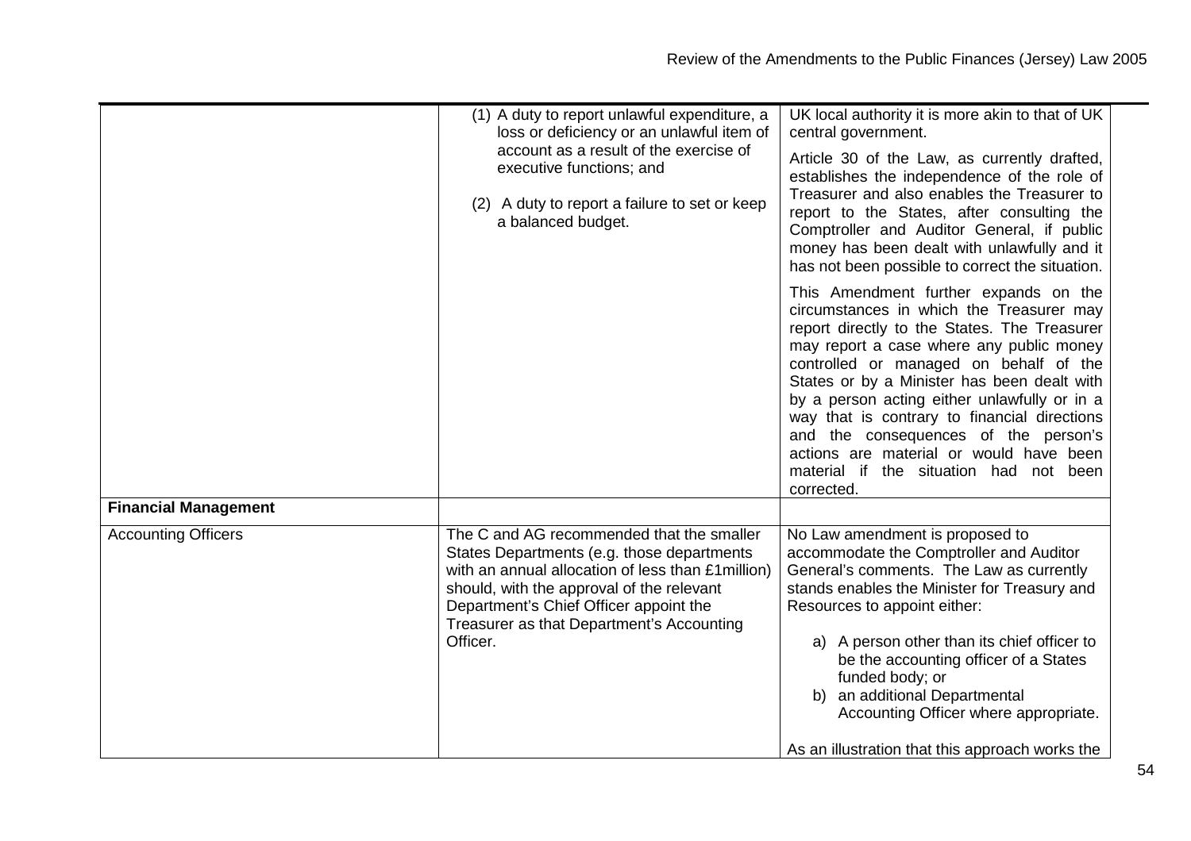| | | |
|---|---|---|
| | (1) A duty to report unlawful expenditure, a loss or deficiency or an unlawful item of account as a result of the exercise of executive functions; and<br><br>(2) A duty to report a failure to set or keep a balanced budget. | UK local authority it is more akin to that of UK central government.<br><br>Article 30 of the Law, as currently drafted, establishes the independence of the role of Treasurer and also enables the Treasurer to report to the States, after consulting the Comptroller and Auditor General, if public money has been dealt with unlawfully and it has not been possible to correct the situation.<br><br>This Amendment further expands on the circumstances in which the Treasurer may report directly to the States. The Treasurer may report a case where any public money controlled or managed on behalf of the States or by a Minister has been dealt with by a person acting either unlawfully or in a way that is contrary to financial directions and the consequences of the person's actions are material or would have been material if the situation had not been corrected. |
| **Financial Management** | | |
| Accounting Officers | The C and AG recommended that the smaller States Departments (e.g. those departments with an annual allocation of less than £1million) should, with the approval of the relevant Department's Chief Officer appoint the Treasurer as that Department's Accounting Officer. | No Law amendment is proposed to accommodate the Comptroller and Auditor General's comments. The Law as currently stands enables the Minister for Treasury and Resources to appoint either:<br><br>a) A person other than its chief officer to be the accounting officer of a States funded body; or<br>b) an additional Departmental Accounting Officer where appropriate.<br><br>As an illustration that this approach works the |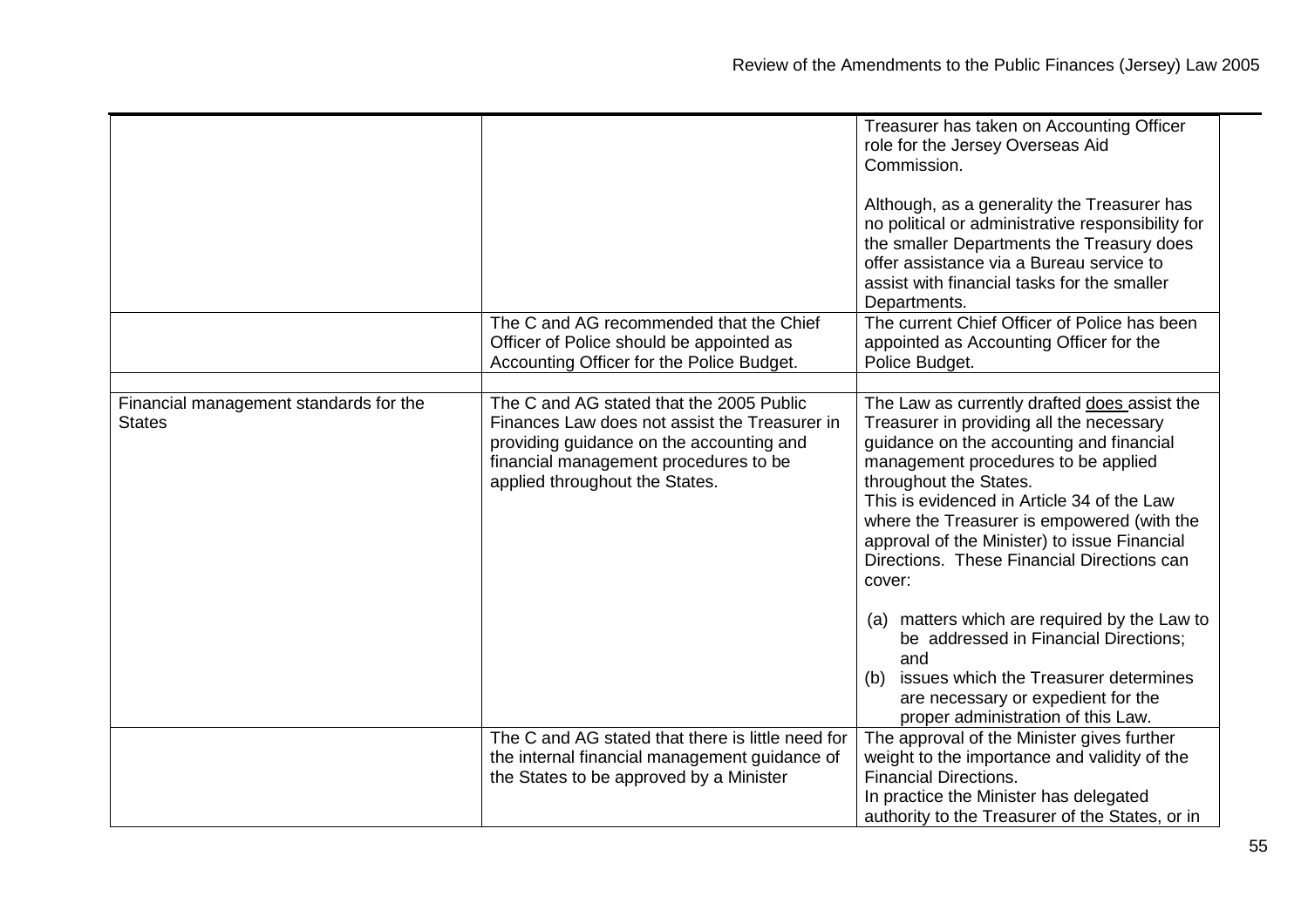| | | |
|---|---|---|
| | | Treasurer has taken on Accounting Officer role for the Jersey Overseas Aid Commission.<br><br>Although, as a generality the Treasurer has no political or administrative responsibility for the smaller Departments the Treasury does offer assistance via a Bureau service to assist with financial tasks for the smaller Departments. |
| | The C and AG recommended that the Chief Officer of Police should be appointed as Accounting Officer for the Police Budget. | The current Chief Officer of Police has been appointed as Accounting Officer for the Police Budget. |
| | | |
| Financial management standards for the States | The C and AG stated that the 2005 Public Finances Law does not assist the Treasurer in providing guidance on the accounting and financial management procedures to be applied throughout the States. | The Law as currently drafted <u>does</u> assist the Treasurer in providing all the necessary guidance on the accounting and financial management procedures to be applied throughout the States.<br>This is evidenced in Article 34 of the Law where the Treasurer is empowered (with the approval of the Minister) to issue Financial Directions. These Financial Directions can cover:<br><br>(a) matters which are required by the Law to be addressed in Financial Directions; and<br>(b) issues which the Treasurer determines are necessary or expedient for the proper administration of this Law. |
| | The C and AG stated that there is little need for the internal financial management guidance of the States to be approved by a Minister | The approval of the Minister gives further weight to the importance and validity of the Financial Directions.<br>In practice the Minister has delegated authority to the Treasurer of the States, or in |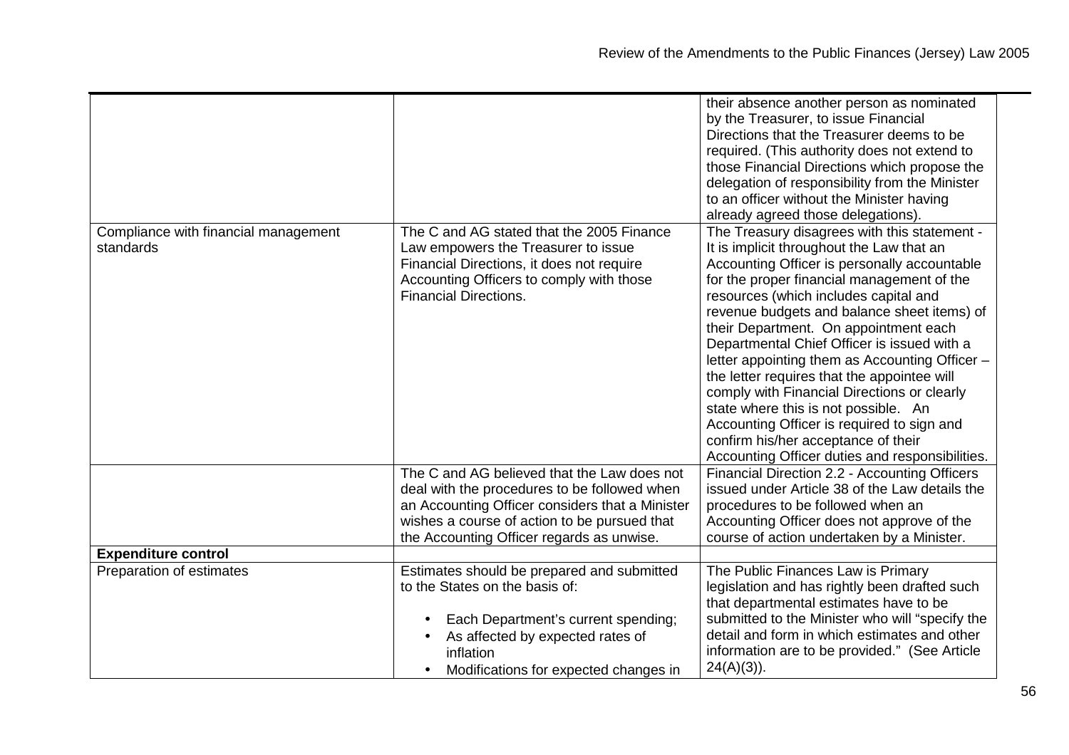| | | |
|---|---|---|
| | | their absence another person as nominated by the Treasurer, to issue Financial Directions that the Treasurer deems to be required. (This authority does not extend to those Financial Directions which propose the delegation of responsibility from the Minister to an officer without the Minister having already agreed those delegations). |
| Compliance with financial management standards | The C and AG stated that the 2005 Finance Law empowers the Treasurer to issue Financial Directions, it does not require Accounting Officers to comply with those Financial Directions. | The Treasury disagrees with this statement - It is implicit throughout the Law that an Accounting Officer is personally accountable for the proper financial management of the resources (which includes capital and revenue budgets and balance sheet items) of their Department. On appointment each Departmental Chief Officer is issued with a letter appointing them as Accounting Officer – the letter requires that the appointee will comply with Financial Directions or clearly state where this is not possible. An Accounting Officer is required to sign and confirm his/her acceptance of their Accounting Officer duties and responsibilities. |
| | The C and AG believed that the Law does not deal with the procedures to be followed when an Accounting Officer considers that a Minister wishes a course of action to be pursued that the Accounting Officer regards as unwise. | Financial Direction 2.2 - Accounting Officers issued under Article 38 of the Law details the procedures to be followed when an Accounting Officer does not approve of the course of action undertaken by a Minister. |
| **Expenditure control** | | |
| Preparation of estimates | Estimates should be prepared and submitted to the States on the basis of:<br><br>• Each Department's current spending;<br>• As affected by expected rates of inflation<br>• Modifications for expected changes in | The Public Finances Law is Primary legislation and has rightly been drafted such that departmental estimates have to be submitted to the Minister who will "specify the detail and form in which estimates and other information are to be provided." (See Article 24(A)(3)). |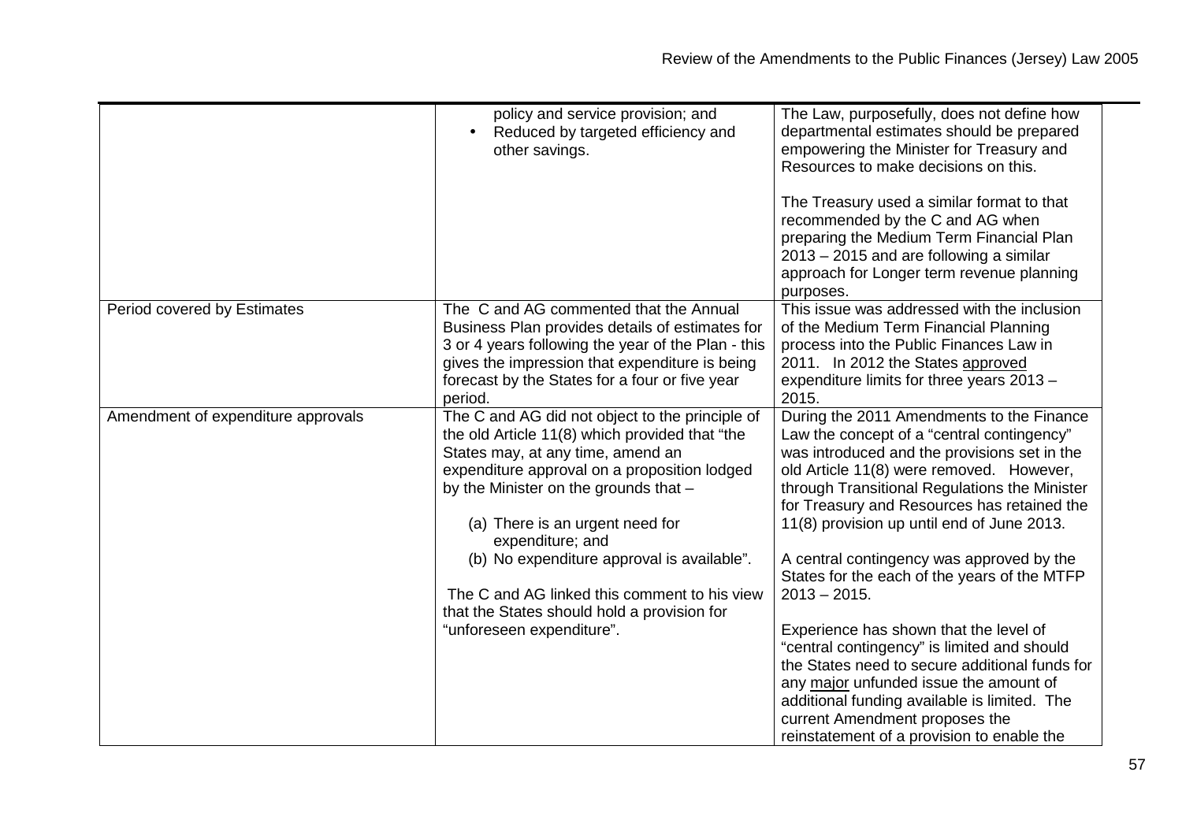| | | |
|---|---|---|
| | policy and service provision; and<br>• Reduced by targeted efficiency and other savings. | The Law, purposefully, does not define how departmental estimates should be prepared empowering the Minister for Treasury and Resources to make decisions on this.<br><br>The Treasury used a similar format to that recommended by the C and AG when preparing the Medium Term Financial Plan 2013 – 2015 and are following a similar approach for Longer term revenue planning purposes. |
| Period covered by Estimates | The C and AG commented that the Annual Business Plan provides details of estimates for 3 or 4 years following the year of the Plan - this gives the impression that expenditure is being forecast by the States for a four or five year period. | This issue was addressed with the inclusion of the Medium Term Financial Planning process into the Public Finances Law in 2011. In 2012 the States approved expenditure limits for three years 2013 – 2015. |
| Amendment of expenditure approvals | The C and AG did not object to the principle of the old Article 11(8) which provided that "the States may, at any time, amend an expenditure approval on a proposition lodged by the Minister on the grounds that –<br><br>(a) There is an urgent need for expenditure; and<br>(b) No expenditure approval is available".<br><br>The C and AG linked this comment to his view that the States should hold a provision for "unforeseen expenditure". | During the 2011 Amendments to the Finance Law the concept of a "central contingency" was introduced and the provisions set in the old Article 11(8) were removed. However, through Transitional Regulations the Minister for Treasury and Resources has retained the 11(8) provision up until end of June 2013.<br><br>A central contingency was approved by the States for the each of the years of the MTFP 2013 – 2015.<br><br>Experience has shown that the level of "central contingency" is limited and should the States need to secure additional funds for any major unfunded issue the amount of additional funding available is limited. The current Amendment proposes the reinstatement of a provision to enable the |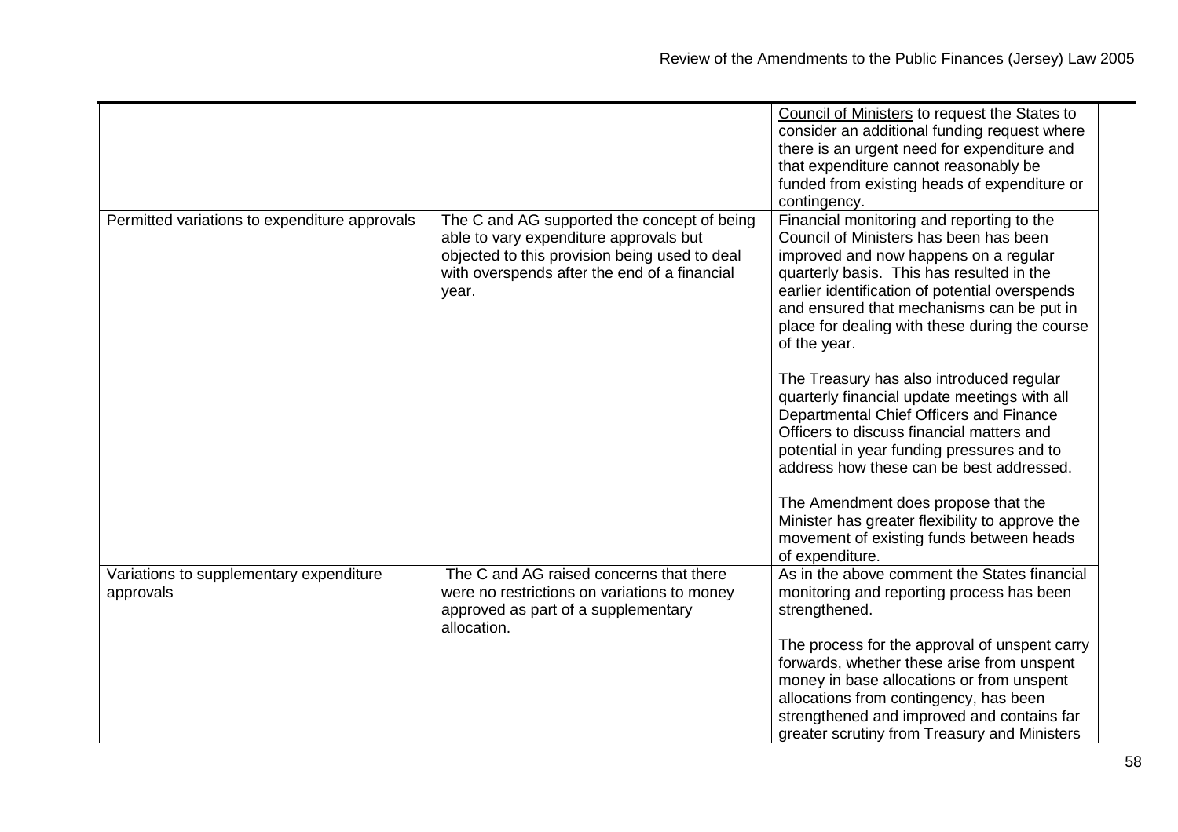| | | |
|---|---|---|
| | | Council of Ministers to request the States to consider an additional funding request where there is an urgent need for expenditure and that expenditure cannot reasonably be funded from existing heads of expenditure or contingency. |
| Permitted variations to expenditure approvals | The C and AG supported the concept of being able to vary expenditure approvals but objected to this provision being used to deal with overspends after the end of a financial year. | Financial monitoring and reporting to the Council of Ministers has been has been improved and now happens on a regular quarterly basis. This has resulted in the earlier identification of potential overspends and ensured that mechanisms can be put in place for dealing with these during the course of the year.<br><br>The Treasury has also introduced regular quarterly financial update meetings with all Departmental Chief Officers and Finance Officers to discuss financial matters and potential in year funding pressures and to address how these can be best addressed.<br><br>The Amendment does propose that the Minister has greater flexibility to approve the movement of existing funds between heads of expenditure. |
| Variations to supplementary expenditure approvals | The C and AG raised concerns that there were no restrictions on variations to money approved as part of a supplementary allocation. | As in the above comment the States financial monitoring and reporting process has been strengthened.<br><br>The process for the approval of unspent carry forwards, whether these arise from unspent money in base allocations or from unspent allocations from contingency, has been strengthened and improved and contains far greater scrutiny from Treasury and Ministers |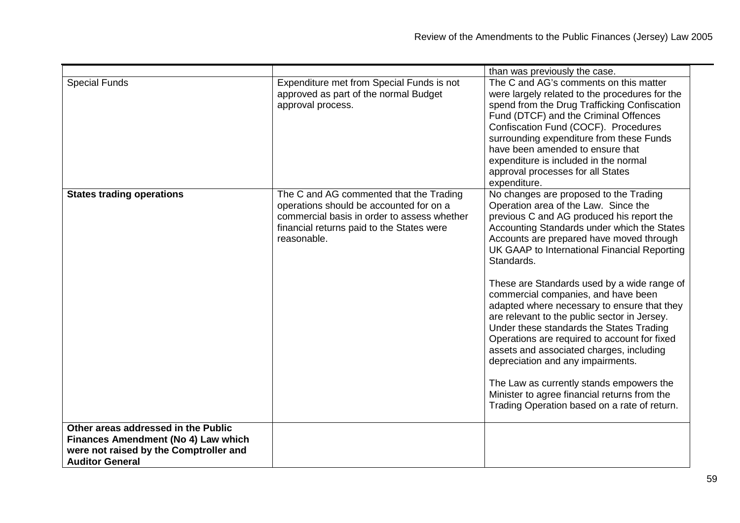| | | |
|---|---|---|
| | | than was previously the case. |
| Special Funds | Expenditure met from Special Funds is not approved as part of the normal Budget approval process. | The C and AG's comments on this matter were largely related to the procedures for the spend from the Drug Trafficking Confiscation Fund (DTCF) and the Criminal Offences Confiscation Fund (COCF). Procedures surrounding expenditure from these Funds have been amended to ensure that expenditure is included in the normal approval processes for all States expenditure. |
| **States trading operations** | The C and AG commented that the Trading operations should be accounted for on a commercial basis in order to assess whether financial returns paid to the States were reasonable. | No changes are proposed to the Trading Operation area of the Law. Since the previous C and AG produced his report the Accounting Standards under which the States Accounts are prepared have moved through UK GAAP to International Financial Reporting Standards.<br><br>These are Standards used by a wide range of commercial companies, and have been adapted where necessary to ensure that they are relevant to the public sector in Jersey. Under these standards the States Trading Operations are required to account for fixed assets and associated charges, including depreciation and any impairments.<br><br>The Law as currently stands empowers the Minister to agree financial returns from the Trading Operation based on a rate of return. |
| **Other areas addressed in the Public Finances Amendment (No 4) Law which were not raised by the Comptroller and Auditor General** | | |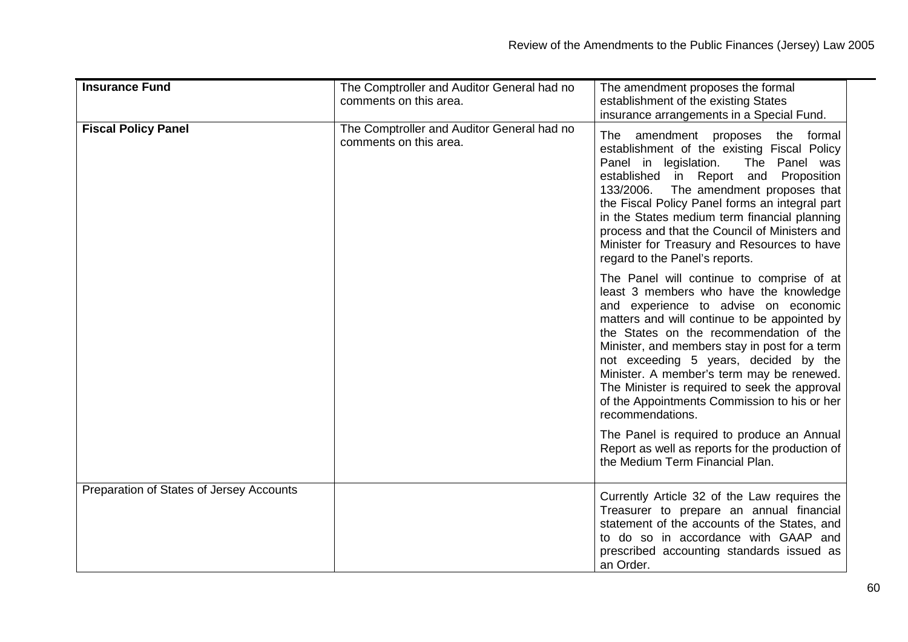| **Insurance Fund** | The Comptroller and Auditor General had no comments on this area. | The amendment proposes the formal establishment of the existing States insurance arrangements in a Special Fund. |
|---|---|---|
| **Fiscal Policy Panel** | The Comptroller and Auditor General had no comments on this area. | The amendment proposes the formal establishment of the existing Fiscal Policy Panel in legislation. The Panel was established in Report and Proposition 133/2006. The amendment proposes that the Fiscal Policy Panel forms an integral part in the States medium term financial planning process and that the Council of Ministers and Minister for Treasury and Resources to have regard to the Panel's reports.<br><br>The Panel will continue to comprise of at least 3 members who have the knowledge and experience to advise on economic matters and will continue to be appointed by the States on the recommendation of the Minister, and members stay in post for a term not exceeding 5 years, decided by the Minister. A member's term may be renewed. The Minister is required to seek the approval of the Appointments Commission to his or her recommendations.<br><br>The Panel is required to produce an Annual Report as well as reports for the production of the Medium Term Financial Plan. |
| Preparation of States of Jersey Accounts | | Currently Article 32 of the Law requires the Treasurer to prepare an annual financial statement of the accounts of the States, and to do so in accordance with GAAP and prescribed accounting standards issued as an Order. |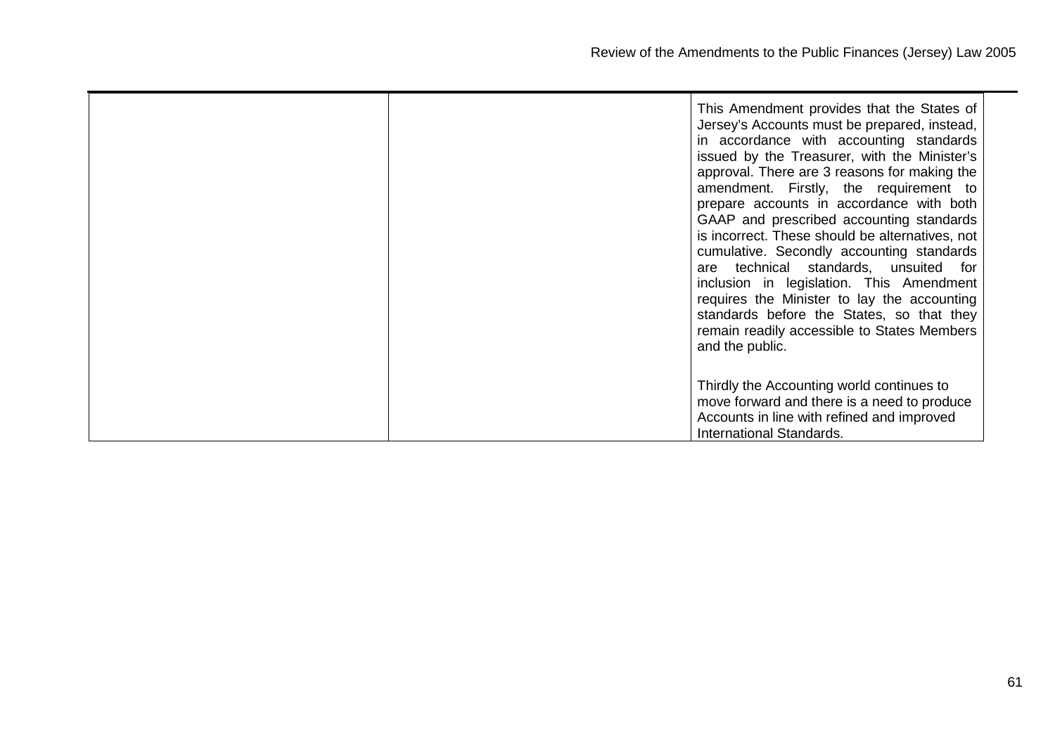|  |  |  |
|---|---|---|
|  |  | This Amendment provides that the States of Jersey's Accounts must be prepared, instead, in accordance with accounting standards issued by the Treasurer, with the Minister's approval. There are 3 reasons for making the amendment. Firstly, the requirement to prepare accounts in accordance with both GAAP and prescribed accounting standards is incorrect. These should be alternatives, not cumulative. Secondly accounting standards are technical standards, unsuited for inclusion in legislation. This Amendment requires the Minister to lay the accounting standards before the States, so that they remain readily accessible to States Members and the public.<br><br>Thirdly the Accounting world continues to move forward and there is a need to produce Accounts in line with refined and improved International Standards. |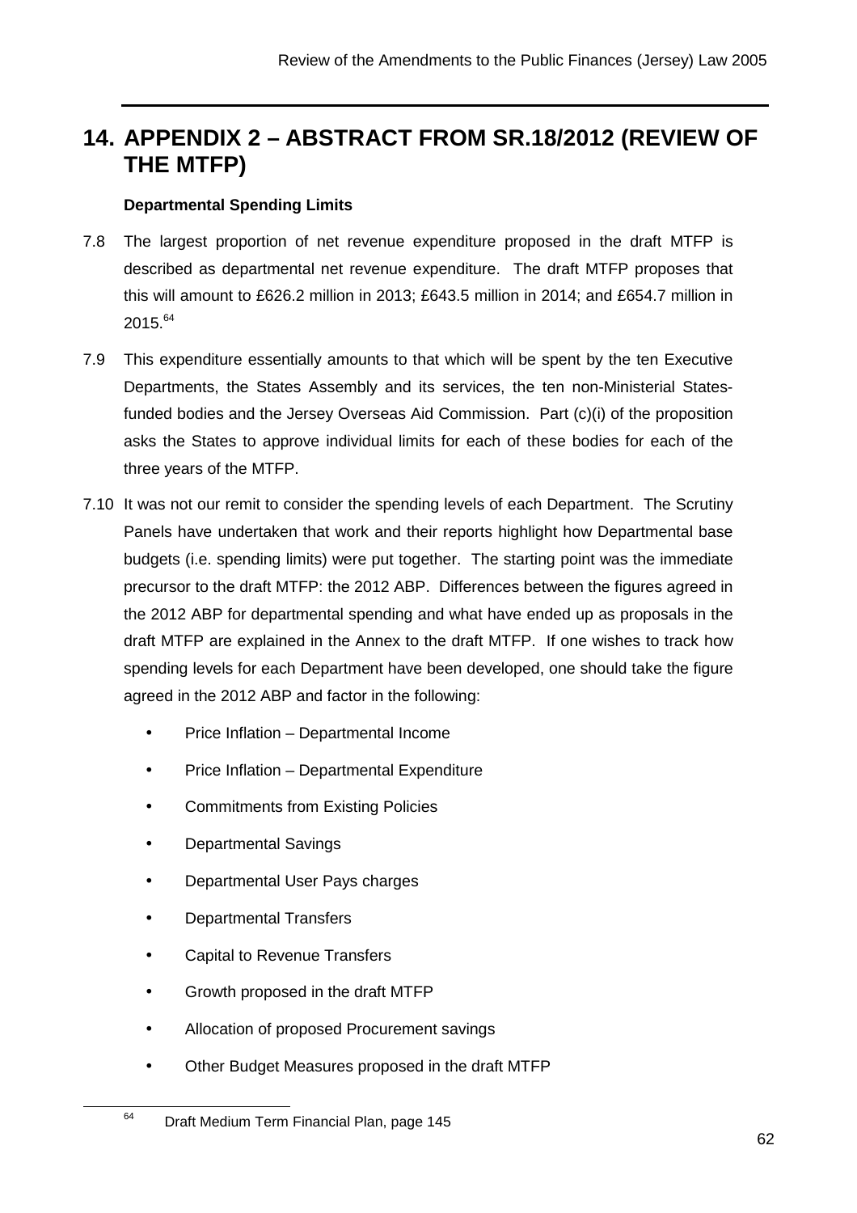# 14. APPENDIX 2 – ABSTRACT FROM SR.18/2012 (REVIEW OF THE MTFP)

**Departmental Spending Limits**

7.8 The largest proportion of net revenue expenditure proposed in the draft MTFP is described as departmental net revenue expenditure. The draft MTFP proposes that this will amount to £626.2 million in 2013; £643.5 million in 2014; and £654.7 million in 2015.[64]

7.9 This expenditure essentially amounts to that which will be spent by the ten Executive Departments, the States Assembly and its services, the ten non-Ministerial States-funded bodies and the Jersey Overseas Aid Commission. Part (c)(i) of the proposition asks the States to approve individual limits for each of these bodies for each of the three years of the MTFP.

7.10 It was not our remit to consider the spending levels of each Department. The Scrutiny Panels have undertaken that work and their reports highlight how Departmental base budgets (i.e. spending limits) were put together. The starting point was the immediate precursor to the draft MTFP: the 2012 ABP. Differences between the figures agreed in the 2012 ABP for departmental spending and what have ended up as proposals in the draft MTFP are explained in the Annex to the draft MTFP. If one wishes to track how spending levels for each Department have been developed, one should take the figure agreed in the 2012 ABP and factor in the following:

- Price Inflation – Departmental Income
- Price Inflation – Departmental Expenditure
- Commitments from Existing Policies
- Departmental Savings
- Departmental User Pays charges
- Departmental Transfers
- Capital to Revenue Transfers
- Growth proposed in the draft MTFP
- Allocation of proposed Procurement savings
- Other Budget Measures proposed in the draft MTFP

[64] Draft Medium Term Financial Plan, page 145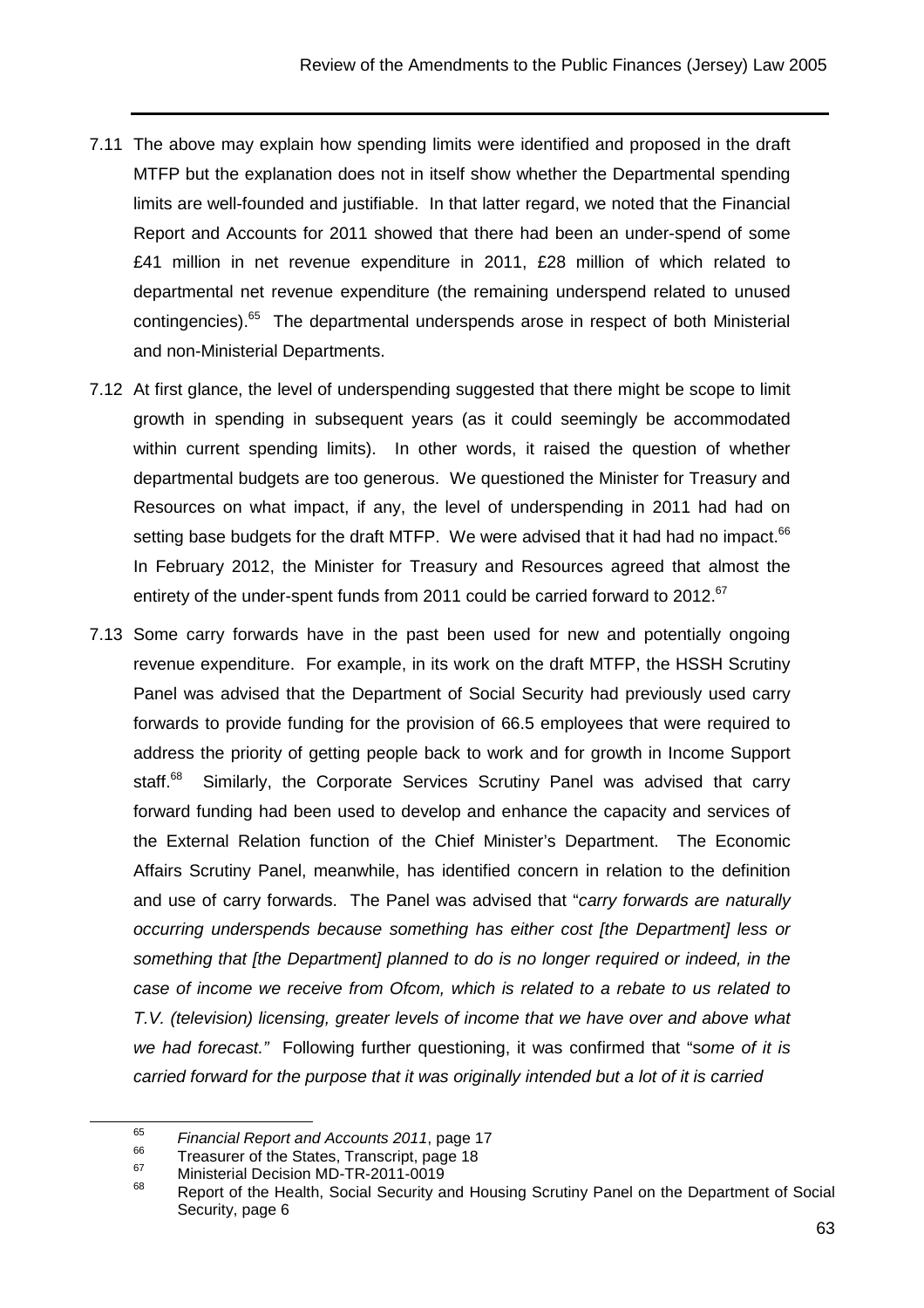7.11 The above may explain how spending limits were identified and proposed in the draft MTFP but the explanation does not in itself show whether the Departmental spending limits are well-founded and justifiable. In that latter regard, we noted that the Financial Report and Accounts for 2011 showed that there had been an under-spend of some £41 million in net revenue expenditure in 2011, £28 million of which related to departmental net revenue expenditure (the remaining underspend related to unused contingencies).[65] The departmental underspends arose in respect of both Ministerial and non-Ministerial Departments.

7.12 At first glance, the level of underspending suggested that there might be scope to limit growth in spending in subsequent years (as it could seemingly be accommodated within current spending limits). In other words, it raised the question of whether departmental budgets are too generous. We questioned the Minister for Treasury and Resources on what impact, if any, the level of underspending in 2011 had had on setting base budgets for the draft MTFP. We were advised that it had had no impact.[66] In February 2012, the Minister for Treasury and Resources agreed that almost the entirety of the under-spent funds from 2011 could be carried forward to 2012.[67]

7.13 Some carry forwards have in the past been used for new and potentially ongoing revenue expenditure. For example, in its work on the draft MTFP, the HSSH Scrutiny Panel was advised that the Department of Social Security had previously used carry forwards to provide funding for the provision of 66.5 employees that were required to address the priority of getting people back to work and for growth in Income Support staff.[68] Similarly, the Corporate Services Scrutiny Panel was advised that carry forward funding had been used to develop and enhance the capacity and services of the External Relation function of the Chief Minister's Department. The Economic Affairs Scrutiny Panel, meanwhile, has identified concern in relation to the definition and use of carry forwards. The Panel was advised that "*carry forwards are naturally occurring underspends because something has either cost [the Department] less or something that [the Department] planned to do is no longer required or indeed, in the case of income we receive from Ofcom, which is related to a rebate to us related to T.V. (television) licensing, greater levels of income that we have over and above what we had forecast.*" Following further questioning, it was confirmed that "*some of it is carried forward for the purpose that it was originally intended but a lot of it is carried*

---

[65] *Financial Report and Accounts 2011*, page 17

[66] Treasurer of the States, Transcript, page 18

[67] Ministerial Decision MD-TR-2011-0019

[68] Report of the Health, Social Security and Housing Scrutiny Panel on the Department of Social Security, page 6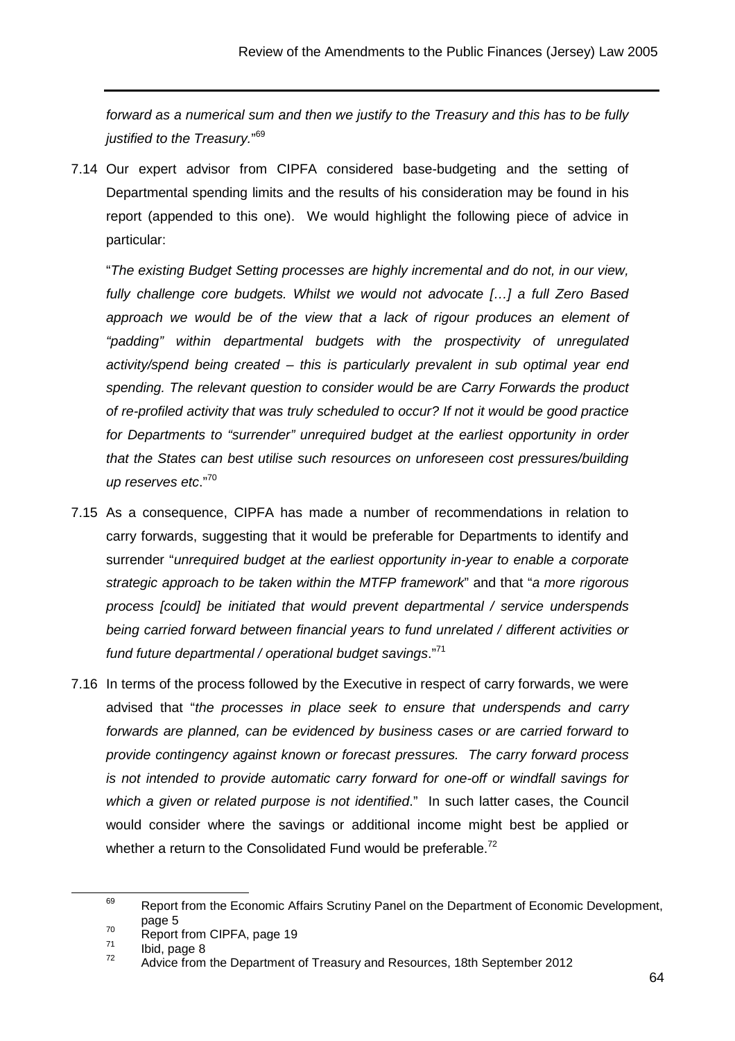*forward as a numerical sum and then we justify to the Treasury and this has to be fully justified to the Treasury.*"[69]

7.14 Our expert advisor from CIPFA considered base-budgeting and the setting of Departmental spending limits and the results of his consideration may be found in his report (appended to this one). We would highlight the following piece of advice in particular:

"*The existing Budget Setting processes are highly incremental and do not, in our view, fully challenge core budgets. Whilst we would not advocate […] a full Zero Based approach we would be of the view that a lack of rigour produces an element of "padding" within departmental budgets with the prospectivity of unregulated activity/spend being created – this is particularly prevalent in sub optimal year end spending. The relevant question to consider would be are Carry Forwards the product of re-profiled activity that was truly scheduled to occur? If not it would be good practice for Departments to "surrender" unrequired budget at the earliest opportunity in order that the States can best utilise such resources on unforeseen cost pressures/building up reserves etc*."[70]

7.15 As a consequence, CIPFA has made a number of recommendations in relation to carry forwards, suggesting that it would be preferable for Departments to identify and surrender "*unrequired budget at the earliest opportunity in-year to enable a corporate strategic approach to be taken within the MTFP framework*" and that "*a more rigorous process [could] be initiated that would prevent departmental / service underspends being carried forward between financial years to fund unrelated / different activities or fund future departmental / operational budget savings*."[71]

7.16 In terms of the process followed by the Executive in respect of carry forwards, we were advised that "*the processes in place seek to ensure that underspends and carry forwards are planned, can be evidenced by business cases or are carried forward to provide contingency against known or forecast pressures. The carry forward process is not intended to provide automatic carry forward for one-off or windfall savings for which a given or related purpose is not identified*." In such latter cases, the Council would consider where the savings or additional income might best be applied or whether a return to the Consolidated Fund would be preferable.[72]

---

[69] Report from the Economic Affairs Scrutiny Panel on the Department of Economic Development, page 5

[70] Report from CIPFA, page 19

[71] Ibid, page 8

[72] Advice from the Department of Treasury and Resources, 18th September 2012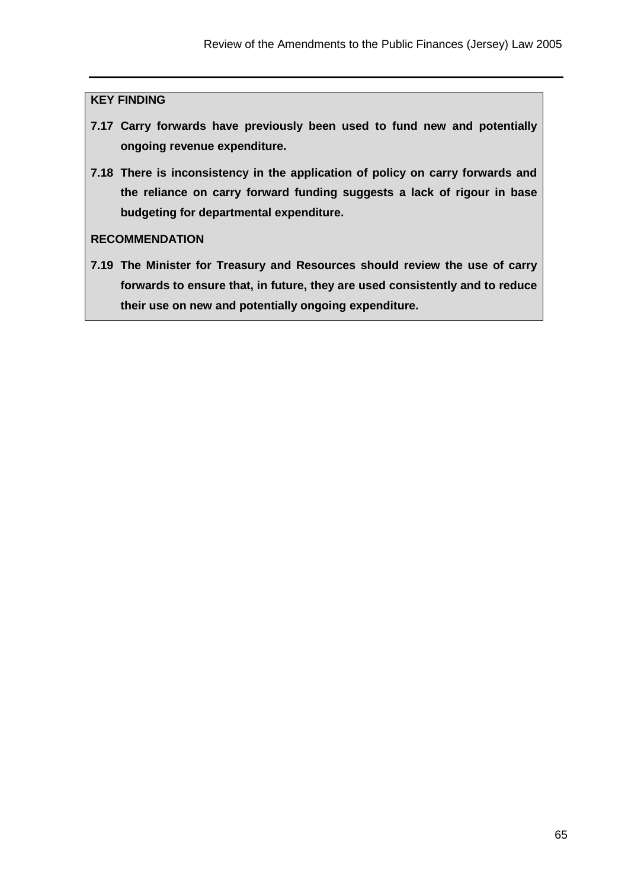**KEY FINDING**

**7.17 Carry forwards have previously been used to fund new and potentially ongoing revenue expenditure.**

**7.18 There is inconsistency in the application of policy on carry forwards and the reliance on carry forward funding suggests a lack of rigour in base budgeting for departmental expenditure.**

**RECOMMENDATION**

**7.19 The Minister for Treasury and Resources should review the use of carry forwards to ensure that, in future, they are used consistently and to reduce their use on new and potentially ongoing expenditure.**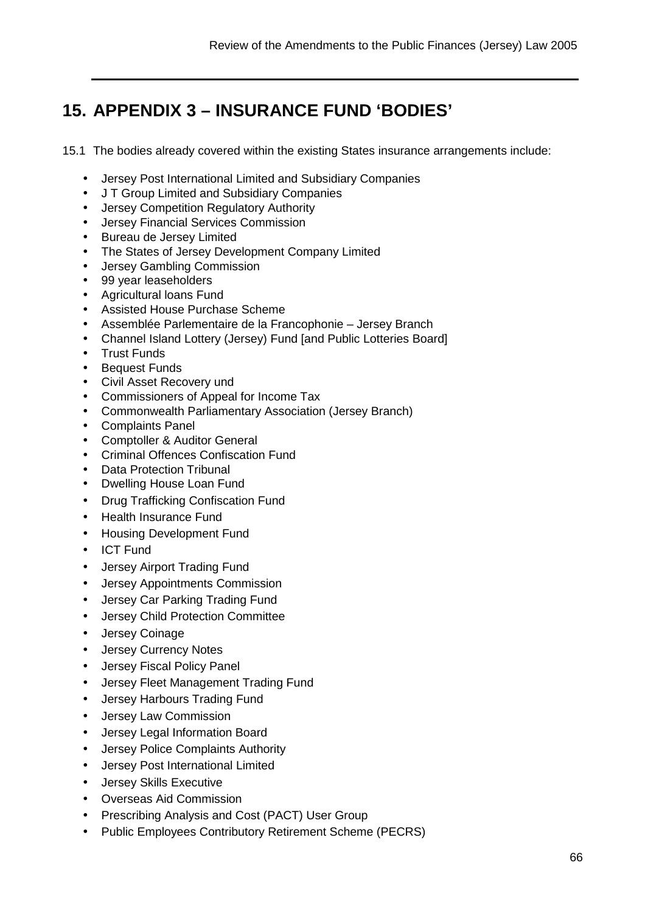# 15. APPENDIX 3 – INSURANCE FUND 'BODIES'

15.1 The bodies already covered within the existing States insurance arrangements include:

- Jersey Post International Limited and Subsidiary Companies
- J T Group Limited and Subsidiary Companies
- Jersey Competition Regulatory Authority
- Jersey Financial Services Commission
- Bureau de Jersey Limited
- The States of Jersey Development Company Limited
- Jersey Gambling Commission
- 99 year leaseholders
- Agricultural loans Fund
- Assisted House Purchase Scheme
- Assemblée Parlementaire de la Francophonie – Jersey Branch
- Channel Island Lottery (Jersey) Fund [and Public Lotteries Board]
- Trust Funds
- Bequest Funds
- Civil Asset Recovery und
- Commissioners of Appeal for Income Tax
- Commonwealth Parliamentary Association (Jersey Branch)
- Complaints Panel
- Comptoller & Auditor General
- Criminal Offences Confiscation Fund
- Data Protection Tribunal
- Dwelling House Loan Fund
- Drug Trafficking Confiscation Fund
- Health Insurance Fund
- Housing Development Fund
- ICT Fund
- Jersey Airport Trading Fund
- Jersey Appointments Commission
- Jersey Car Parking Trading Fund
- Jersey Child Protection Committee
- Jersey Coinage
- Jersey Currency Notes
- Jersey Fiscal Policy Panel
- Jersey Fleet Management Trading Fund
- Jersey Harbours Trading Fund
- Jersey Law Commission
- Jersey Legal Information Board
- Jersey Police Complaints Authority
- Jersey Post International Limited
- Jersey Skills Executive
- Overseas Aid Commission
- Prescribing Analysis and Cost (PACT) User Group
- Public Employees Contributory Retirement Scheme (PECRS)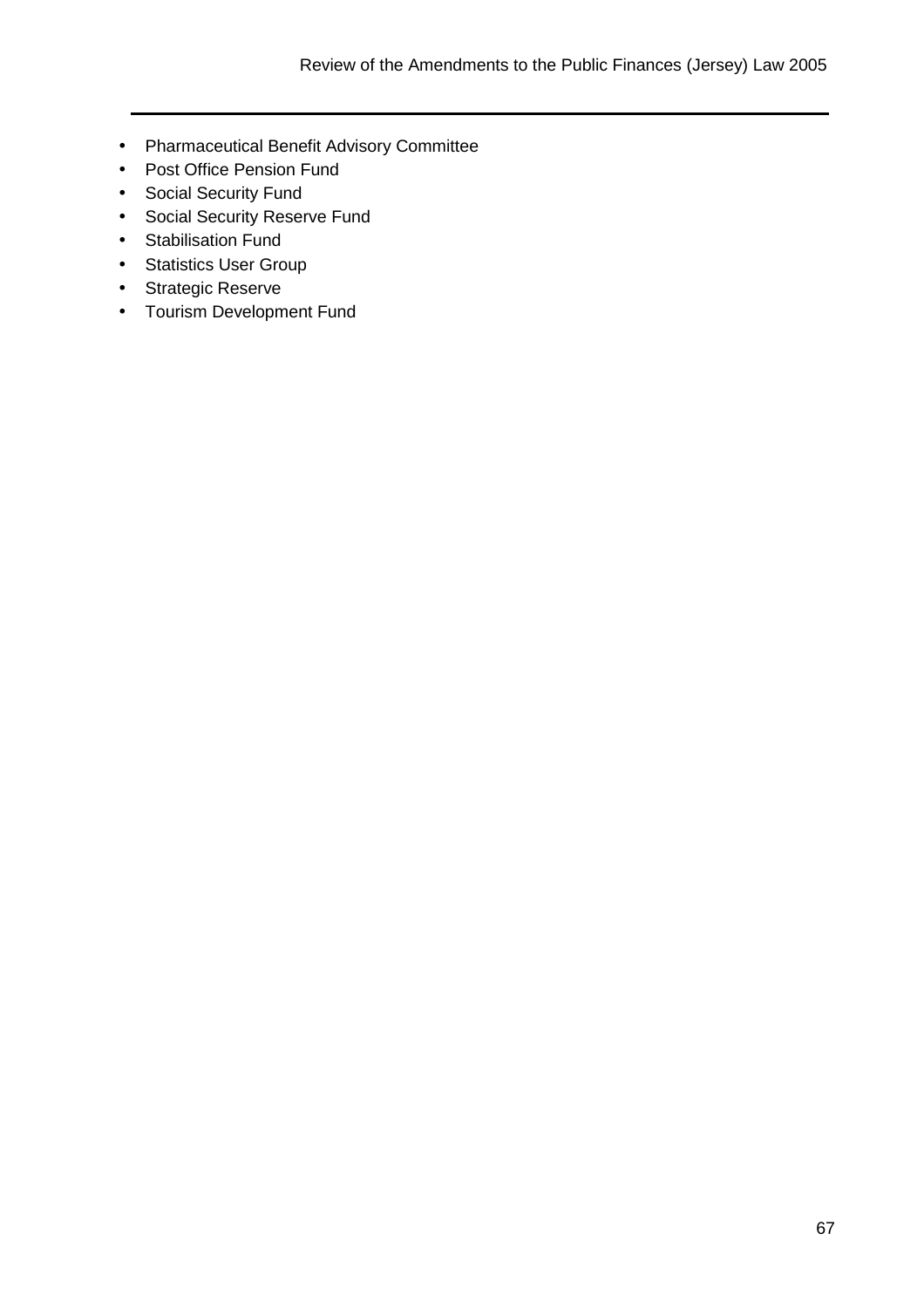- Pharmaceutical Benefit Advisory Committee
- Post Office Pension Fund
- Social Security Fund
- Social Security Reserve Fund
- Stabilisation Fund
- Statistics User Group
- Strategic Reserve
- Tourism Development Fund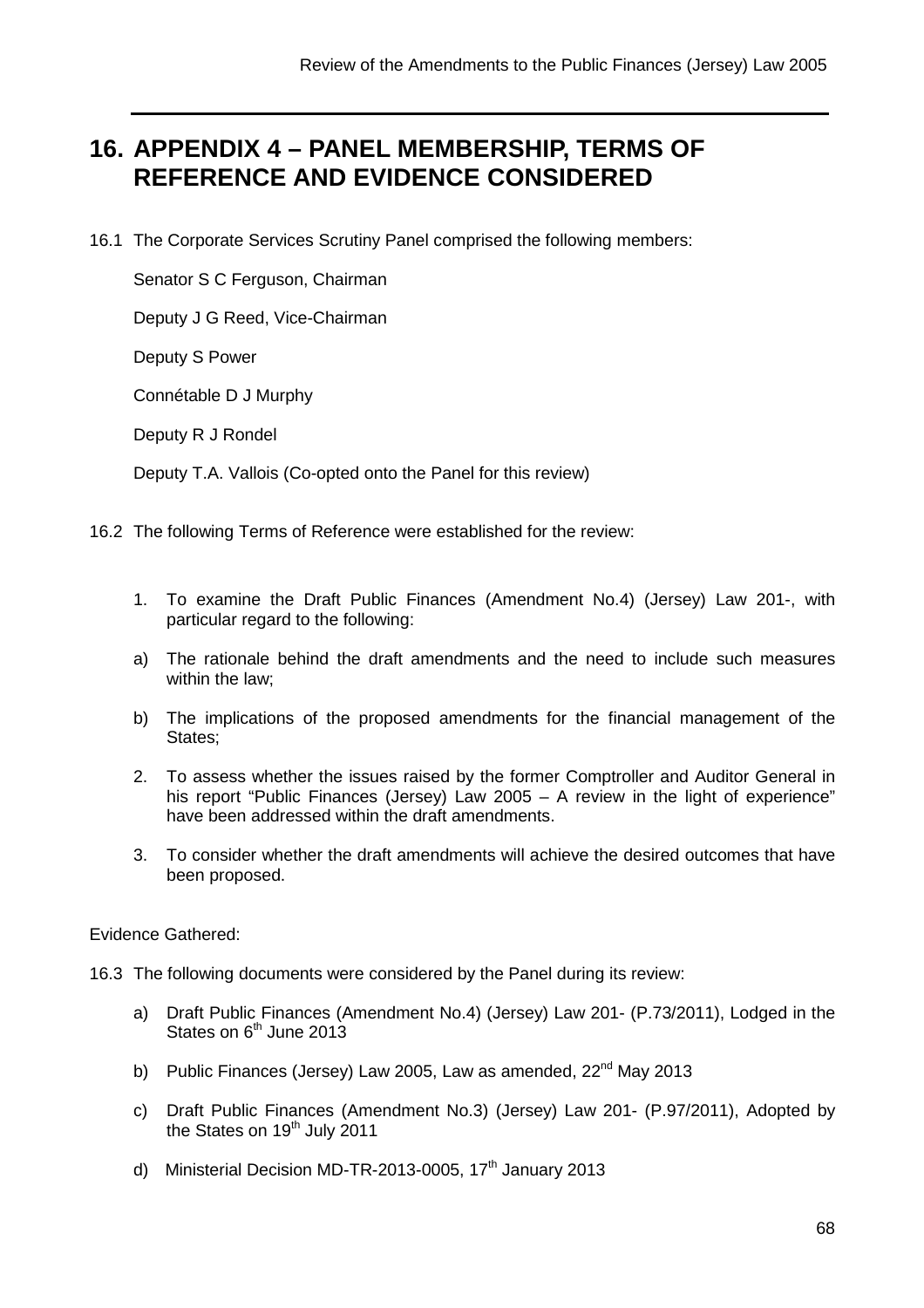# 16. APPENDIX 4 – PANEL MEMBERSHIP, TERMS OF REFERENCE AND EVIDENCE CONSIDERED

16.1 The Corporate Services Scrutiny Panel comprised the following members:

Senator S C Ferguson, Chairman

Deputy J G Reed, Vice-Chairman

Deputy S Power

Connétable D J Murphy

Deputy R J Rondel

Deputy T.A. Vallois (Co-opted onto the Panel for this review)

16.2 The following Terms of Reference were established for the review:

1. To examine the Draft Public Finances (Amendment No.4) (Jersey) Law 201-, with particular regard to the following:

a) The rationale behind the draft amendments and the need to include such measures within the law;

b) The implications of the proposed amendments for the financial management of the States;

2. To assess whether the issues raised by the former Comptroller and Auditor General in his report "Public Finances (Jersey) Law 2005 – A review in the light of experience" have been addressed within the draft amendments.

3. To consider whether the draft amendments will achieve the desired outcomes that have been proposed.

Evidence Gathered:

16.3 The following documents were considered by the Panel during its review:

a) Draft Public Finances (Amendment No.4) (Jersey) Law 201- (P.73/2011), Lodged in the States on 6th June 2013

b) Public Finances (Jersey) Law 2005, Law as amended, 22nd May 2013

c) Draft Public Finances (Amendment No.3) (Jersey) Law 201- (P.97/2011), Adopted by the States on 19th July 2011

d) Ministerial Decision MD-TR-2013-0005, 17th January 2013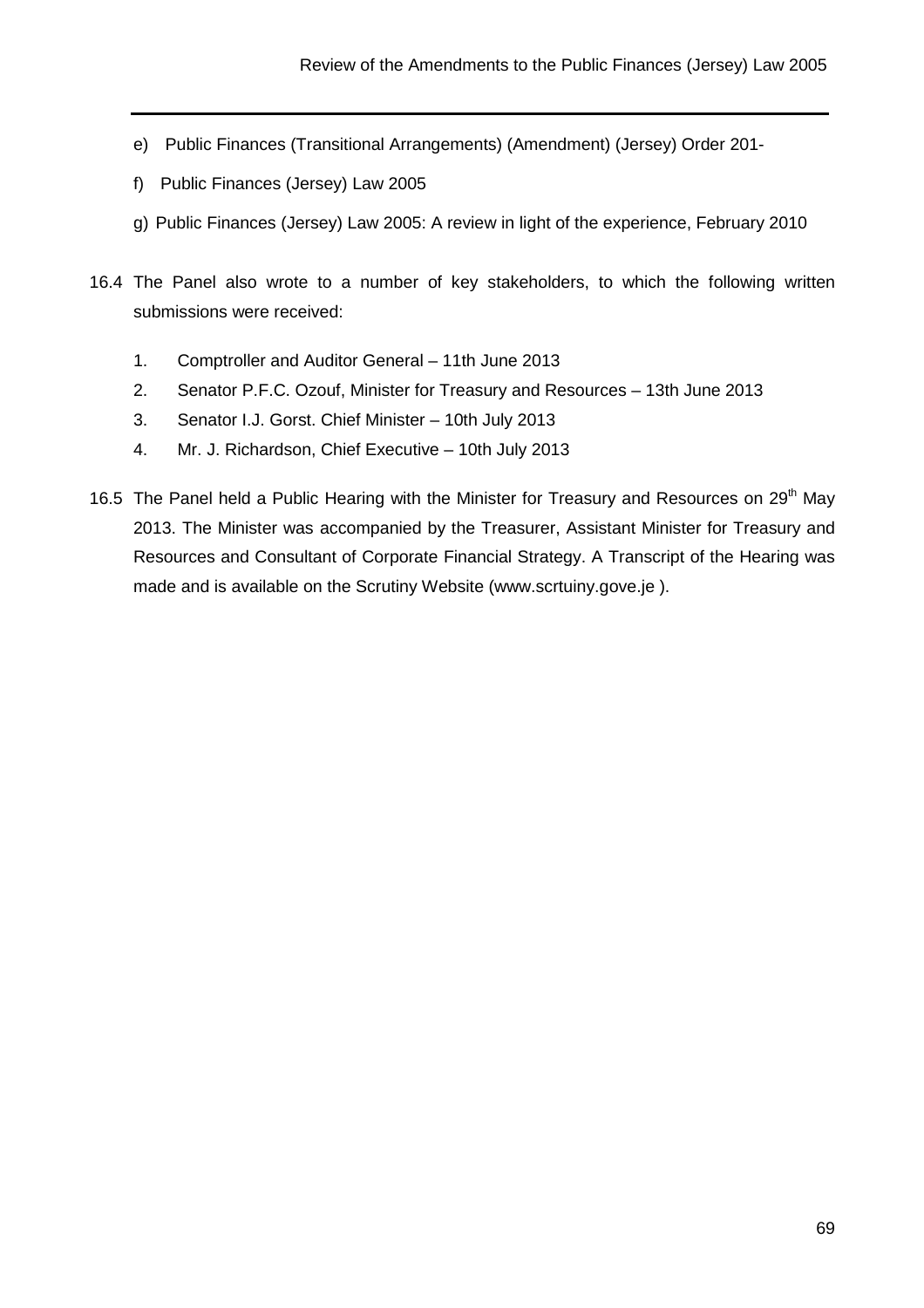e) Public Finances (Transitional Arrangements) (Amendment) (Jersey) Order 201-

f) Public Finances (Jersey) Law 2005

g) Public Finances (Jersey) Law 2005: A review in light of the experience, February 2010

16.4 The Panel also wrote to a number of key stakeholders, to which the following written submissions were received:

1. Comptroller and Auditor General – 11th June 2013
2. Senator P.F.C. Ozouf, Minister for Treasury and Resources – 13th June 2013
3. Senator I.J. Gorst. Chief Minister – 10th July 2013
4. Mr. J. Richardson, Chief Executive – 10th July 2013

16.5 The Panel held a Public Hearing with the Minister for Treasury and Resources on 29th May 2013. The Minister was accompanied by the Treasurer, Assistant Minister for Treasury and Resources and Consultant of Corporate Financial Strategy. A Transcript of the Hearing was made and is available on the Scrutiny Website (www.scrtuiny.gove.je ).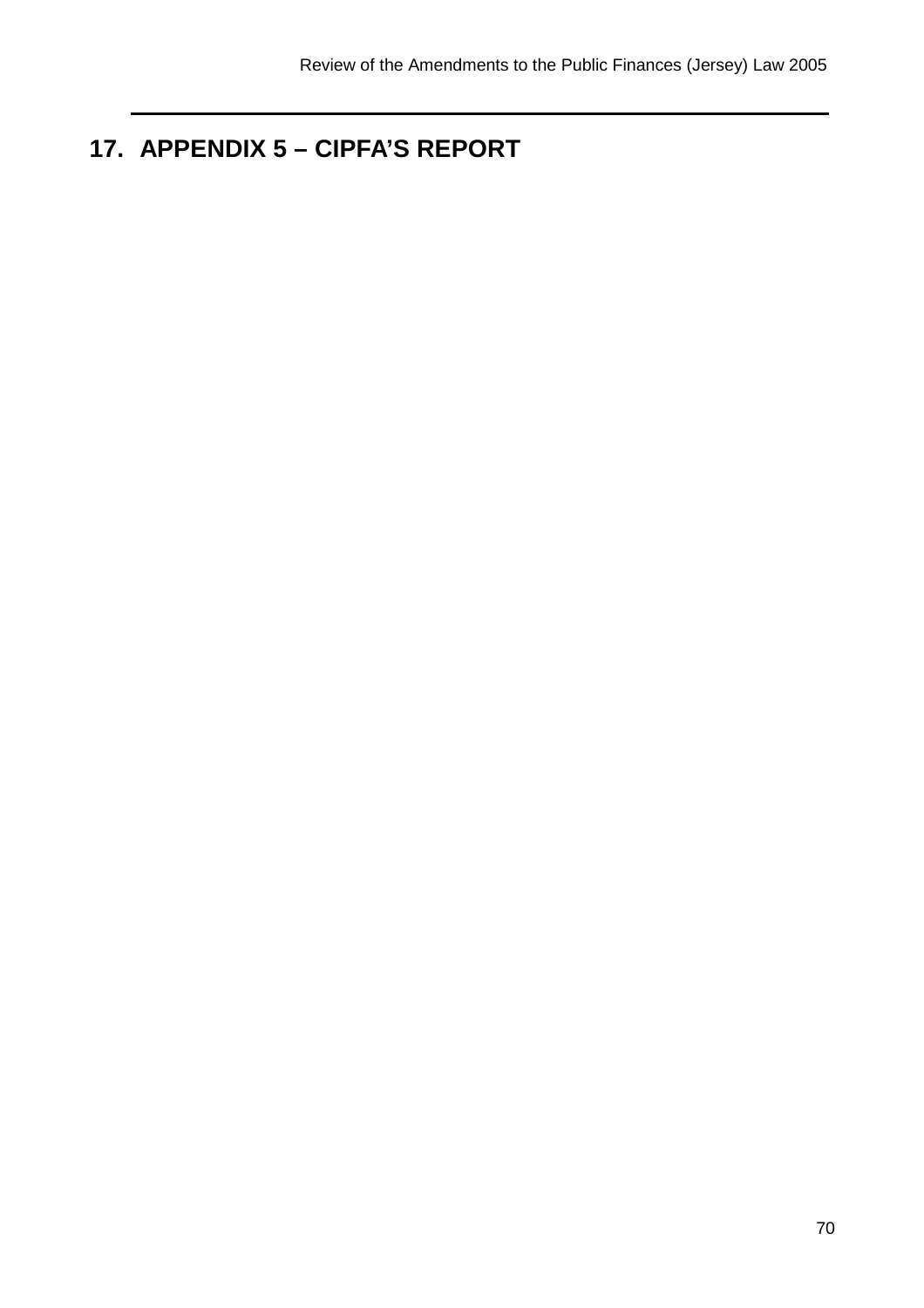# 17. APPENDIX 5 – CIPFA'S REPORT